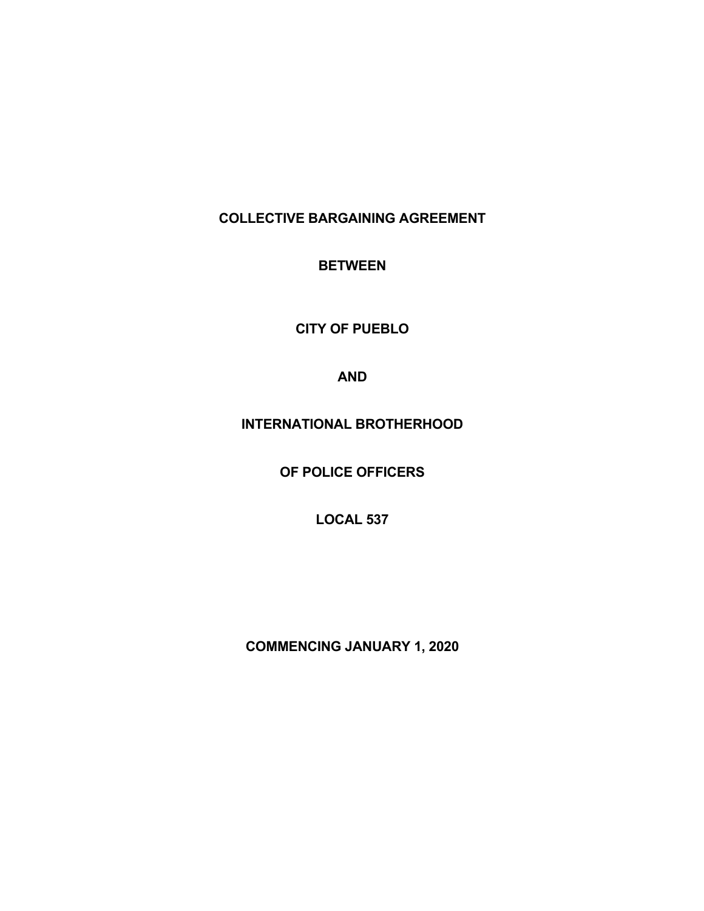# COLLECTIVE BARGAINING AGREEMENT

**BETWEEN**

**CITY OF PUEBLO**

**AND**

**INTERNATIONAL BROTHERHOOD**

**OF POLICE OFFICERS**

**LOCAL 537**

**COMMENCING JANUARY 1, 2020**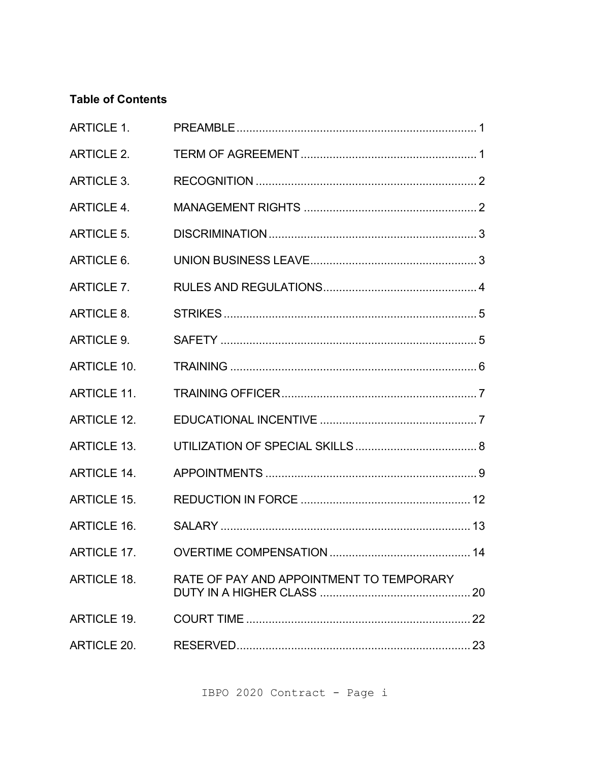**Table of Contents**

| | | |
|---|---|---|
| ARTICLE 1. | PREAMBLE | 1 |
| ARTICLE 2. | TERM OF AGREEMENT | 1 |
| ARTICLE 3. | RECOGNITION | 2 |
| ARTICLE 4. | MANAGEMENT RIGHTS | 2 |
| ARTICLE 5. | DISCRIMINATION | 3 |
| ARTICLE 6. | UNION BUSINESS LEAVE | 3 |
| ARTICLE 7. | RULES AND REGULATIONS | 4 |
| ARTICLE 8. | STRIKES | 5 |
| ARTICLE 9. | SAFETY | 5 |
| ARTICLE 10. | TRAINING | 6 |
| ARTICLE 11. | TRAINING OFFICER | 7 |
| ARTICLE 12. | EDUCATIONAL INCENTIVE | 7 |
| ARTICLE 13. | UTILIZATION OF SPECIAL SKILLS | 8 |
| ARTICLE 14. | APPOINTMENTS | 9 |
| ARTICLE 15. | REDUCTION IN FORCE | 12 |
| ARTICLE 16. | SALARY | 13 |
| ARTICLE 17. | OVERTIME COMPENSATION | 14 |
| ARTICLE 18. | RATE OF PAY AND APPOINTMENT TO TEMPORARY DUTY IN A HIGHER CLASS | 20 |
| ARTICLE 19. | COURT TIME | 22 |
| ARTICLE 20. | RESERVED | 23 |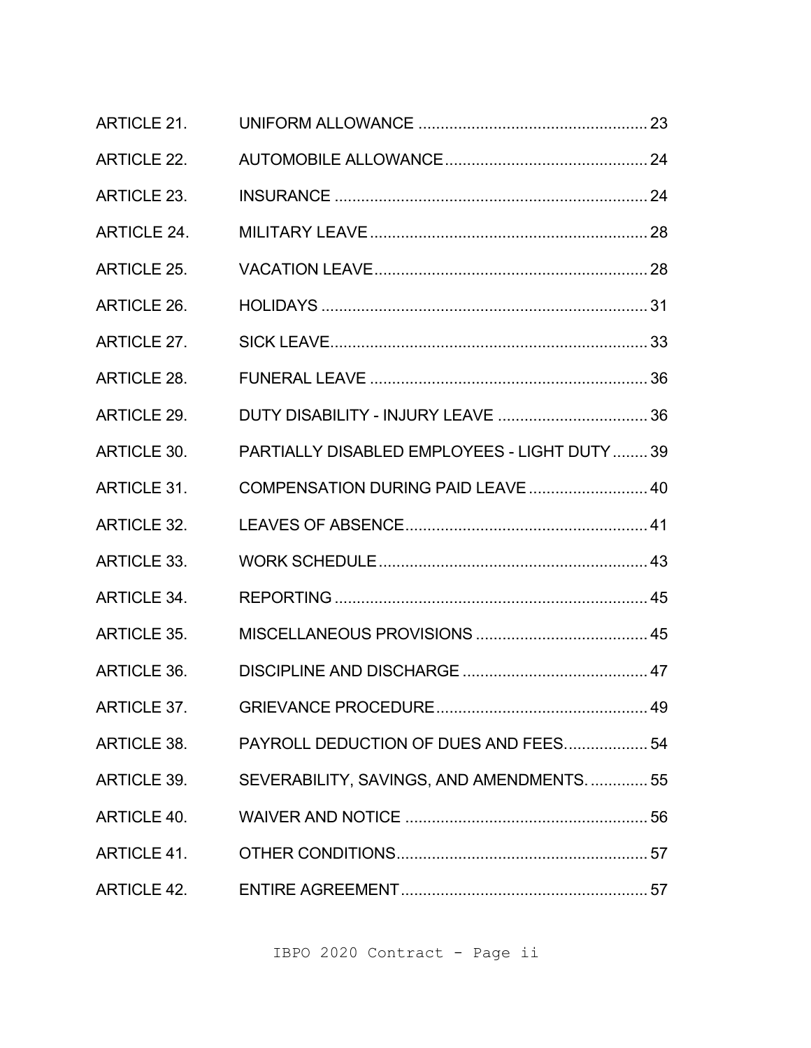| | | |
|---|---|---|
| ARTICLE 21. | UNIFORM ALLOWANCE | 23 |
| ARTICLE 22. | AUTOMOBILE ALLOWANCE | 24 |
| ARTICLE 23. | INSURANCE | 24 |
| ARTICLE 24. | MILITARY LEAVE | 28 |
| ARTICLE 25. | VACATION LEAVE | 28 |
| ARTICLE 26. | HOLIDAYS | 31 |
| ARTICLE 27. | SICK LEAVE | 33 |
| ARTICLE 28. | FUNERAL LEAVE | 36 |
| ARTICLE 29. | DUTY DISABILITY - INJURY LEAVE | 36 |
| ARTICLE 30. | PARTIALLY DISABLED EMPLOYEES - LIGHT DUTY | 39 |
| ARTICLE 31. | COMPENSATION DURING PAID LEAVE | 40 |
| ARTICLE 32. | LEAVES OF ABSENCE | 41 |
| ARTICLE 33. | WORK SCHEDULE | 43 |
| ARTICLE 34. | REPORTING | 45 |
| ARTICLE 35. | MISCELLANEOUS PROVISIONS | 45 |
| ARTICLE 36. | DISCIPLINE AND DISCHARGE | 47 |
| ARTICLE 37. | GRIEVANCE PROCEDURE | 49 |
| ARTICLE 38. | PAYROLL DEDUCTION OF DUES AND FEES | 54 |
| ARTICLE 39. | SEVERABILITY, SAVINGS, AND AMENDMENTS. | 55 |
| ARTICLE 40. | WAIVER AND NOTICE | 56 |
| ARTICLE 41. | OTHER CONDITIONS | 57 |
| ARTICLE 42. | ENTIRE AGREEMENT | 57 |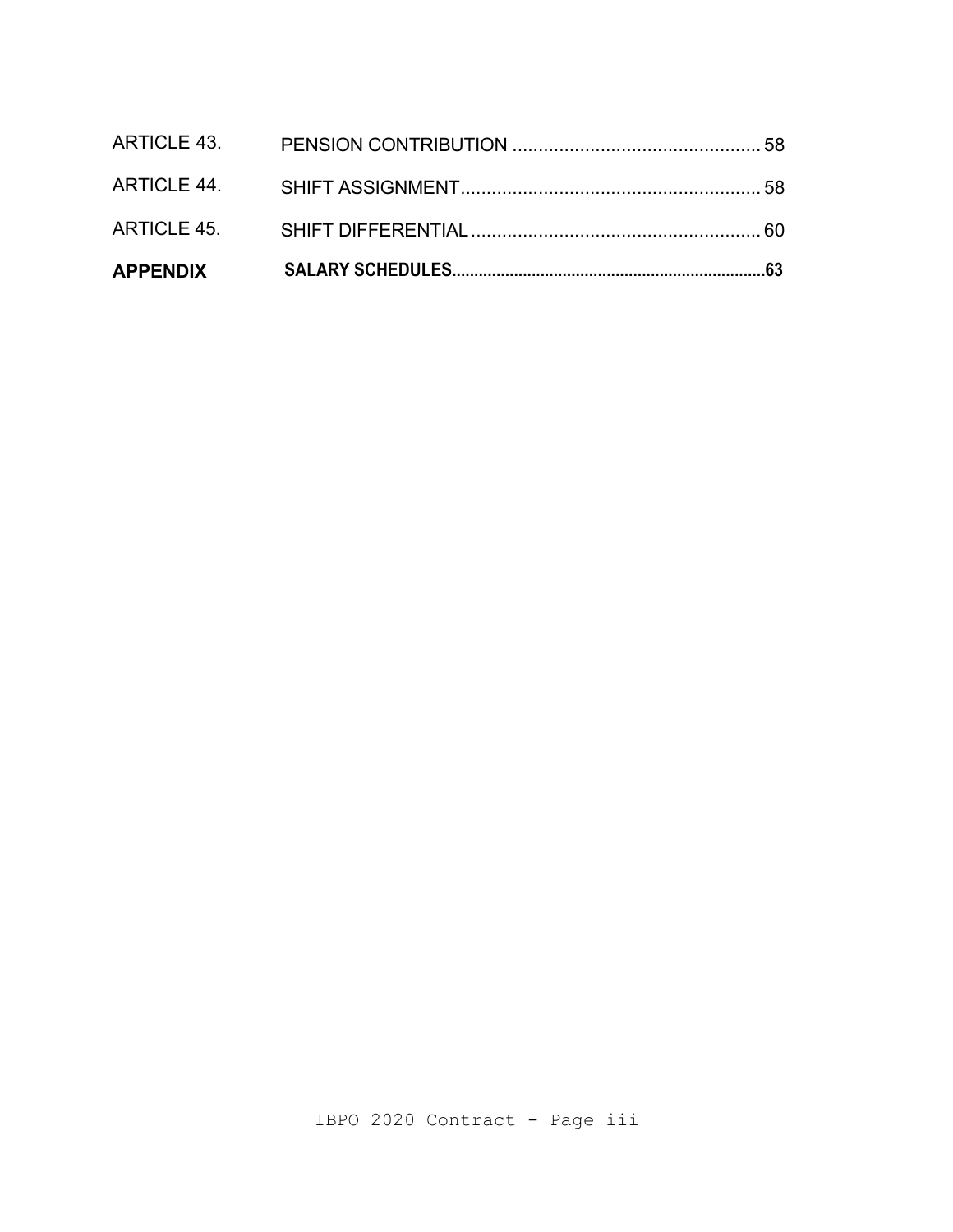| | | |
|---|---|---|
| ARTICLE 43. | PENSION CONTRIBUTION | 58 |
| ARTICLE 44. | SHIFT ASSIGNMENT | 58 |
| ARTICLE 45. | SHIFT DIFFERENTIAL | 60 |
| **APPENDIX** | **SALARY SCHEDULES** | **63** |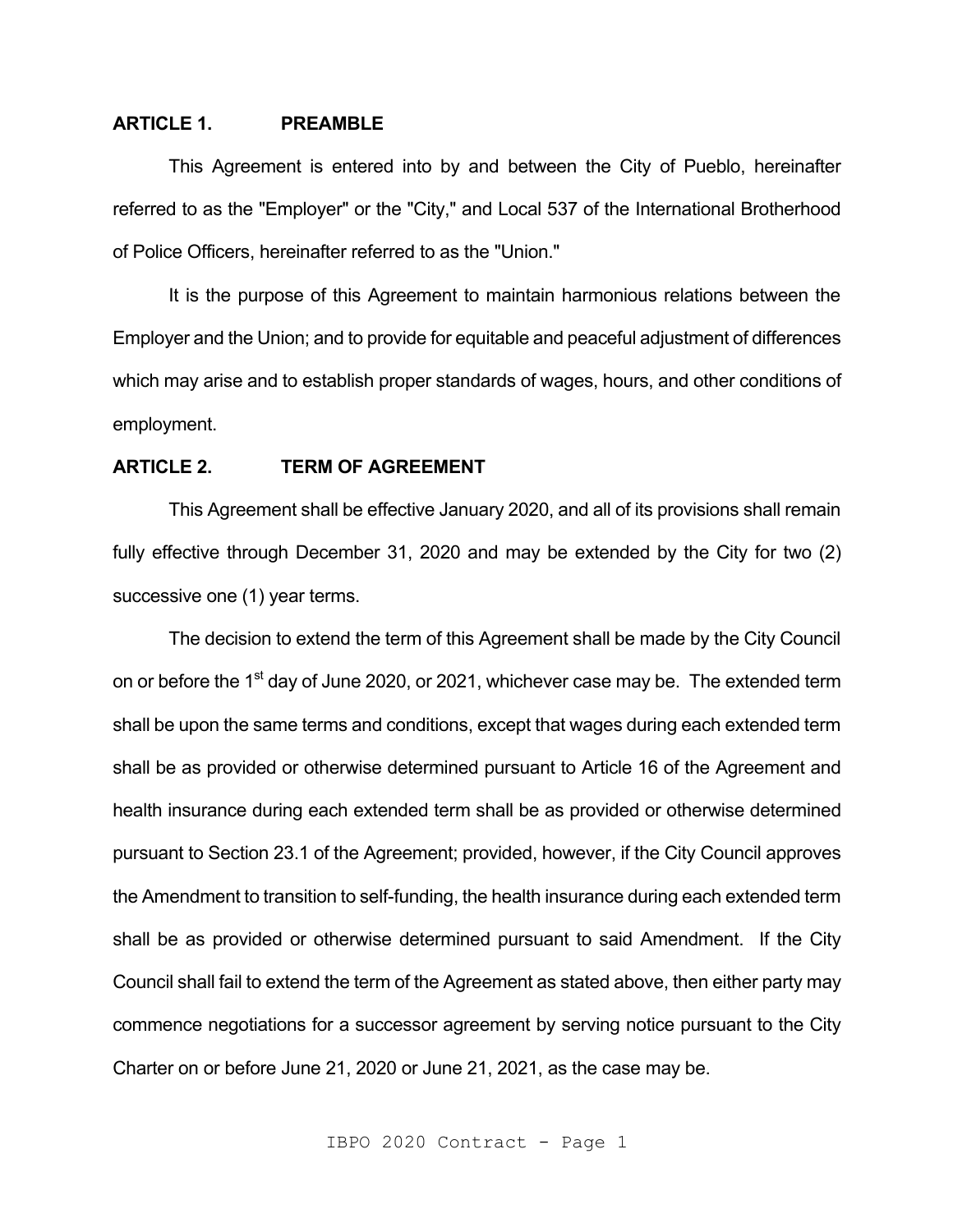## ARTICLE 1. PREAMBLE

This Agreement is entered into by and between the City of Pueblo, hereinafter referred to as the "Employer" or the "City," and Local 537 of the International Brotherhood of Police Officers, hereinafter referred to as the "Union."

It is the purpose of this Agreement to maintain harmonious relations between the Employer and the Union; and to provide for equitable and peaceful adjustment of differences which may arise and to establish proper standards of wages, hours, and other conditions of employment.

## ARTICLE 2. TERM OF AGREEMENT

This Agreement shall be effective January 2020, and all of its provisions shall remain fully effective through December 31, 2020 and may be extended by the City for two (2) successive one (1) year terms.

The decision to extend the term of this Agreement shall be made by the City Council on or before the 1st day of June 2020, or 2021, whichever case may be. The extended term shall be upon the same terms and conditions, except that wages during each extended term shall be as provided or otherwise determined pursuant to Article 16 of the Agreement and health insurance during each extended term shall be as provided or otherwise determined pursuant to Section 23.1 of the Agreement; provided, however, if the City Council approves the Amendment to transition to self-funding, the health insurance during each extended term shall be as provided or otherwise determined pursuant to said Amendment. If the City Council shall fail to extend the term of the Agreement as stated above, then either party may commence negotiations for a successor agreement by serving notice pursuant to the City Charter on or before June 21, 2020 or June 21, 2021, as the case may be.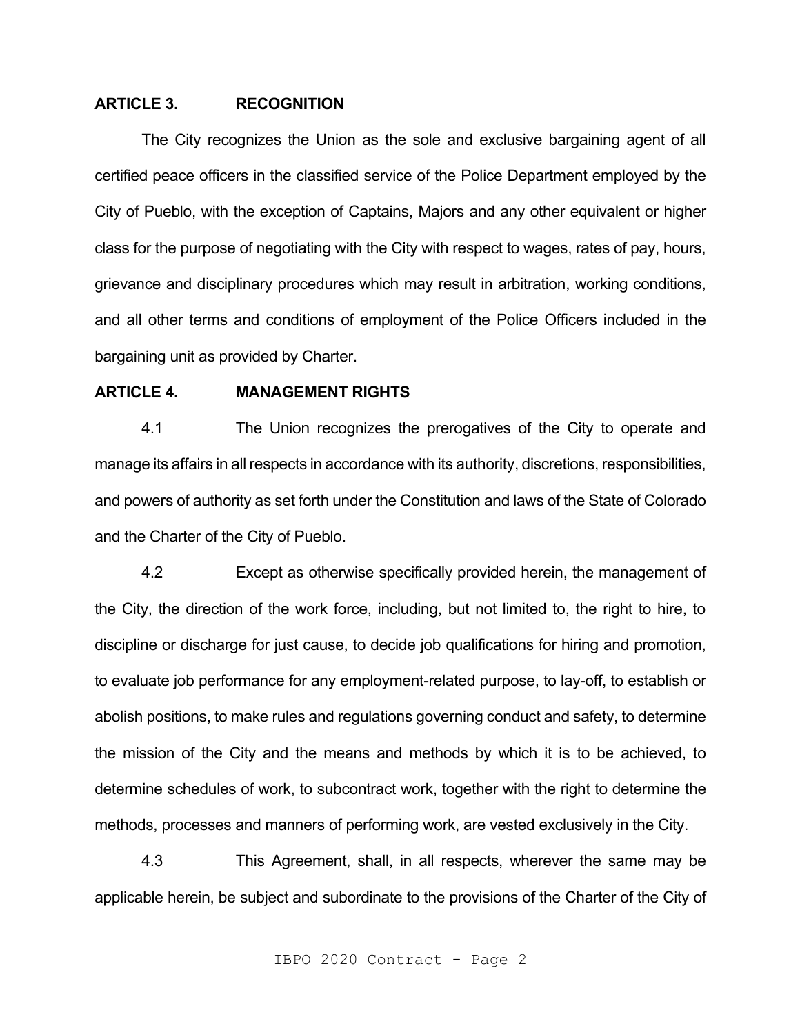## ARTICLE 3. RECOGNITION

The City recognizes the Union as the sole and exclusive bargaining agent of all certified peace officers in the classified service of the Police Department employed by the City of Pueblo, with the exception of Captains, Majors and any other equivalent or higher class for the purpose of negotiating with the City with respect to wages, rates of pay, hours, grievance and disciplinary procedures which may result in arbitration, working conditions, and all other terms and conditions of employment of the Police Officers included in the bargaining unit as provided by Charter.

## ARTICLE 4. MANAGEMENT RIGHTS

4.1 The Union recognizes the prerogatives of the City to operate and manage its affairs in all respects in accordance with its authority, discretions, responsibilities, and powers of authority as set forth under the Constitution and laws of the State of Colorado and the Charter of the City of Pueblo.

4.2 Except as otherwise specifically provided herein, the management of the City, the direction of the work force, including, but not limited to, the right to hire, to discipline or discharge for just cause, to decide job qualifications for hiring and promotion, to evaluate job performance for any employment-related purpose, to lay-off, to establish or abolish positions, to make rules and regulations governing conduct and safety, to determine the mission of the City and the means and methods by which it is to be achieved, to determine schedules of work, to subcontract work, together with the right to determine the methods, processes and manners of performing work, are vested exclusively in the City.

4.3 This Agreement, shall, in all respects, wherever the same may be applicable herein, be subject and subordinate to the provisions of the Charter of the City of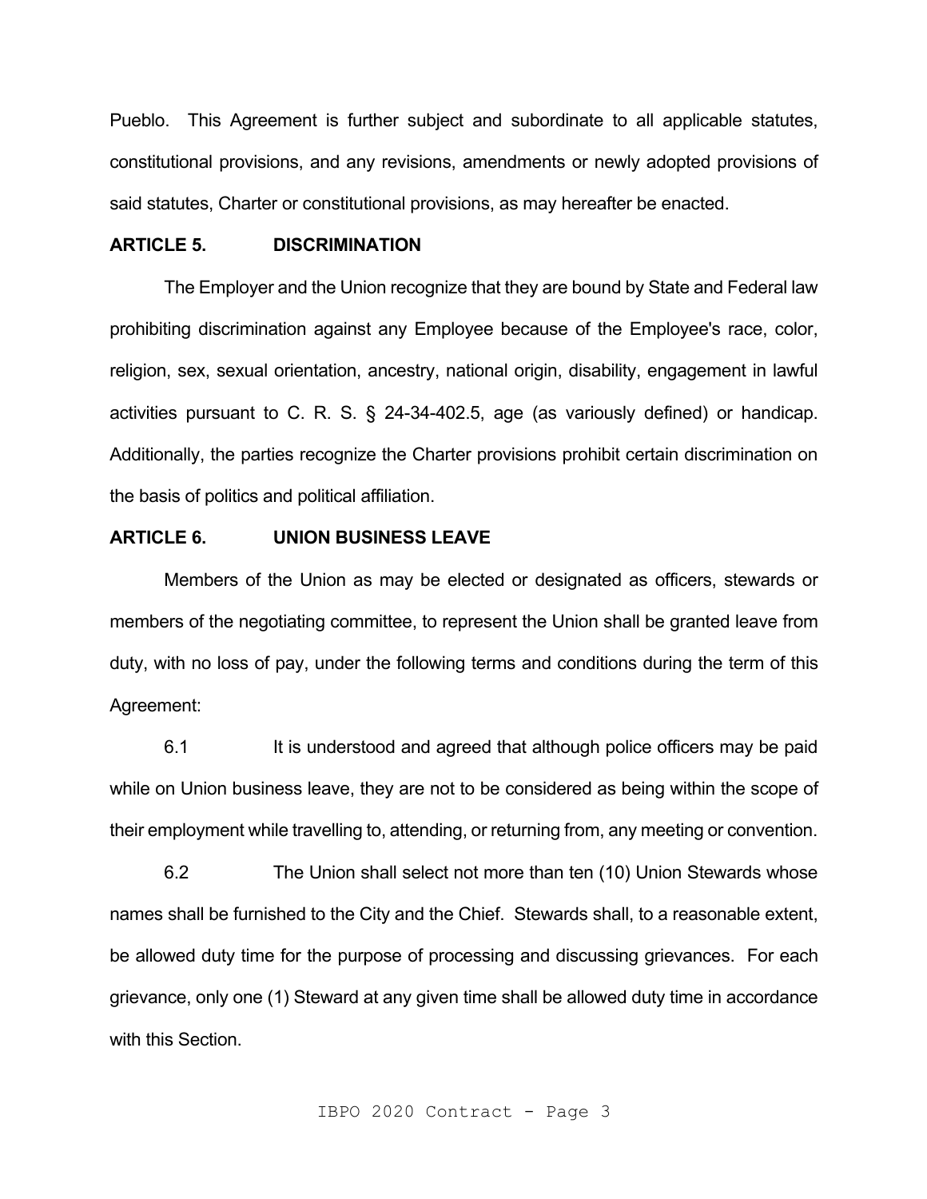Pueblo. This Agreement is further subject and subordinate to all applicable statutes, constitutional provisions, and any revisions, amendments or newly adopted provisions of said statutes, Charter or constitutional provisions, as may hereafter be enacted.

## ARTICLE 5. DISCRIMINATION

The Employer and the Union recognize that they are bound by State and Federal law prohibiting discrimination against any Employee because of the Employee's race, color, religion, sex, sexual orientation, ancestry, national origin, disability, engagement in lawful activities pursuant to C. R. S. § 24-34-402.5, age (as variously defined) or handicap. Additionally, the parties recognize the Charter provisions prohibit certain discrimination on the basis of politics and political affiliation.

## ARTICLE 6. UNION BUSINESS LEAVE

Members of the Union as may be elected or designated as officers, stewards or members of the negotiating committee, to represent the Union shall be granted leave from duty, with no loss of pay, under the following terms and conditions during the term of this Agreement:

6.1 It is understood and agreed that although police officers may be paid while on Union business leave, they are not to be considered as being within the scope of their employment while travelling to, attending, or returning from, any meeting or convention.

6.2 The Union shall select not more than ten (10) Union Stewards whose names shall be furnished to the City and the Chief. Stewards shall, to a reasonable extent, be allowed duty time for the purpose of processing and discussing grievances. For each grievance, only one (1) Steward at any given time shall be allowed duty time in accordance with this Section.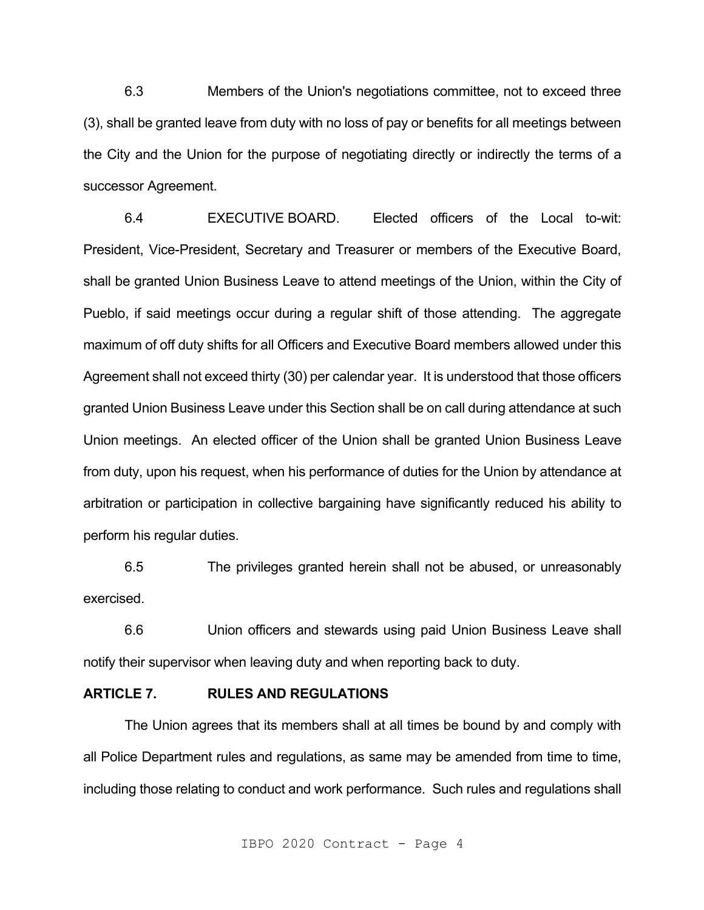6.3 Members of the Union's negotiations committee, not to exceed three (3), shall be granted leave from duty with no loss of pay or benefits for all meetings between the City and the Union for the purpose of negotiating directly or indirectly the terms of a successor Agreement.

6.4 EXECUTIVE BOARD. Elected officers of the Local to-wit: President, Vice-President, Secretary and Treasurer or members of the Executive Board, shall be granted Union Business Leave to attend meetings of the Union, within the City of Pueblo, if said meetings occur during a regular shift of those attending. The aggregate maximum of off duty shifts for all Officers and Executive Board members allowed under this Agreement shall not exceed thirty (30) per calendar year. It is understood that those officers granted Union Business Leave under this Section shall be on call during attendance at such Union meetings. An elected officer of the Union shall be granted Union Business Leave from duty, upon his request, when his performance of duties for the Union by attendance at arbitration or participation in collective bargaining have significantly reduced his ability to perform his regular duties.

6.5 The privileges granted herein shall not be abused, or unreasonably exercised.

6.6 Union officers and stewards using paid Union Business Leave shall notify their supervisor when leaving duty and when reporting back to duty.

## ARTICLE 7. RULES AND REGULATIONS

The Union agrees that its members shall at all times be bound by and comply with all Police Department rules and regulations, as same may be amended from time to time, including those relating to conduct and work performance. Such rules and regulations shall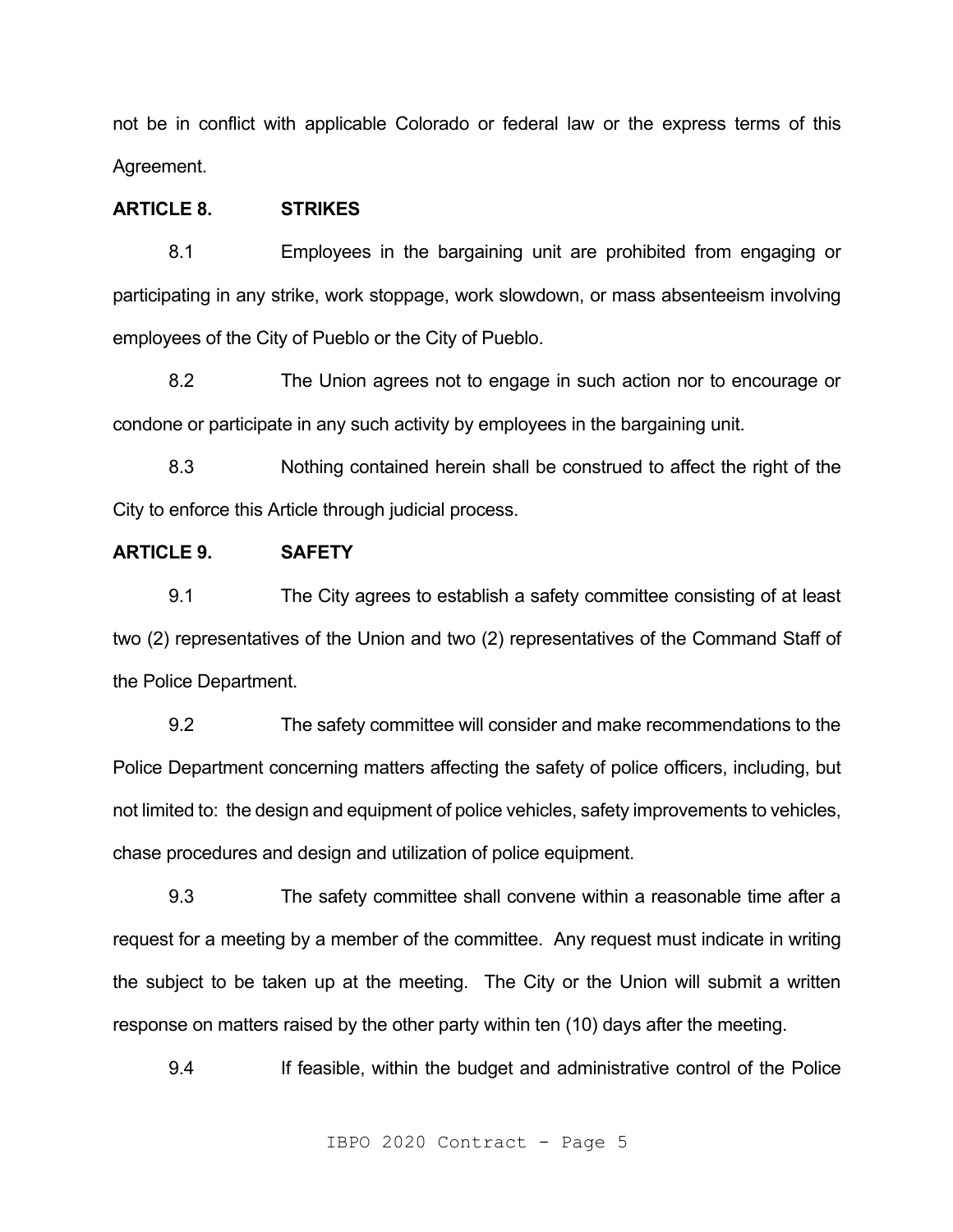not be in conflict with applicable Colorado or federal law or the express terms of this Agreement.

**ARTICLE 8. STRIKES**

8.1 Employees in the bargaining unit are prohibited from engaging or participating in any strike, work stoppage, work slowdown, or mass absenteeism involving employees of the City of Pueblo or the City of Pueblo.

8.2 The Union agrees not to engage in such action nor to encourage or condone or participate in any such activity by employees in the bargaining unit.

8.3 Nothing contained herein shall be construed to affect the right of the City to enforce this Article through judicial process.

**ARTICLE 9. SAFETY**

9.1 The City agrees to establish a safety committee consisting of at least two (2) representatives of the Union and two (2) representatives of the Command Staff of the Police Department.

9.2 The safety committee will consider and make recommendations to the Police Department concerning matters affecting the safety of police officers, including, but not limited to: the design and equipment of police vehicles, safety improvements to vehicles, chase procedures and design and utilization of police equipment.

9.3 The safety committee shall convene within a reasonable time after a request for a meeting by a member of the committee. Any request must indicate in writing the subject to be taken up at the meeting. The City or the Union will submit a written response on matters raised by the other party within ten (10) days after the meeting.

9.4 If feasible, within the budget and administrative control of the Police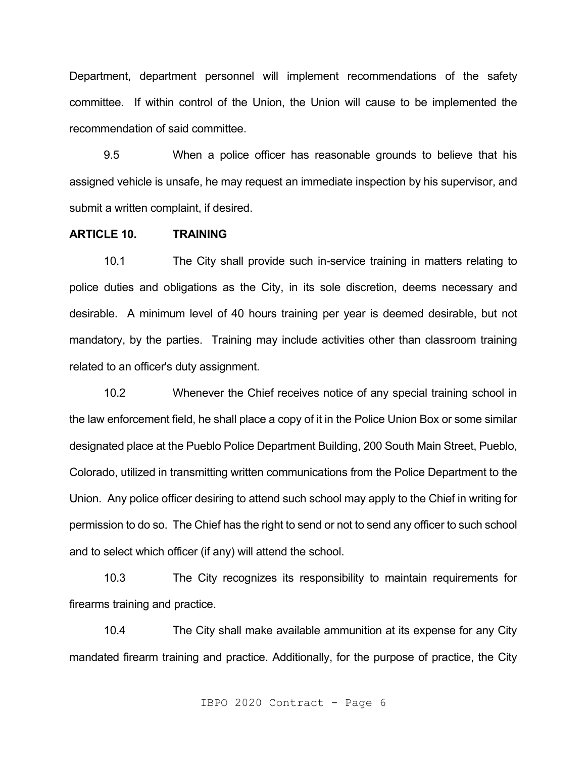Department, department personnel will implement recommendations of the safety committee. If within control of the Union, the Union will cause to be implemented the recommendation of said committee.

9.5 When a police officer has reasonable grounds to believe that his assigned vehicle is unsafe, he may request an immediate inspection by his supervisor, and submit a written complaint, if desired.

**ARTICLE 10. TRAINING**

10.1 The City shall provide such in-service training in matters relating to police duties and obligations as the City, in its sole discretion, deems necessary and desirable. A minimum level of 40 hours training per year is deemed desirable, but not mandatory, by the parties. Training may include activities other than classroom training related to an officer's duty assignment.

10.2 Whenever the Chief receives notice of any special training school in the law enforcement field, he shall place a copy of it in the Police Union Box or some similar designated place at the Pueblo Police Department Building, 200 South Main Street, Pueblo, Colorado, utilized in transmitting written communications from the Police Department to the Union. Any police officer desiring to attend such school may apply to the Chief in writing for permission to do so. The Chief has the right to send or not to send any officer to such school and to select which officer (if any) will attend the school.

10.3 The City recognizes its responsibility to maintain requirements for firearms training and practice.

10.4 The City shall make available ammunition at its expense for any City mandated firearm training and practice. Additionally, for the purpose of practice, the City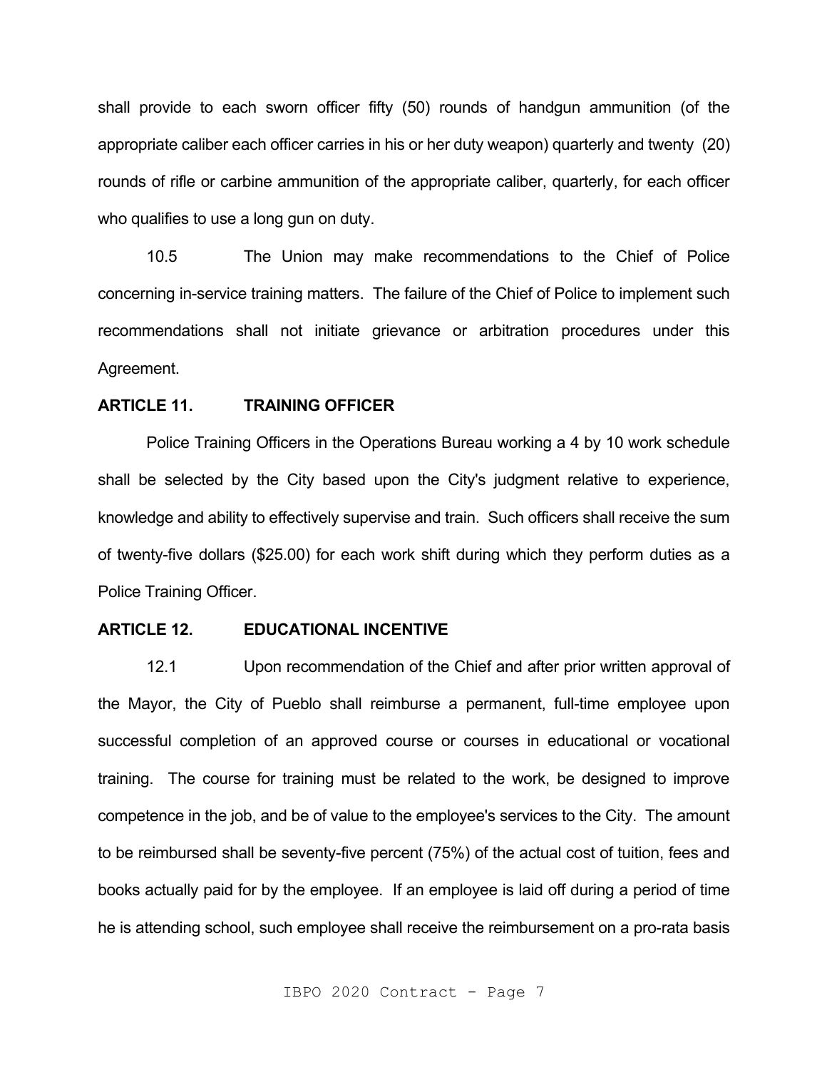shall provide to each sworn officer fifty (50) rounds of handgun ammunition (of the appropriate caliber each officer carries in his or her duty weapon) quarterly and twenty (20) rounds of rifle or carbine ammunition of the appropriate caliber, quarterly, for each officer who qualifies to use a long gun on duty.

10.5 The Union may make recommendations to the Chief of Police concerning in-service training matters. The failure of the Chief of Police to implement such recommendations shall not initiate grievance or arbitration procedures under this Agreement.

## ARTICLE 11. TRAINING OFFICER

Police Training Officers in the Operations Bureau working a 4 by 10 work schedule shall be selected by the City based upon the City's judgment relative to experience, knowledge and ability to effectively supervise and train. Such officers shall receive the sum of twenty-five dollars ($25.00) for each work shift during which they perform duties as a Police Training Officer.

## ARTICLE 12. EDUCATIONAL INCENTIVE

12.1 Upon recommendation of the Chief and after prior written approval of the Mayor, the City of Pueblo shall reimburse a permanent, full-time employee upon successful completion of an approved course or courses in educational or vocational training. The course for training must be related to the work, be designed to improve competence in the job, and be of value to the employee's services to the City. The amount to be reimbursed shall be seventy-five percent (75%) of the actual cost of tuition, fees and books actually paid for by the employee. If an employee is laid off during a period of time he is attending school, such employee shall receive the reimbursement on a pro-rata basis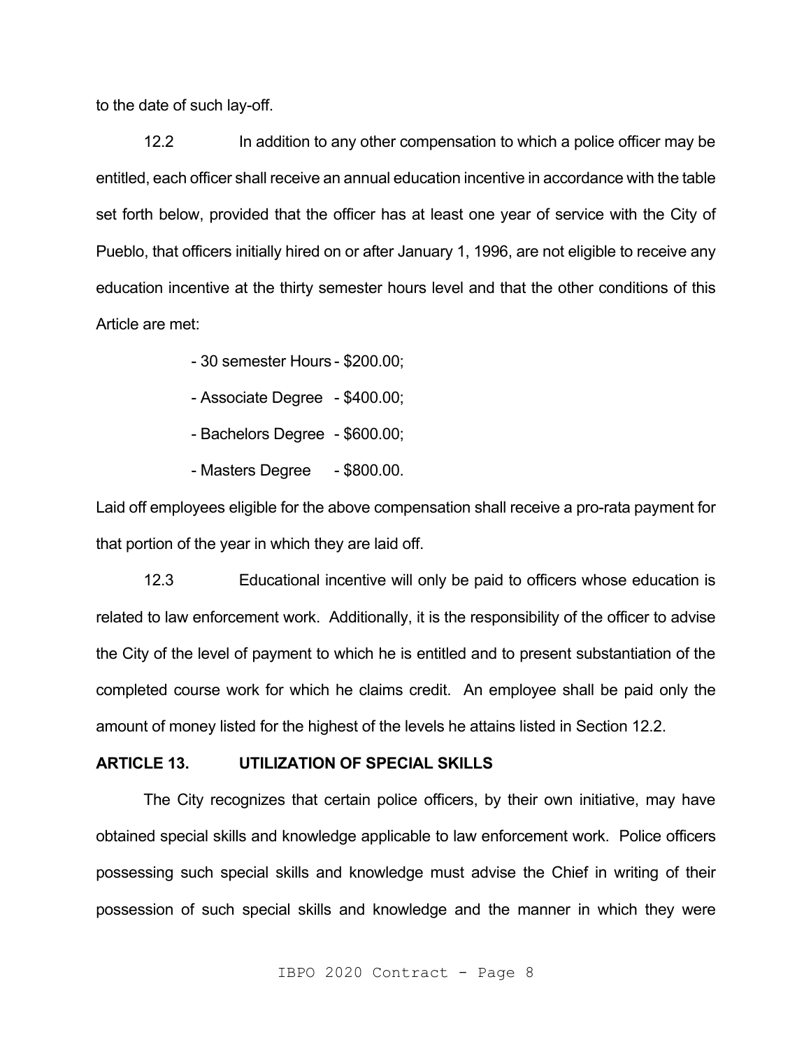to the date of such lay-off.

12.2 In addition to any other compensation to which a police officer may be entitled, each officer shall receive an annual education incentive in accordance with the table set forth below, provided that the officer has at least one year of service with the City of Pueblo, that officers initially hired on or after January 1, 1996, are not eligible to receive any education incentive at the thirty semester hours level and that the other conditions of this Article are met:

- 30 semester Hours - $200.00;
- Associate Degree - $400.00;
- Bachelors Degree - $600.00;
- Masters Degree - $800.00.

Laid off employees eligible for the above compensation shall receive a pro-rata payment for that portion of the year in which they are laid off.

12.3 Educational incentive will only be paid to officers whose education is related to law enforcement work. Additionally, it is the responsibility of the officer to advise the City of the level of payment to which he is entitled and to present substantiation of the completed course work for which he claims credit. An employee shall be paid only the amount of money listed for the highest of the levels he attains listed in Section 12.2.

## ARTICLE 13. UTILIZATION OF SPECIAL SKILLS

The City recognizes that certain police officers, by their own initiative, may have obtained special skills and knowledge applicable to law enforcement work. Police officers possessing such special skills and knowledge must advise the Chief in writing of their possession of such special skills and knowledge and the manner in which they were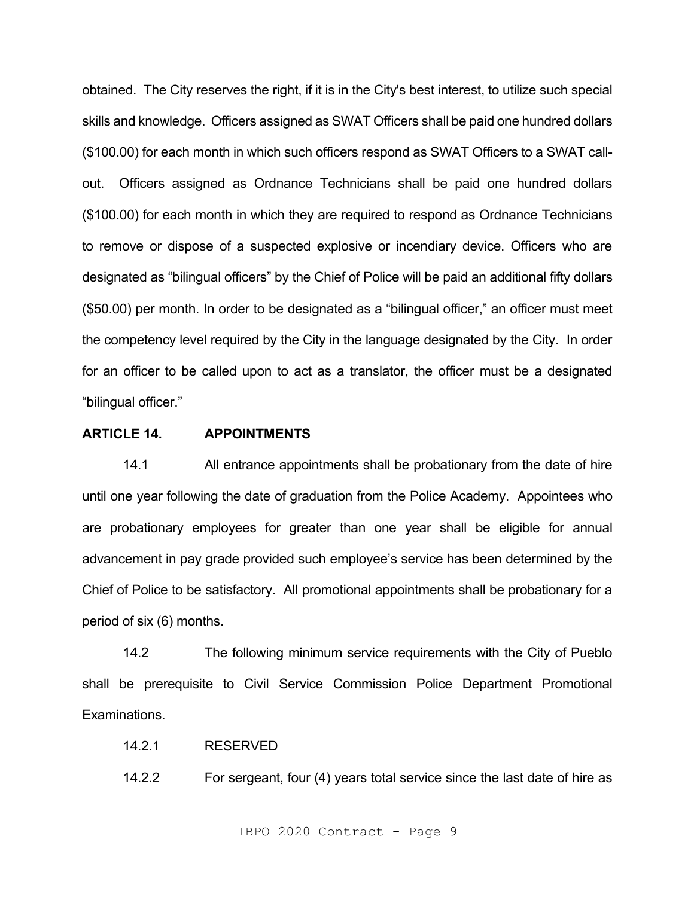obtained. The City reserves the right, if it is in the City's best interest, to utilize such special skills and knowledge. Officers assigned as SWAT Officers shall be paid one hundred dollars ($100.00) for each month in which such officers respond as SWAT Officers to a SWAT call-out. Officers assigned as Ordnance Technicians shall be paid one hundred dollars ($100.00) for each month in which they are required to respond as Ordnance Technicians to remove or dispose of a suspected explosive or incendiary device. Officers who are designated as "bilingual officers" by the Chief of Police will be paid an additional fifty dollars ($50.00) per month. In order to be designated as a "bilingual officer," an officer must meet the competency level required by the City in the language designated by the City. In order for an officer to be called upon to act as a translator, the officer must be a designated "bilingual officer."

**ARTICLE 14. APPOINTMENTS**

14.1 All entrance appointments shall be probationary from the date of hire until one year following the date of graduation from the Police Academy. Appointees who are probationary employees for greater than one year shall be eligible for annual advancement in pay grade provided such employee's service has been determined by the Chief of Police to be satisfactory. All promotional appointments shall be probationary for a period of six (6) months.

14.2 The following minimum service requirements with the City of Pueblo shall be prerequisite to Civil Service Commission Police Department Promotional Examinations.

14.2.1 RESERVED

14.2.2 For sergeant, four (4) years total service since the last date of hire as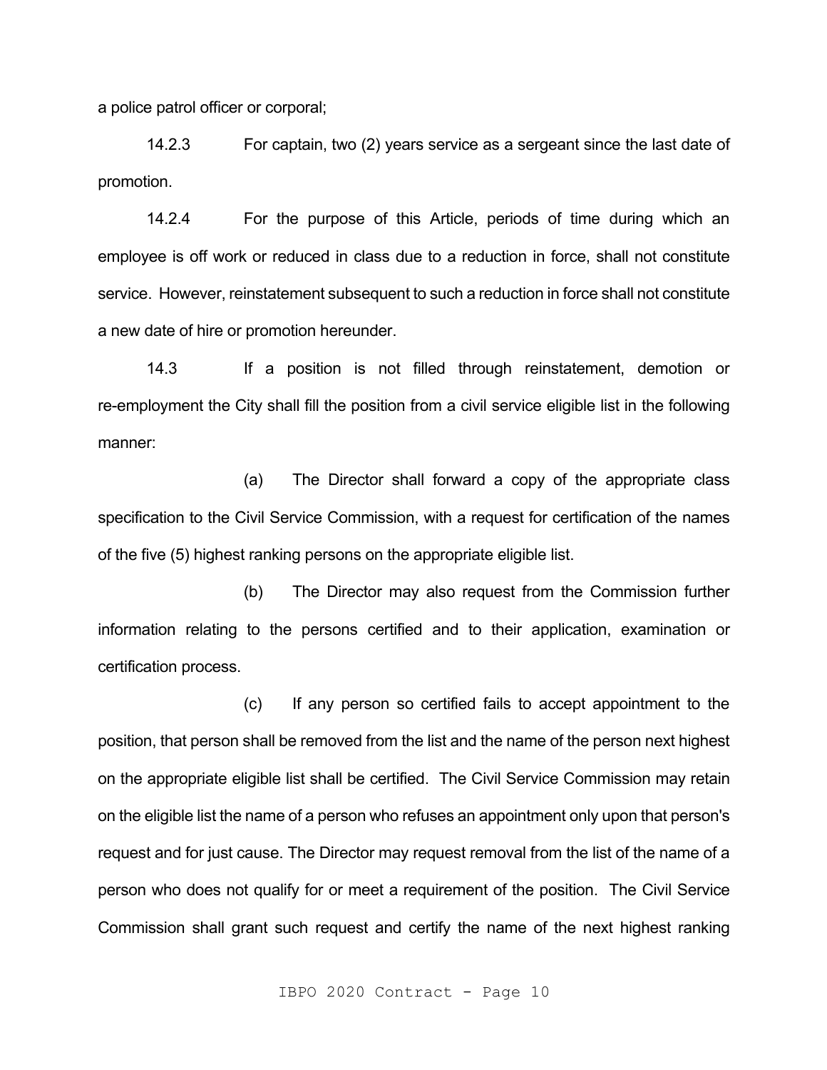a police patrol officer or corporal;

14.2.3 For captain, two (2) years service as a sergeant since the last date of promotion.

14.2.4 For the purpose of this Article, periods of time during which an employee is off work or reduced in class due to a reduction in force, shall not constitute service. However, reinstatement subsequent to such a reduction in force shall not constitute a new date of hire or promotion hereunder.

14.3 If a position is not filled through reinstatement, demotion or re-employment the City shall fill the position from a civil service eligible list in the following manner:

(a) The Director shall forward a copy of the appropriate class specification to the Civil Service Commission, with a request for certification of the names of the five (5) highest ranking persons on the appropriate eligible list.

(b) The Director may also request from the Commission further information relating to the persons certified and to their application, examination or certification process.

(c) If any person so certified fails to accept appointment to the position, that person shall be removed from the list and the name of the person next highest on the appropriate eligible list shall be certified. The Civil Service Commission may retain on the eligible list the name of a person who refuses an appointment only upon that person's request and for just cause. The Director may request removal from the list of the name of a person who does not qualify for or meet a requirement of the position. The Civil Service Commission shall grant such request and certify the name of the next highest ranking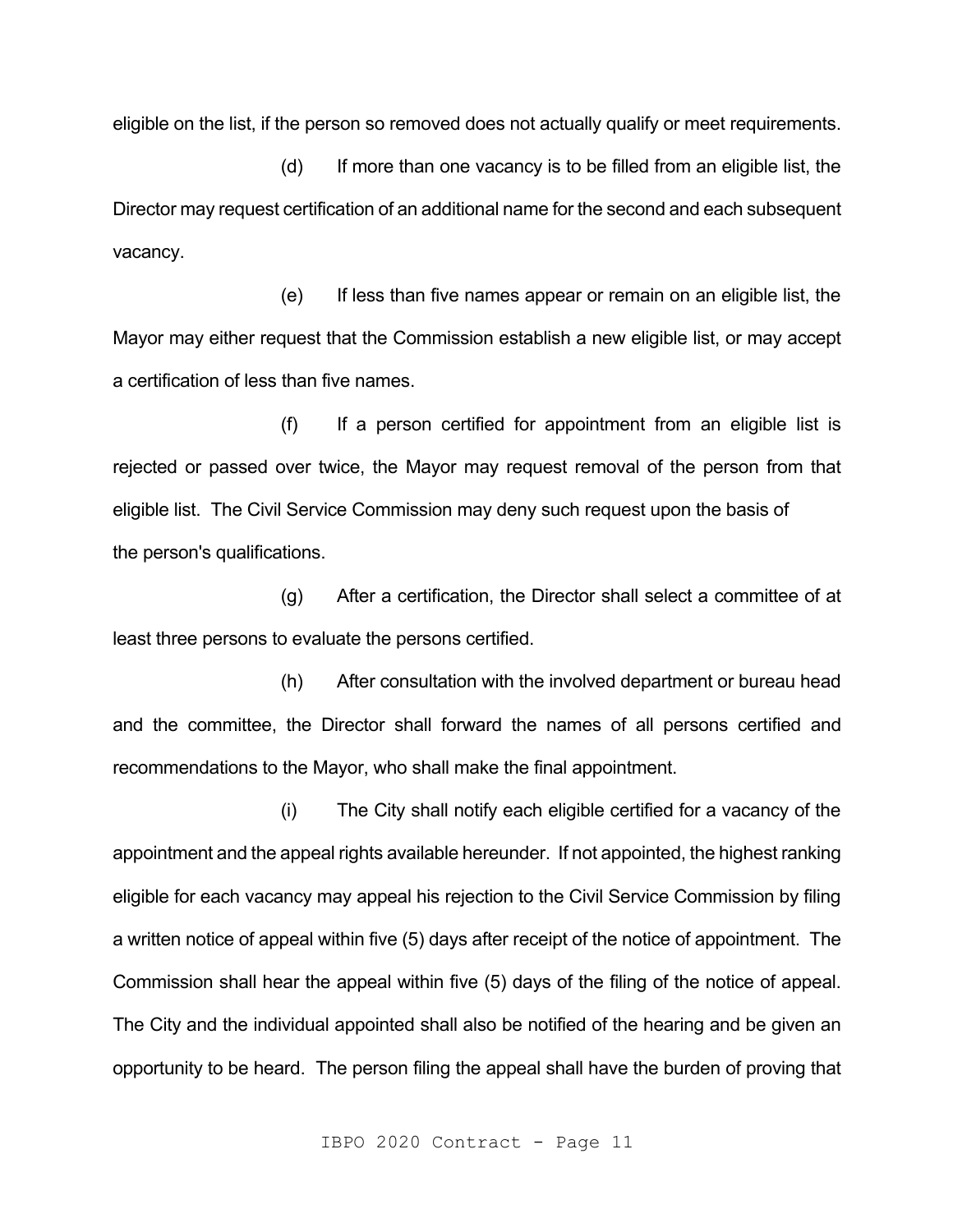eligible on the list, if the person so removed does not actually qualify or meet requirements.

(d) If more than one vacancy is to be filled from an eligible list, the Director may request certification of an additional name for the second and each subsequent vacancy.

(e) If less than five names appear or remain on an eligible list, the Mayor may either request that the Commission establish a new eligible list, or may accept a certification of less than five names.

(f) If a person certified for appointment from an eligible list is rejected or passed over twice, the Mayor may request removal of the person from that eligible list. The Civil Service Commission may deny such request upon the basis of the person's qualifications.

(g) After a certification, the Director shall select a committee of at least three persons to evaluate the persons certified.

(h) After consultation with the involved department or bureau head and the committee, the Director shall forward the names of all persons certified and recommendations to the Mayor, who shall make the final appointment.

(i) The City shall notify each eligible certified for a vacancy of the appointment and the appeal rights available hereunder. If not appointed, the highest ranking eligible for each vacancy may appeal his rejection to the Civil Service Commission by filing a written notice of appeal within five (5) days after receipt of the notice of appointment. The Commission shall hear the appeal within five (5) days of the filing of the notice of appeal. The City and the individual appointed shall also be notified of the hearing and be given an opportunity to be heard. The person filing the appeal shall have the burden of proving that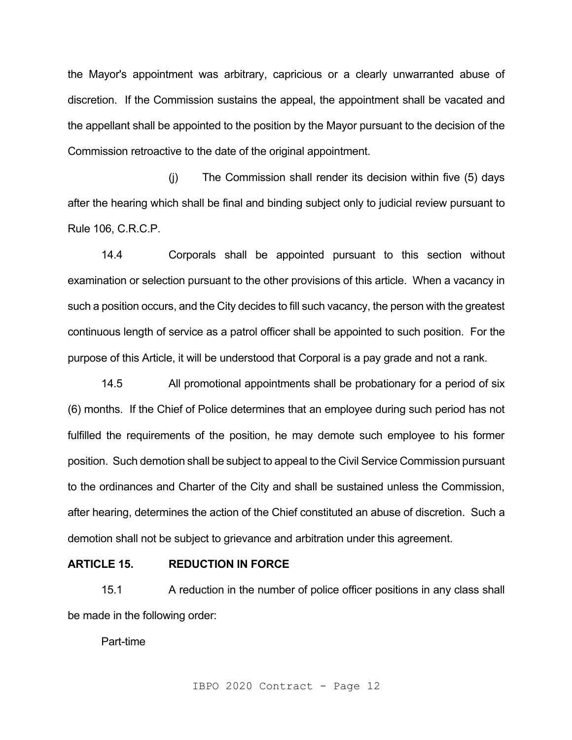the Mayor's appointment was arbitrary, capricious or a clearly unwarranted abuse of discretion. If the Commission sustains the appeal, the appointment shall be vacated and the appellant shall be appointed to the position by the Mayor pursuant to the decision of the Commission retroactive to the date of the original appointment.

(j) The Commission shall render its decision within five (5) days after the hearing which shall be final and binding subject only to judicial review pursuant to Rule 106, C.R.C.P.

14.4 Corporals shall be appointed pursuant to this section without examination or selection pursuant to the other provisions of this article. When a vacancy in such a position occurs, and the City decides to fill such vacancy, the person with the greatest continuous length of service as a patrol officer shall be appointed to such position. For the purpose of this Article, it will be understood that Corporal is a pay grade and not a rank.

14.5 All promotional appointments shall be probationary for a period of six (6) months. If the Chief of Police determines that an employee during such period has not fulfilled the requirements of the position, he may demote such employee to his former position. Such demotion shall be subject to appeal to the Civil Service Commission pursuant to the ordinances and Charter of the City and shall be sustained unless the Commission, after hearing, determines the action of the Chief constituted an abuse of discretion. Such a demotion shall not be subject to grievance and arbitration under this agreement.

## ARTICLE 15. REDUCTION IN FORCE

15.1 A reduction in the number of police officer positions in any class shall be made in the following order:

Part-time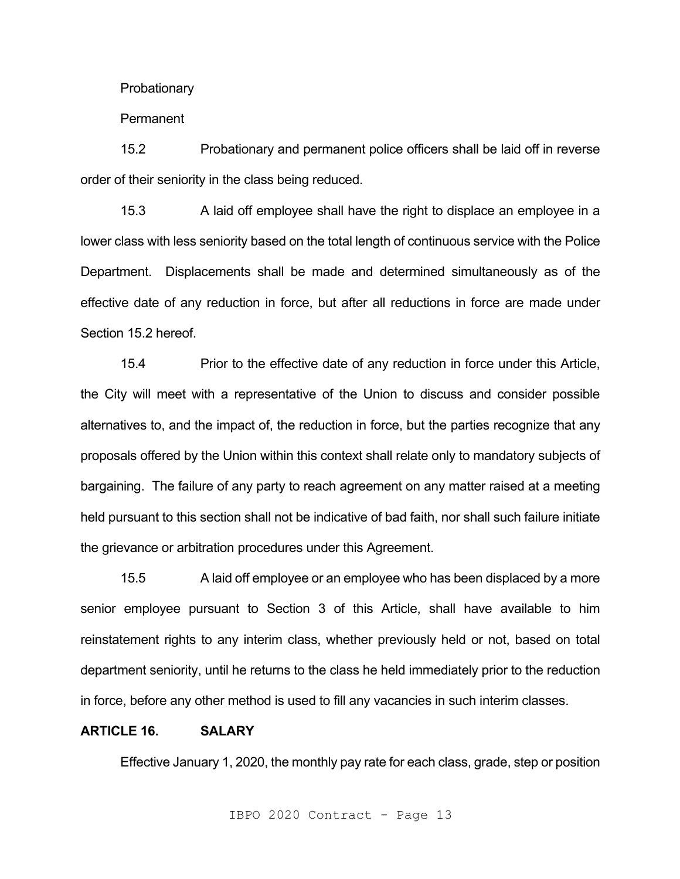Probationary

Permanent

15.2 Probationary and permanent police officers shall be laid off in reverse order of their seniority in the class being reduced.

15.3 A laid off employee shall have the right to displace an employee in a lower class with less seniority based on the total length of continuous service with the Police Department. Displacements shall be made and determined simultaneously as of the effective date of any reduction in force, but after all reductions in force are made under Section 15.2 hereof.

15.4 Prior to the effective date of any reduction in force under this Article, the City will meet with a representative of the Union to discuss and consider possible alternatives to, and the impact of, the reduction in force, but the parties recognize that any proposals offered by the Union within this context shall relate only to mandatory subjects of bargaining. The failure of any party to reach agreement on any matter raised at a meeting held pursuant to this section shall not be indicative of bad faith, nor shall such failure initiate the grievance or arbitration procedures under this Agreement.

15.5 A laid off employee or an employee who has been displaced by a more senior employee pursuant to Section 3 of this Article, shall have available to him reinstatement rights to any interim class, whether previously held or not, based on total department seniority, until he returns to the class he held immediately prior to the reduction in force, before any other method is used to fill any vacancies in such interim classes.

## ARTICLE 16. SALARY

Effective January 1, 2020, the monthly pay rate for each class, grade, step or position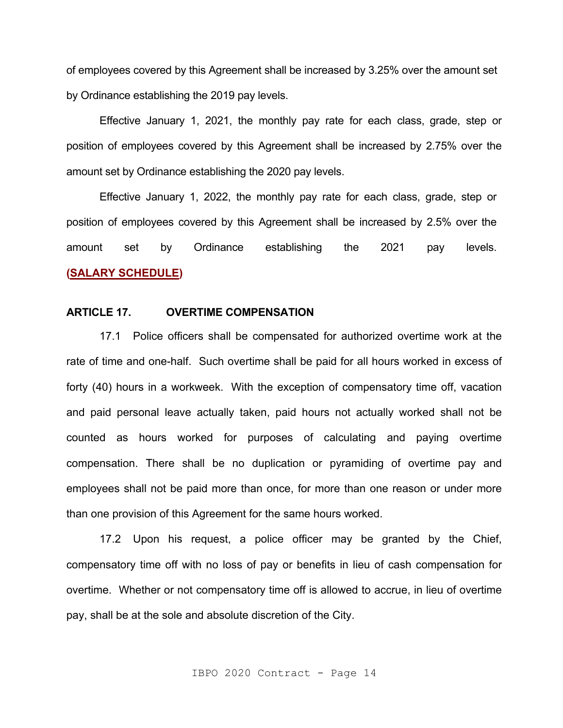of employees covered by this Agreement shall be increased by 3.25% over the amount set by Ordinance establishing the 2019 pay levels.

Effective January 1, 2021, the monthly pay rate for each class, grade, step or position of employees covered by this Agreement shall be increased by 2.75% over the amount set by Ordinance establishing the 2020 pay levels.

Effective January 1, 2022, the monthly pay rate for each class, grade, step or position of employees covered by this Agreement shall be increased by 2.5% over the amount set by Ordinance establishing the 2021 pay levels. **(SALARY SCHEDULE)**

## ARTICLE 17. OVERTIME COMPENSATION

17.1 Police officers shall be compensated for authorized overtime work at the rate of time and one-half. Such overtime shall be paid for all hours worked in excess of forty (40) hours in a workweek. With the exception of compensatory time off, vacation and paid personal leave actually taken, paid hours not actually worked shall not be counted as hours worked for purposes of calculating and paying overtime compensation. There shall be no duplication or pyramiding of overtime pay and employees shall not be paid more than once, for more than one reason or under more than one provision of this Agreement for the same hours worked.

17.2 Upon his request, a police officer may be granted by the Chief, compensatory time off with no loss of pay or benefits in lieu of cash compensation for overtime. Whether or not compensatory time off is allowed to accrue, in lieu of overtime pay, shall be at the sole and absolute discretion of the City.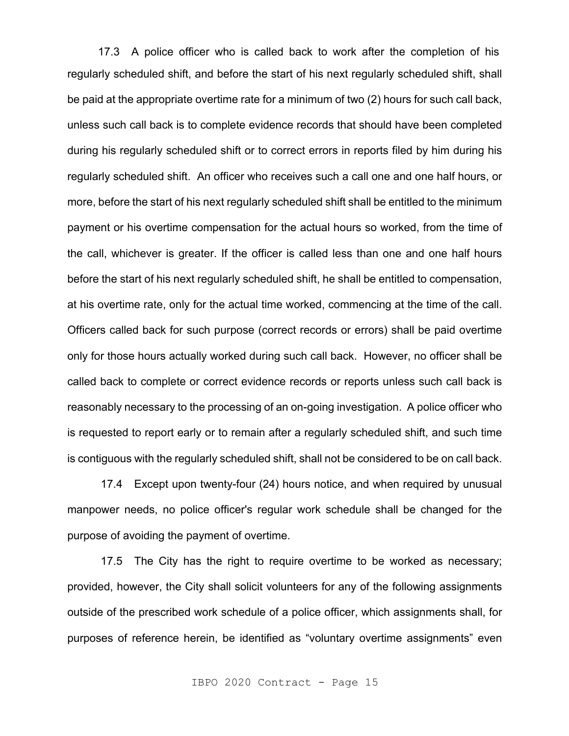17.3 A police officer who is called back to work after the completion of his regularly scheduled shift, and before the start of his next regularly scheduled shift, shall be paid at the appropriate overtime rate for a minimum of two (2) hours for such call back, unless such call back is to complete evidence records that should have been completed during his regularly scheduled shift or to correct errors in reports filed by him during his regularly scheduled shift. An officer who receives such a call one and one half hours, or more, before the start of his next regularly scheduled shift shall be entitled to the minimum payment or his overtime compensation for the actual hours so worked, from the time of the call, whichever is greater. If the officer is called less than one and one half hours before the start of his next regularly scheduled shift, he shall be entitled to compensation, at his overtime rate, only for the actual time worked, commencing at the time of the call. Officers called back for such purpose (correct records or errors) shall be paid overtime only for those hours actually worked during such call back. However, no officer shall be called back to complete or correct evidence records or reports unless such call back is reasonably necessary to the processing of an on-going investigation. A police officer who is requested to report early or to remain after a regularly scheduled shift, and such time is contiguous with the regularly scheduled shift, shall not be considered to be on call back.

17.4 Except upon twenty-four (24) hours notice, and when required by unusual manpower needs, no police officer's regular work schedule shall be changed for the purpose of avoiding the payment of overtime.

17.5 The City has the right to require overtime to be worked as necessary; provided, however, the City shall solicit volunteers for any of the following assignments outside of the prescribed work schedule of a police officer, which assignments shall, for purposes of reference herein, be identified as "voluntary overtime assignments" even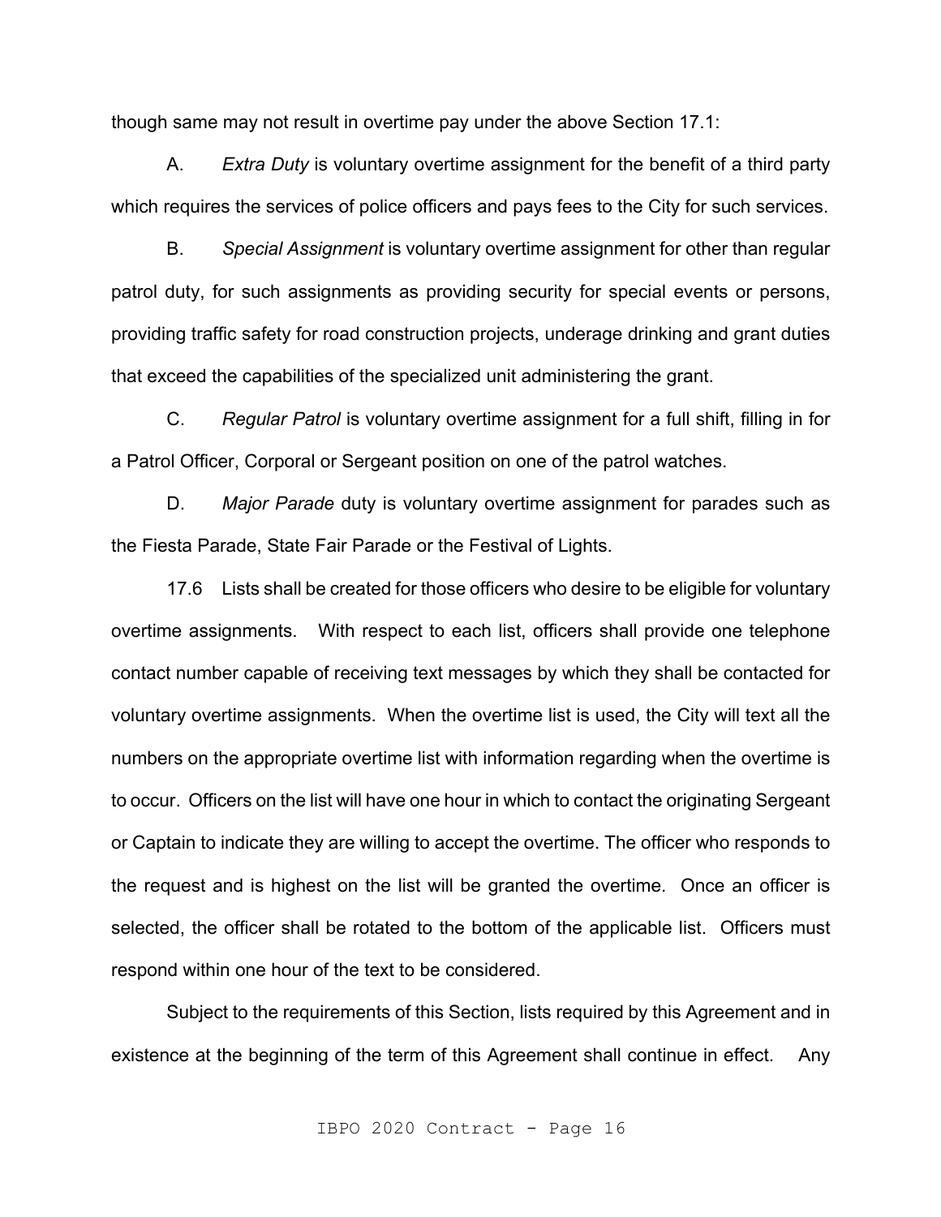though same may not result in overtime pay under the above Section 17.1:

A. *Extra Duty* is voluntary overtime assignment for the benefit of a third party which requires the services of police officers and pays fees to the City for such services.

B. *Special Assignment* is voluntary overtime assignment for other than regular patrol duty, for such assignments as providing security for special events or persons, providing traffic safety for road construction projects, underage drinking and grant duties that exceed the capabilities of the specialized unit administering the grant.

C. *Regular Patrol* is voluntary overtime assignment for a full shift, filling in for a Patrol Officer, Corporal or Sergeant position on one of the patrol watches.

D. *Major Parade* duty is voluntary overtime assignment for parades such as the Fiesta Parade, State Fair Parade or the Festival of Lights.

17.6 Lists shall be created for those officers who desire to be eligible for voluntary overtime assignments. With respect to each list, officers shall provide one telephone contact number capable of receiving text messages by which they shall be contacted for voluntary overtime assignments. When the overtime list is used, the City will text all the numbers on the appropriate overtime list with information regarding when the overtime is to occur. Officers on the list will have one hour in which to contact the originating Sergeant or Captain to indicate they are willing to accept the overtime. The officer who responds to the request and is highest on the list will be granted the overtime. Once an officer is selected, the officer shall be rotated to the bottom of the applicable list. Officers must respond within one hour of the text to be considered.

Subject to the requirements of this Section, lists required by this Agreement and in existence at the beginning of the term of this Agreement shall continue in effect. Any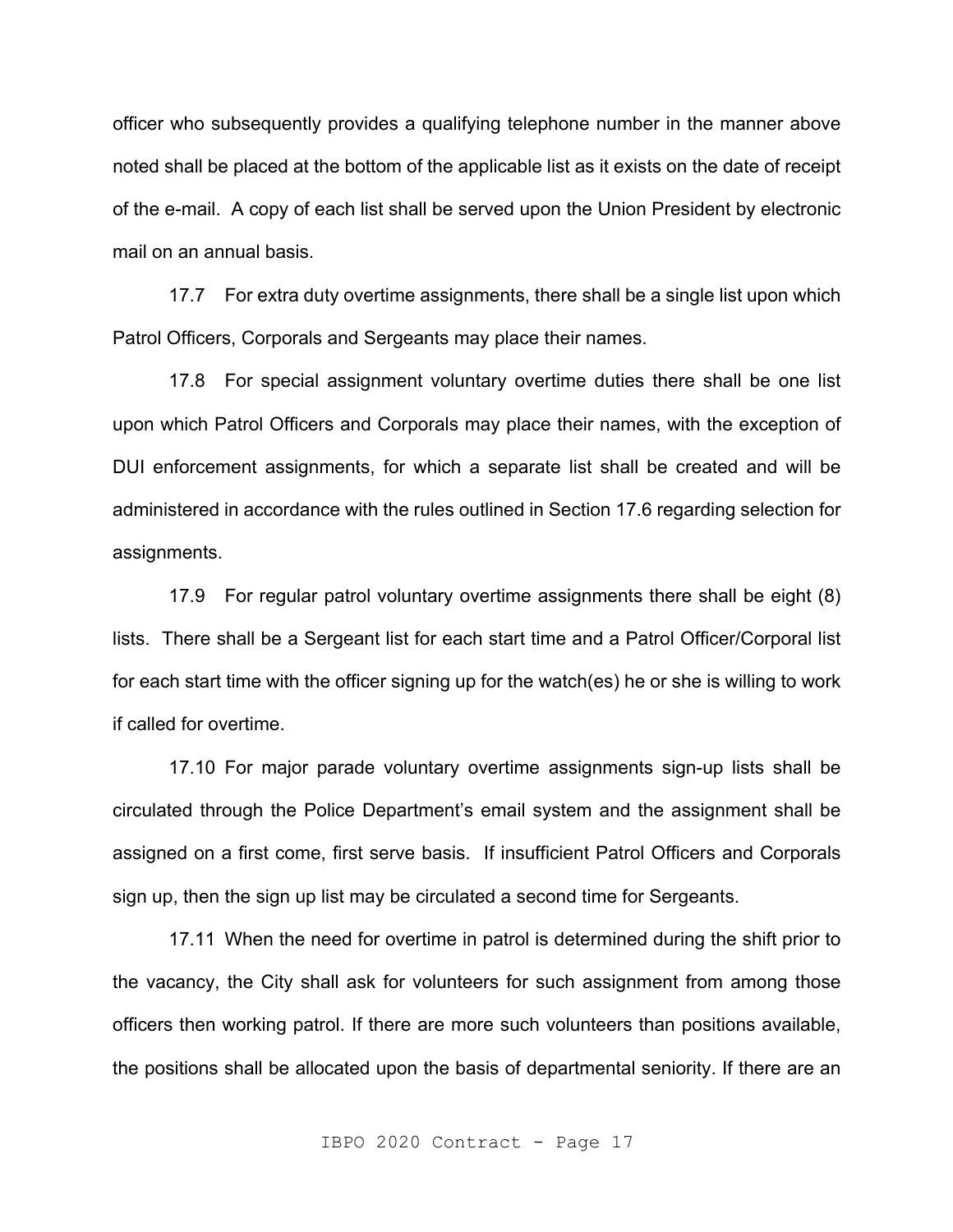officer who subsequently provides a qualifying telephone number in the manner above noted shall be placed at the bottom of the applicable list as it exists on the date of receipt of the e-mail. A copy of each list shall be served upon the Union President by electronic mail on an annual basis.

17.7 For extra duty overtime assignments, there shall be a single list upon which Patrol Officers, Corporals and Sergeants may place their names.

17.8 For special assignment voluntary overtime duties there shall be one list upon which Patrol Officers and Corporals may place their names, with the exception of DUI enforcement assignments, for which a separate list shall be created and will be administered in accordance with the rules outlined in Section 17.6 regarding selection for assignments.

17.9 For regular patrol voluntary overtime assignments there shall be eight (8) lists. There shall be a Sergeant list for each start time and a Patrol Officer/Corporal list for each start time with the officer signing up for the watch(es) he or she is willing to work if called for overtime.

17.10 For major parade voluntary overtime assignments sign-up lists shall be circulated through the Police Department's email system and the assignment shall be assigned on a first come, first serve basis. If insufficient Patrol Officers and Corporals sign up, then the sign up list may be circulated a second time for Sergeants.

17.11 When the need for overtime in patrol is determined during the shift prior to the vacancy, the City shall ask for volunteers for such assignment from among those officers then working patrol. If there are more such volunteers than positions available, the positions shall be allocated upon the basis of departmental seniority. If there are an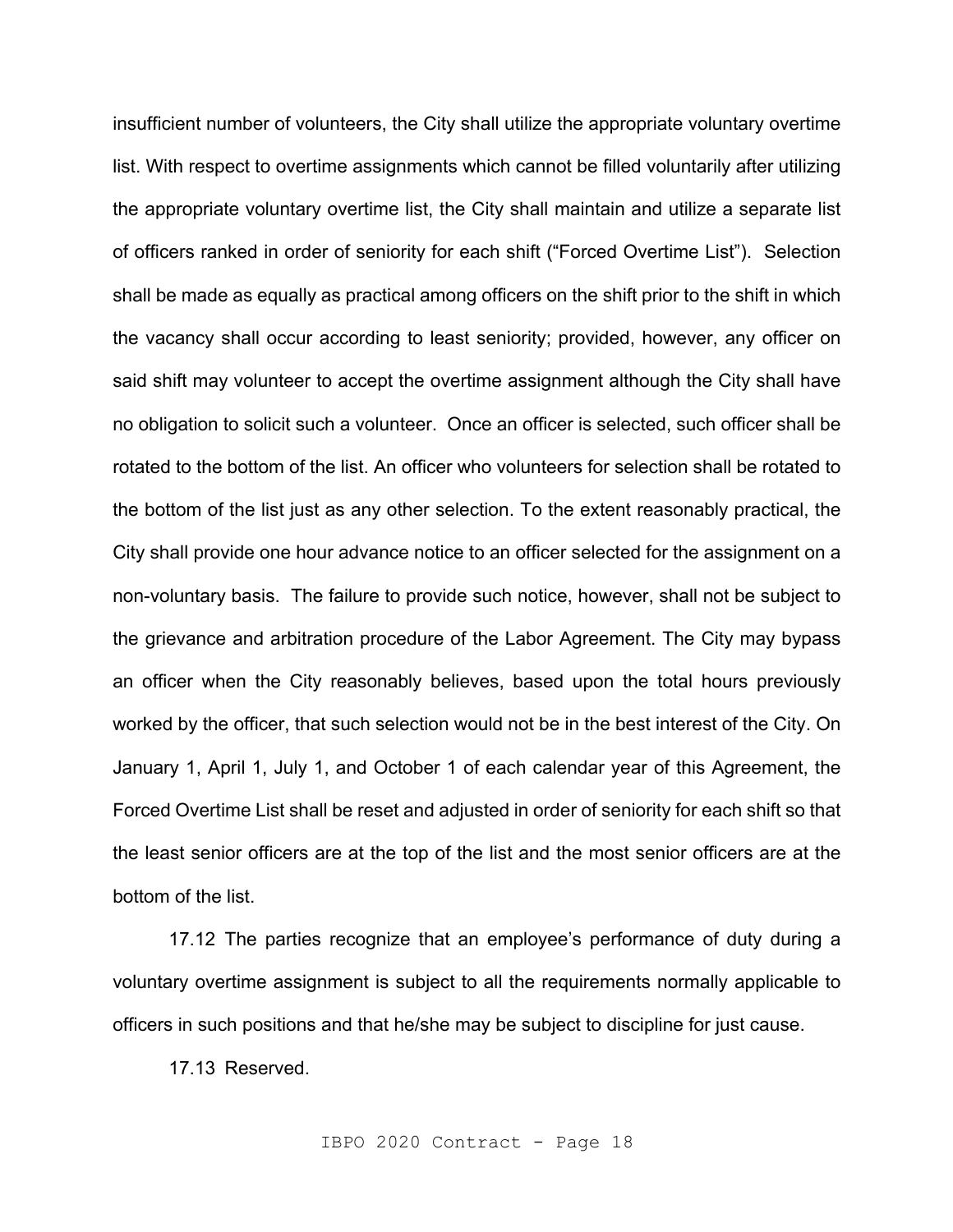insufficient number of volunteers, the City shall utilize the appropriate voluntary overtime list. With respect to overtime assignments which cannot be filled voluntarily after utilizing the appropriate voluntary overtime list, the City shall maintain and utilize a separate list of officers ranked in order of seniority for each shift ("Forced Overtime List"). Selection shall be made as equally as practical among officers on the shift prior to the shift in which the vacancy shall occur according to least seniority; provided, however, any officer on said shift may volunteer to accept the overtime assignment although the City shall have no obligation to solicit such a volunteer. Once an officer is selected, such officer shall be rotated to the bottom of the list. An officer who volunteers for selection shall be rotated to the bottom of the list just as any other selection. To the extent reasonably practical, the City shall provide one hour advance notice to an officer selected for the assignment on a non-voluntary basis. The failure to provide such notice, however, shall not be subject to the grievance and arbitration procedure of the Labor Agreement. The City may bypass an officer when the City reasonably believes, based upon the total hours previously worked by the officer, that such selection would not be in the best interest of the City. On January 1, April 1, July 1, and October 1 of each calendar year of this Agreement, the Forced Overtime List shall be reset and adjusted in order of seniority for each shift so that the least senior officers are at the top of the list and the most senior officers are at the bottom of the list.

17.12 The parties recognize that an employee's performance of duty during a voluntary overtime assignment is subject to all the requirements normally applicable to officers in such positions and that he/she may be subject to discipline for just cause.

17.13 Reserved.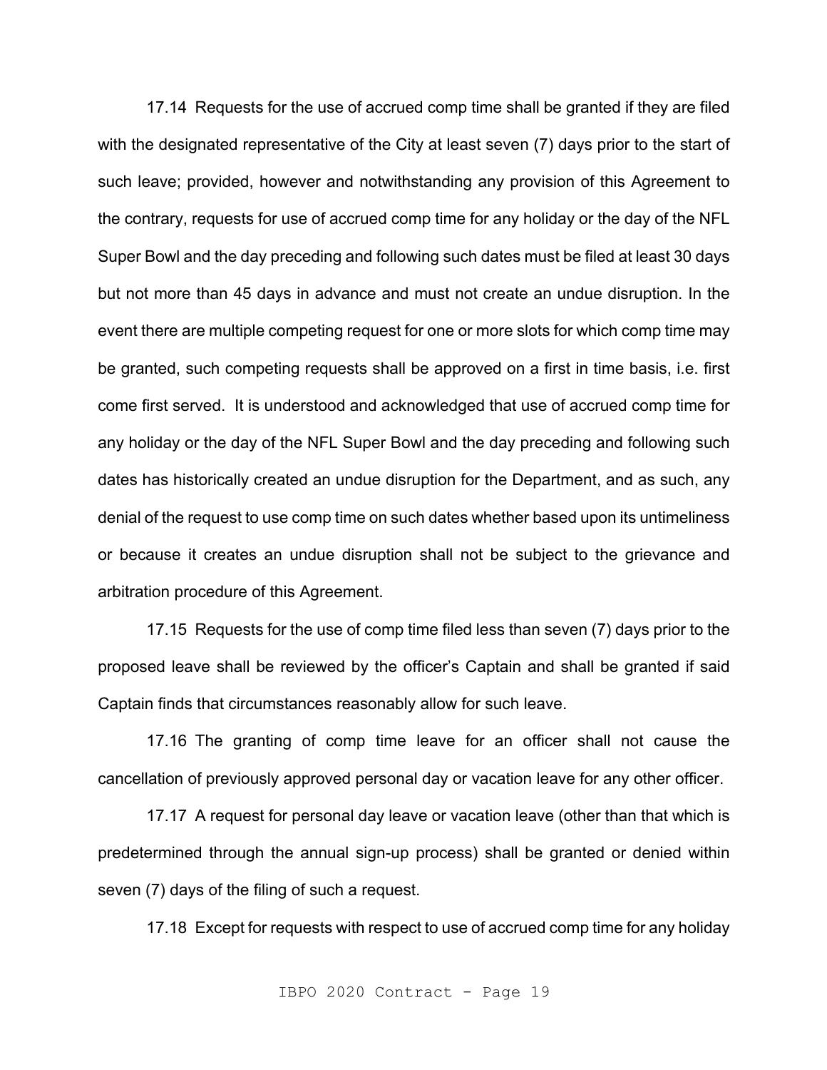17.14 Requests for the use of accrued comp time shall be granted if they are filed with the designated representative of the City at least seven (7) days prior to the start of such leave; provided, however and notwithstanding any provision of this Agreement to the contrary, requests for use of accrued comp time for any holiday or the day of the NFL Super Bowl and the day preceding and following such dates must be filed at least 30 days but not more than 45 days in advance and must not create an undue disruption. In the event there are multiple competing request for one or more slots for which comp time may be granted, such competing requests shall be approved on a first in time basis, i.e. first come first served. It is understood and acknowledged that use of accrued comp time for any holiday or the day of the NFL Super Bowl and the day preceding and following such dates has historically created an undue disruption for the Department, and as such, any denial of the request to use comp time on such dates whether based upon its untimeliness or because it creates an undue disruption shall not be subject to the grievance and arbitration procedure of this Agreement.

17.15 Requests for the use of comp time filed less than seven (7) days prior to the proposed leave shall be reviewed by the officer's Captain and shall be granted if said Captain finds that circumstances reasonably allow for such leave.

17.16 The granting of comp time leave for an officer shall not cause the cancellation of previously approved personal day or vacation leave for any other officer.

17.17 A request for personal day leave or vacation leave (other than that which is predetermined through the annual sign-up process) shall be granted or denied within seven (7) days of the filing of such a request.

17.18 Except for requests with respect to use of accrued comp time for any holiday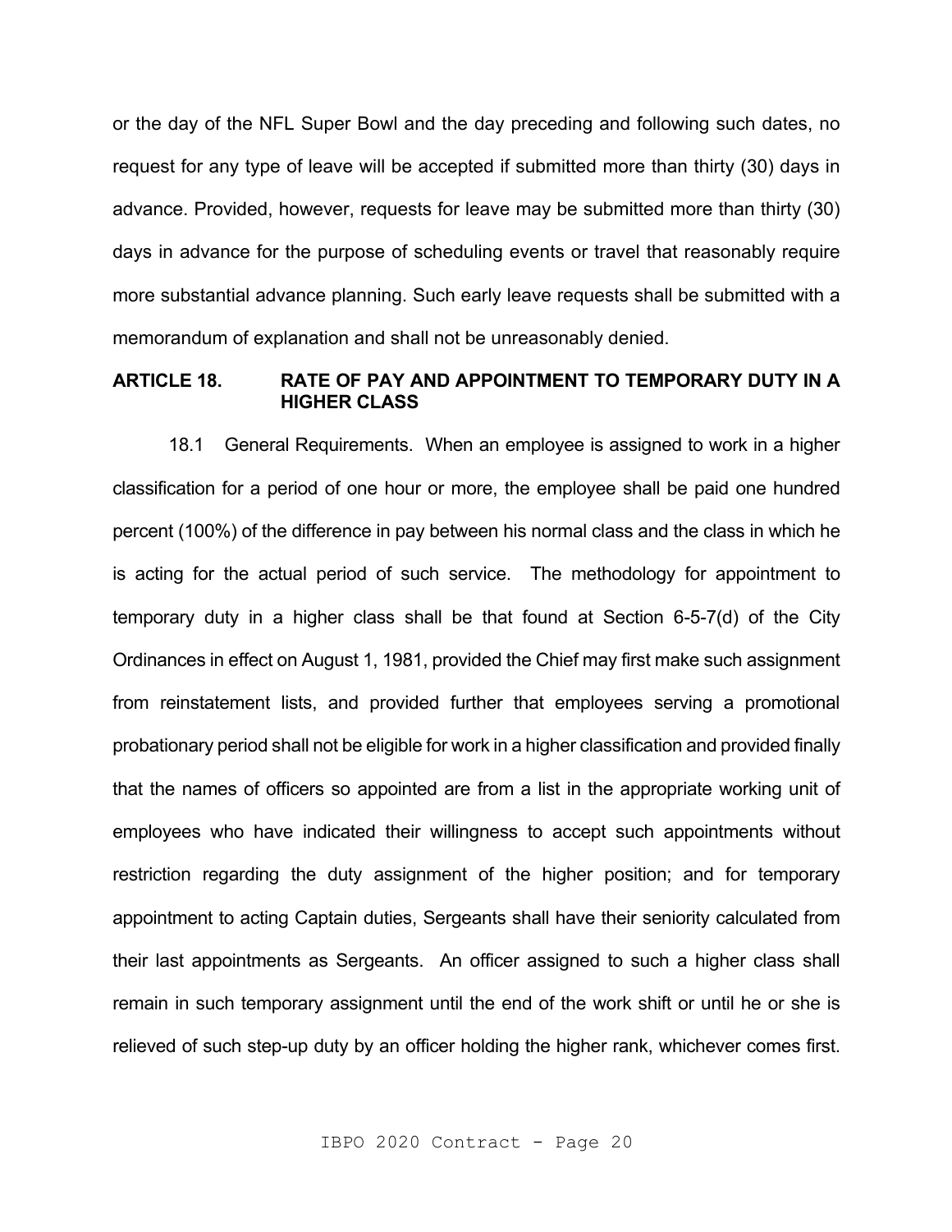or the day of the NFL Super Bowl and the day preceding and following such dates, no request for any type of leave will be accepted if submitted more than thirty (30) days in advance. Provided, however, requests for leave may be submitted more than thirty (30) days in advance for the purpose of scheduling events or travel that reasonably require more substantial advance planning. Such early leave requests shall be submitted with a memorandum of explanation and shall not be unreasonably denied.

## ARTICLE 18. RATE OF PAY AND APPOINTMENT TO TEMPORARY DUTY IN A HIGHER CLASS

18.1 General Requirements. When an employee is assigned to work in a higher classification for a period of one hour or more, the employee shall be paid one hundred percent (100%) of the difference in pay between his normal class and the class in which he is acting for the actual period of such service. The methodology for appointment to temporary duty in a higher class shall be that found at Section 6-5-7(d) of the City Ordinances in effect on August 1, 1981, provided the Chief may first make such assignment from reinstatement lists, and provided further that employees serving a promotional probationary period shall not be eligible for work in a higher classification and provided finally that the names of officers so appointed are from a list in the appropriate working unit of employees who have indicated their willingness to accept such appointments without restriction regarding the duty assignment of the higher position; and for temporary appointment to acting Captain duties, Sergeants shall have their seniority calculated from their last appointments as Sergeants. An officer assigned to such a higher class shall remain in such temporary assignment until the end of the work shift or until he or she is relieved of such step-up duty by an officer holding the higher rank, whichever comes first.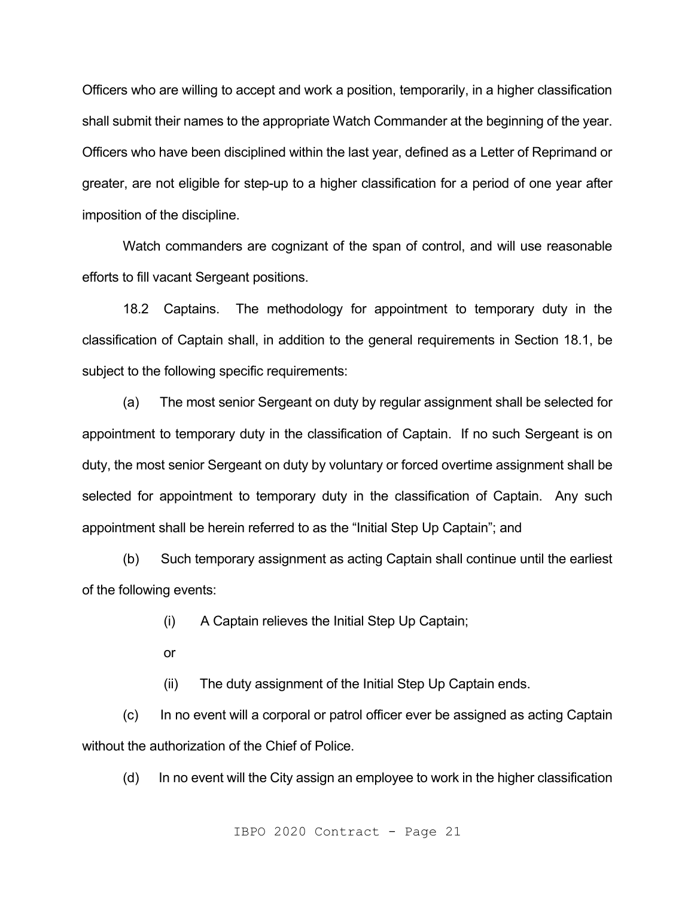Officers who are willing to accept and work a position, temporarily, in a higher classification shall submit their names to the appropriate Watch Commander at the beginning of the year. Officers who have been disciplined within the last year, defined as a Letter of Reprimand or greater, are not eligible for step-up to a higher classification for a period of one year after imposition of the discipline.

Watch commanders are cognizant of the span of control, and will use reasonable efforts to fill vacant Sergeant positions.

18.2 Captains. The methodology for appointment to temporary duty in the classification of Captain shall, in addition to the general requirements in Section 18.1, be subject to the following specific requirements:

(a) The most senior Sergeant on duty by regular assignment shall be selected for appointment to temporary duty in the classification of Captain. If no such Sergeant is on duty, the most senior Sergeant on duty by voluntary or forced overtime assignment shall be selected for appointment to temporary duty in the classification of Captain. Any such appointment shall be herein referred to as the "Initial Step Up Captain"; and

(b) Such temporary assignment as acting Captain shall continue until the earliest of the following events:

(i) A Captain relieves the Initial Step Up Captain;

or

(ii) The duty assignment of the Initial Step Up Captain ends.

(c) In no event will a corporal or patrol officer ever be assigned as acting Captain without the authorization of the Chief of Police.

(d) In no event will the City assign an employee to work in the higher classification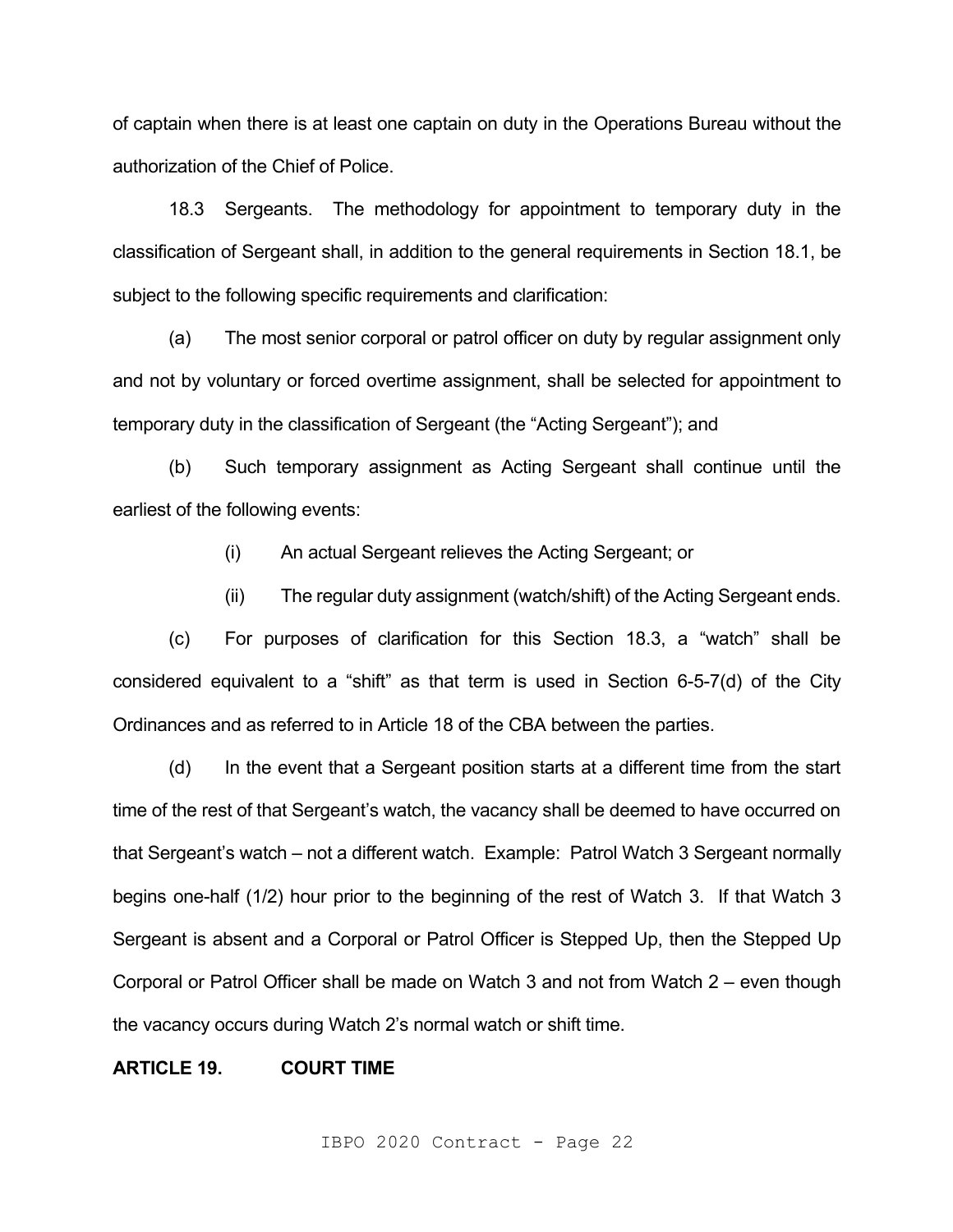of captain when there is at least one captain on duty in the Operations Bureau without the authorization of the Chief of Police.

18.3 Sergeants. The methodology for appointment to temporary duty in the classification of Sergeant shall, in addition to the general requirements in Section 18.1, be subject to the following specific requirements and clarification:

(a) The most senior corporal or patrol officer on duty by regular assignment only and not by voluntary or forced overtime assignment, shall be selected for appointment to temporary duty in the classification of Sergeant (the "Acting Sergeant"); and

(b) Such temporary assignment as Acting Sergeant shall continue until the earliest of the following events:

(i) An actual Sergeant relieves the Acting Sergeant; or

(ii) The regular duty assignment (watch/shift) of the Acting Sergeant ends.

(c) For purposes of clarification for this Section 18.3, a "watch" shall be considered equivalent to a "shift" as that term is used in Section 6-5-7(d) of the City Ordinances and as referred to in Article 18 of the CBA between the parties.

(d) In the event that a Sergeant position starts at a different time from the start time of the rest of that Sergeant's watch, the vacancy shall be deemed to have occurred on that Sergeant's watch – not a different watch. Example: Patrol Watch 3 Sergeant normally begins one-half (1/2) hour prior to the beginning of the rest of Watch 3. If that Watch 3 Sergeant is absent and a Corporal or Patrol Officer is Stepped Up, then the Stepped Up Corporal or Patrol Officer shall be made on Watch 3 and not from Watch 2 – even though the vacancy occurs during Watch 2's normal watch or shift time.

**ARTICLE 19. COURT TIME**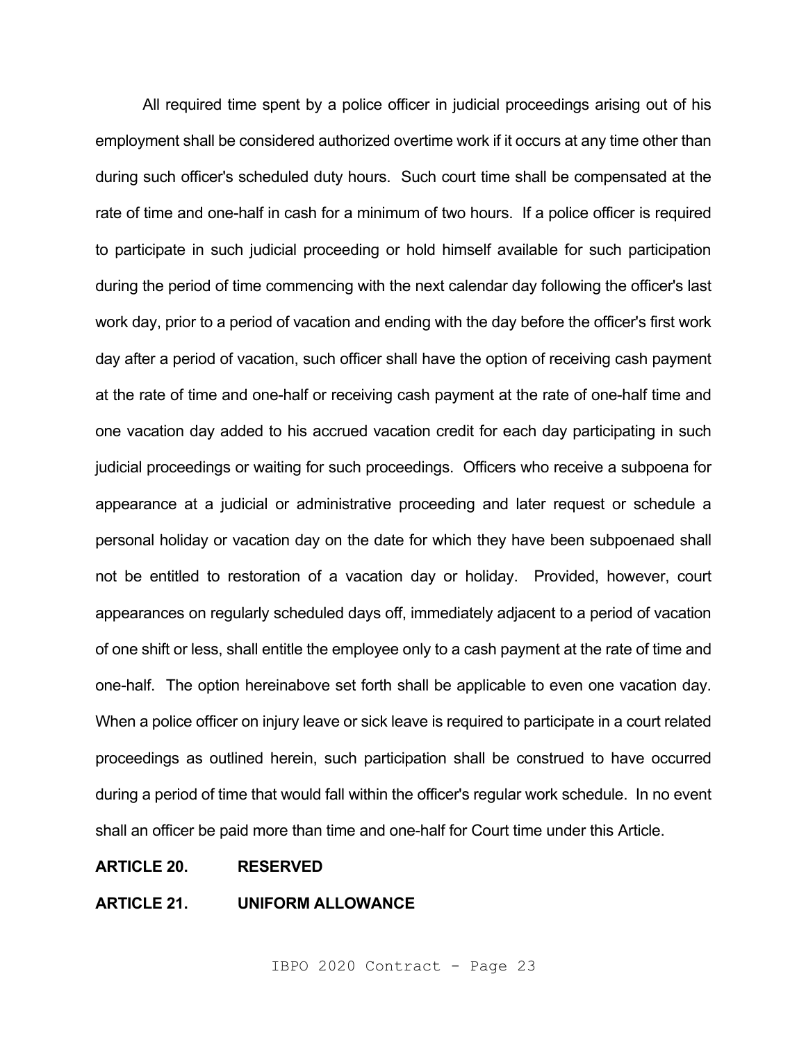All required time spent by a police officer in judicial proceedings arising out of his employment shall be considered authorized overtime work if it occurs at any time other than during such officer's scheduled duty hours. Such court time shall be compensated at the rate of time and one-half in cash for a minimum of two hours. If a police officer is required to participate in such judicial proceeding or hold himself available for such participation during the period of time commencing with the next calendar day following the officer's last work day, prior to a period of vacation and ending with the day before the officer's first work day after a period of vacation, such officer shall have the option of receiving cash payment at the rate of time and one-half or receiving cash payment at the rate of one-half time and one vacation day added to his accrued vacation credit for each day participating in such judicial proceedings or waiting for such proceedings. Officers who receive a subpoena for appearance at a judicial or administrative proceeding and later request or schedule a personal holiday or vacation day on the date for which they have been subpoenaed shall not be entitled to restoration of a vacation day or holiday. Provided, however, court appearances on regularly scheduled days off, immediately adjacent to a period of vacation of one shift or less, shall entitle the employee only to a cash payment at the rate of time and one-half. The option hereinabove set forth shall be applicable to even one vacation day. When a police officer on injury leave or sick leave is required to participate in a court related proceedings as outlined herein, such participation shall be construed to have occurred during a period of time that would fall within the officer's regular work schedule. In no event shall an officer be paid more than time and one-half for Court time under this Article.

## ARTICLE 20. RESERVED

## ARTICLE 21. UNIFORM ALLOWANCE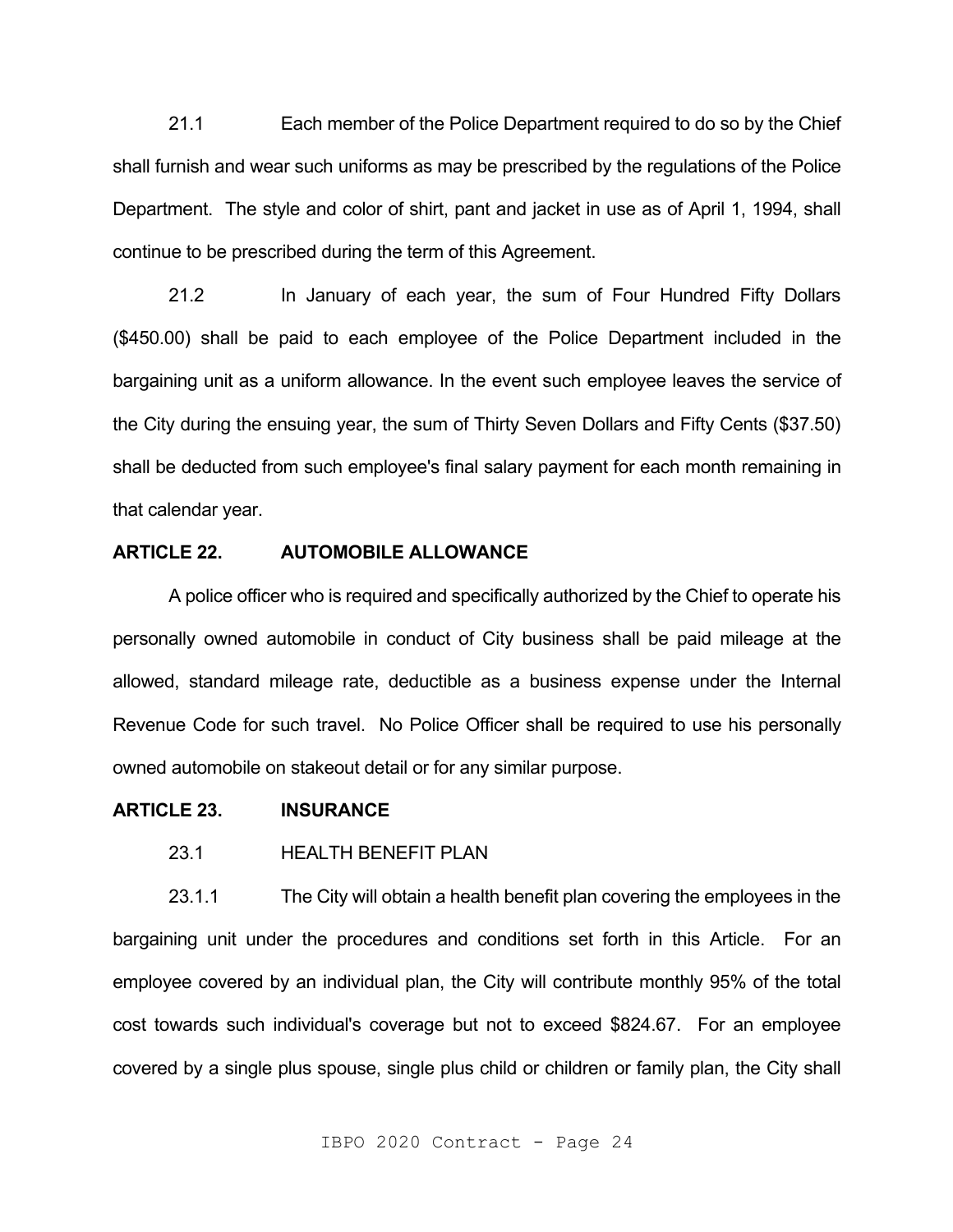21.1 Each member of the Police Department required to do so by the Chief shall furnish and wear such uniforms as may be prescribed by the regulations of the Police Department. The style and color of shirt, pant and jacket in use as of April 1, 1994, shall continue to be prescribed during the term of this Agreement.

21.2 In January of each year, the sum of Four Hundred Fifty Dollars ($450.00) shall be paid to each employee of the Police Department included in the bargaining unit as a uniform allowance. In the event such employee leaves the service of the City during the ensuing year, the sum of Thirty Seven Dollars and Fifty Cents ($37.50) shall be deducted from such employee's final salary payment for each month remaining in that calendar year.

**ARTICLE 22. AUTOMOBILE ALLOWANCE**

A police officer who is required and specifically authorized by the Chief to operate his personally owned automobile in conduct of City business shall be paid mileage at the allowed, standard mileage rate, deductible as a business expense under the Internal Revenue Code for such travel. No Police Officer shall be required to use his personally owned automobile on stakeout detail or for any similar purpose.

**ARTICLE 23. INSURANCE**

23.1 HEALTH BENEFIT PLAN

23.1.1 The City will obtain a health benefit plan covering the employees in the bargaining unit under the procedures and conditions set forth in this Article. For an employee covered by an individual plan, the City will contribute monthly 95% of the total cost towards such individual's coverage but not to exceed $824.67. For an employee covered by a single plus spouse, single plus child or children or family plan, the City shall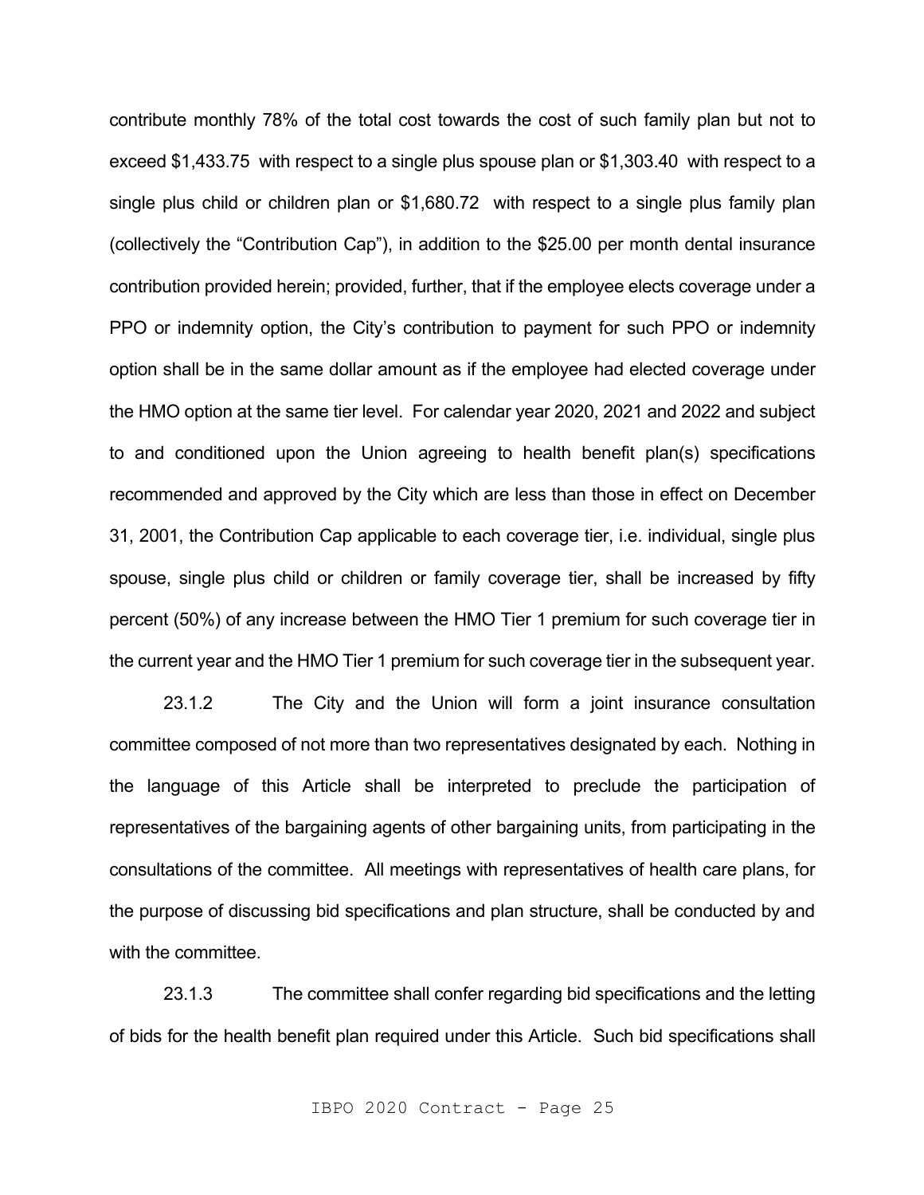contribute monthly 78% of the total cost towards the cost of such family plan but not to exceed $1,433.75 with respect to a single plus spouse plan or $1,303.40 with respect to a single plus child or children plan or $1,680.72 with respect to a single plus family plan (collectively the "Contribution Cap"), in addition to the $25.00 per month dental insurance contribution provided herein; provided, further, that if the employee elects coverage under a PPO or indemnity option, the City's contribution to payment for such PPO or indemnity option shall be in the same dollar amount as if the employee had elected coverage under the HMO option at the same tier level. For calendar year 2020, 2021 and 2022 and subject to and conditioned upon the Union agreeing to health benefit plan(s) specifications recommended and approved by the City which are less than those in effect on December 31, 2001, the Contribution Cap applicable to each coverage tier, i.e. individual, single plus spouse, single plus child or children or family coverage tier, shall be increased by fifty percent (50%) of any increase between the HMO Tier 1 premium for such coverage tier in the current year and the HMO Tier 1 premium for such coverage tier in the subsequent year.

23.1.2 The City and the Union will form a joint insurance consultation committee composed of not more than two representatives designated by each. Nothing in the language of this Article shall be interpreted to preclude the participation of representatives of the bargaining agents of other bargaining units, from participating in the consultations of the committee. All meetings with representatives of health care plans, for the purpose of discussing bid specifications and plan structure, shall be conducted by and with the committee.

23.1.3 The committee shall confer regarding bid specifications and the letting of bids for the health benefit plan required under this Article. Such bid specifications shall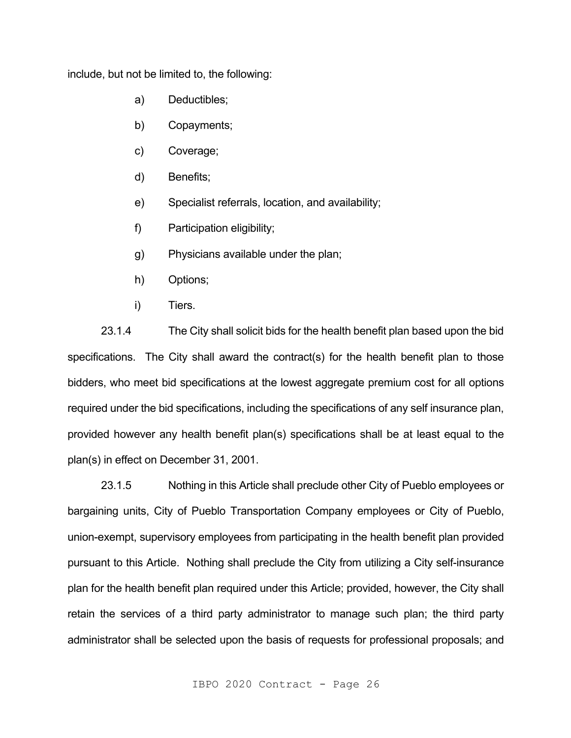include, but not be limited to, the following:

a) Deductibles;

b) Copayments;

c) Coverage;

d) Benefits;

e) Specialist referrals, location, and availability;

f) Participation eligibility;

g) Physicians available under the plan;

h) Options;

i) Tiers.

23.1.4 The City shall solicit bids for the health benefit plan based upon the bid specifications. The City shall award the contract(s) for the health benefit plan to those bidders, who meet bid specifications at the lowest aggregate premium cost for all options required under the bid specifications, including the specifications of any self insurance plan, provided however any health benefit plan(s) specifications shall be at least equal to the plan(s) in effect on December 31, 2001.

23.1.5 Nothing in this Article shall preclude other City of Pueblo employees or bargaining units, City of Pueblo Transportation Company employees or City of Pueblo, union-exempt, supervisory employees from participating in the health benefit plan provided pursuant to this Article. Nothing shall preclude the City from utilizing a City self-insurance plan for the health benefit plan required under this Article; provided, however, the City shall retain the services of a third party administrator to manage such plan; the third party administrator shall be selected upon the basis of requests for professional proposals; and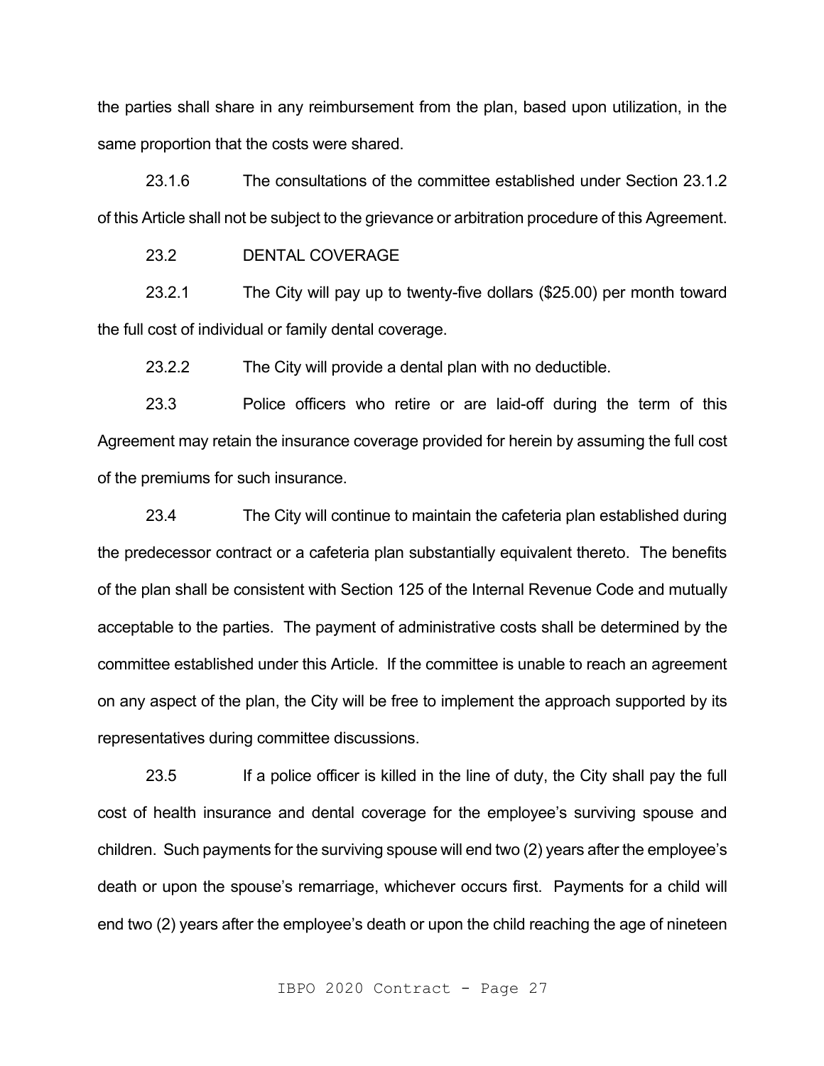the parties shall share in any reimbursement from the plan, based upon utilization, in the same proportion that the costs were shared.

23.1.6 The consultations of the committee established under Section 23.1.2 of this Article shall not be subject to the grievance or arbitration procedure of this Agreement.

23.2 DENTAL COVERAGE

23.2.1 The City will pay up to twenty-five dollars ($25.00) per month toward the full cost of individual or family dental coverage.

23.2.2 The City will provide a dental plan with no deductible.

23.3 Police officers who retire or are laid-off during the term of this Agreement may retain the insurance coverage provided for herein by assuming the full cost of the premiums for such insurance.

23.4 The City will continue to maintain the cafeteria plan established during the predecessor contract or a cafeteria plan substantially equivalent thereto. The benefits of the plan shall be consistent with Section 125 of the Internal Revenue Code and mutually acceptable to the parties. The payment of administrative costs shall be determined by the committee established under this Article. If the committee is unable to reach an agreement on any aspect of the plan, the City will be free to implement the approach supported by its representatives during committee discussions.

23.5 If a police officer is killed in the line of duty, the City shall pay the full cost of health insurance and dental coverage for the employee's surviving spouse and children. Such payments for the surviving spouse will end two (2) years after the employee's death or upon the spouse's remarriage, whichever occurs first. Payments for a child will end two (2) years after the employee's death or upon the child reaching the age of nineteen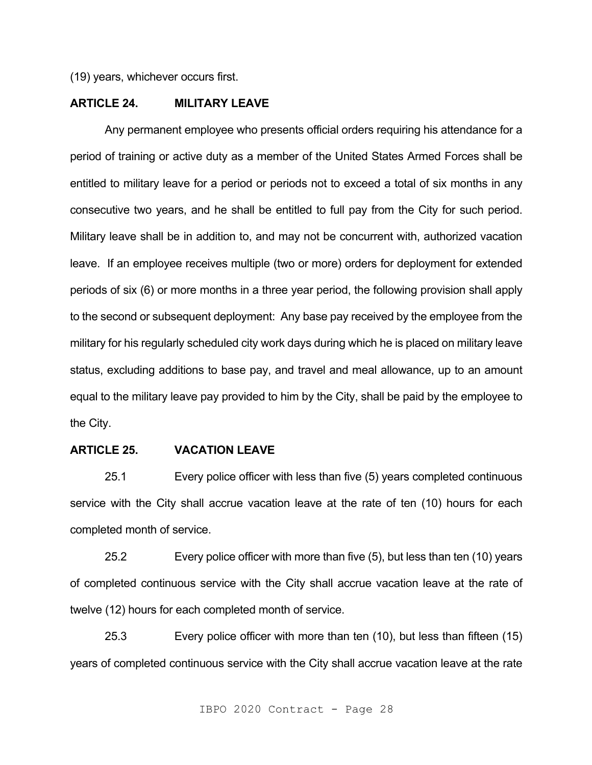(19) years, whichever occurs first.

## ARTICLE 24. MILITARY LEAVE

Any permanent employee who presents official orders requiring his attendance for a period of training or active duty as a member of the United States Armed Forces shall be entitled to military leave for a period or periods not to exceed a total of six months in any consecutive two years, and he shall be entitled to full pay from the City for such period. Military leave shall be in addition to, and may not be concurrent with, authorized vacation leave. If an employee receives multiple (two or more) orders for deployment for extended periods of six (6) or more months in a three year period, the following provision shall apply to the second or subsequent deployment: Any base pay received by the employee from the military for his regularly scheduled city work days during which he is placed on military leave status, excluding additions to base pay, and travel and meal allowance, up to an amount equal to the military leave pay provided to him by the City, shall be paid by the employee to the City.

## ARTICLE 25. VACATION LEAVE

25.1 Every police officer with less than five (5) years completed continuous service with the City shall accrue vacation leave at the rate of ten (10) hours for each completed month of service.

25.2 Every police officer with more than five (5), but less than ten (10) years of completed continuous service with the City shall accrue vacation leave at the rate of twelve (12) hours for each completed month of service.

25.3 Every police officer with more than ten (10), but less than fifteen (15) years of completed continuous service with the City shall accrue vacation leave at the rate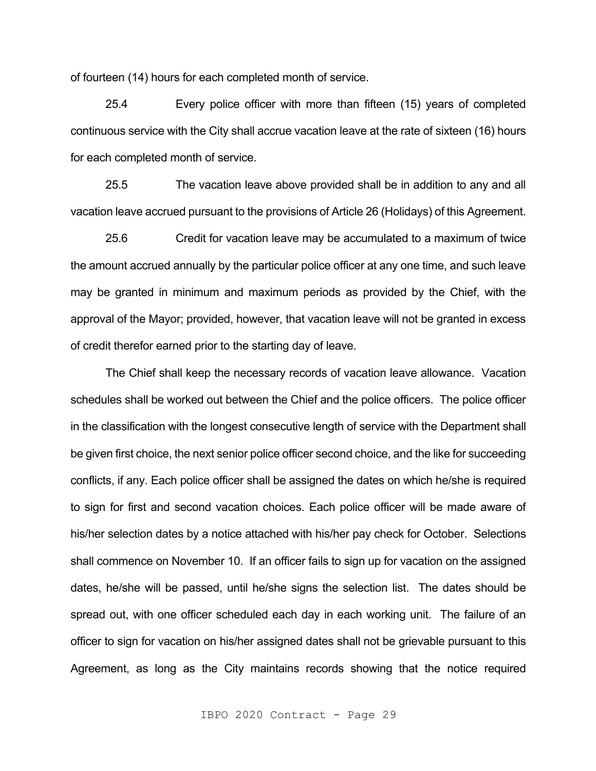of fourteen (14) hours for each completed month of service.

25.4 Every police officer with more than fifteen (15) years of completed continuous service with the City shall accrue vacation leave at the rate of sixteen (16) hours for each completed month of service.

25.5 The vacation leave above provided shall be in addition to any and all vacation leave accrued pursuant to the provisions of Article 26 (Holidays) of this Agreement.

25.6 Credit for vacation leave may be accumulated to a maximum of twice the amount accrued annually by the particular police officer at any one time, and such leave may be granted in minimum and maximum periods as provided by the Chief, with the approval of the Mayor; provided, however, that vacation leave will not be granted in excess of credit therefor earned prior to the starting day of leave.

The Chief shall keep the necessary records of vacation leave allowance. Vacation schedules shall be worked out between the Chief and the police officers. The police officer in the classification with the longest consecutive length of service with the Department shall be given first choice, the next senior police officer second choice, and the like for succeeding conflicts, if any. Each police officer shall be assigned the dates on which he/she is required to sign for first and second vacation choices. Each police officer will be made aware of his/her selection dates by a notice attached with his/her pay check for October. Selections shall commence on November 10. If an officer fails to sign up for vacation on the assigned dates, he/she will be passed, until he/she signs the selection list. The dates should be spread out, with one officer scheduled each day in each working unit. The failure of an officer to sign for vacation on his/her assigned dates shall not be grievable pursuant to this Agreement, as long as the City maintains records showing that the notice required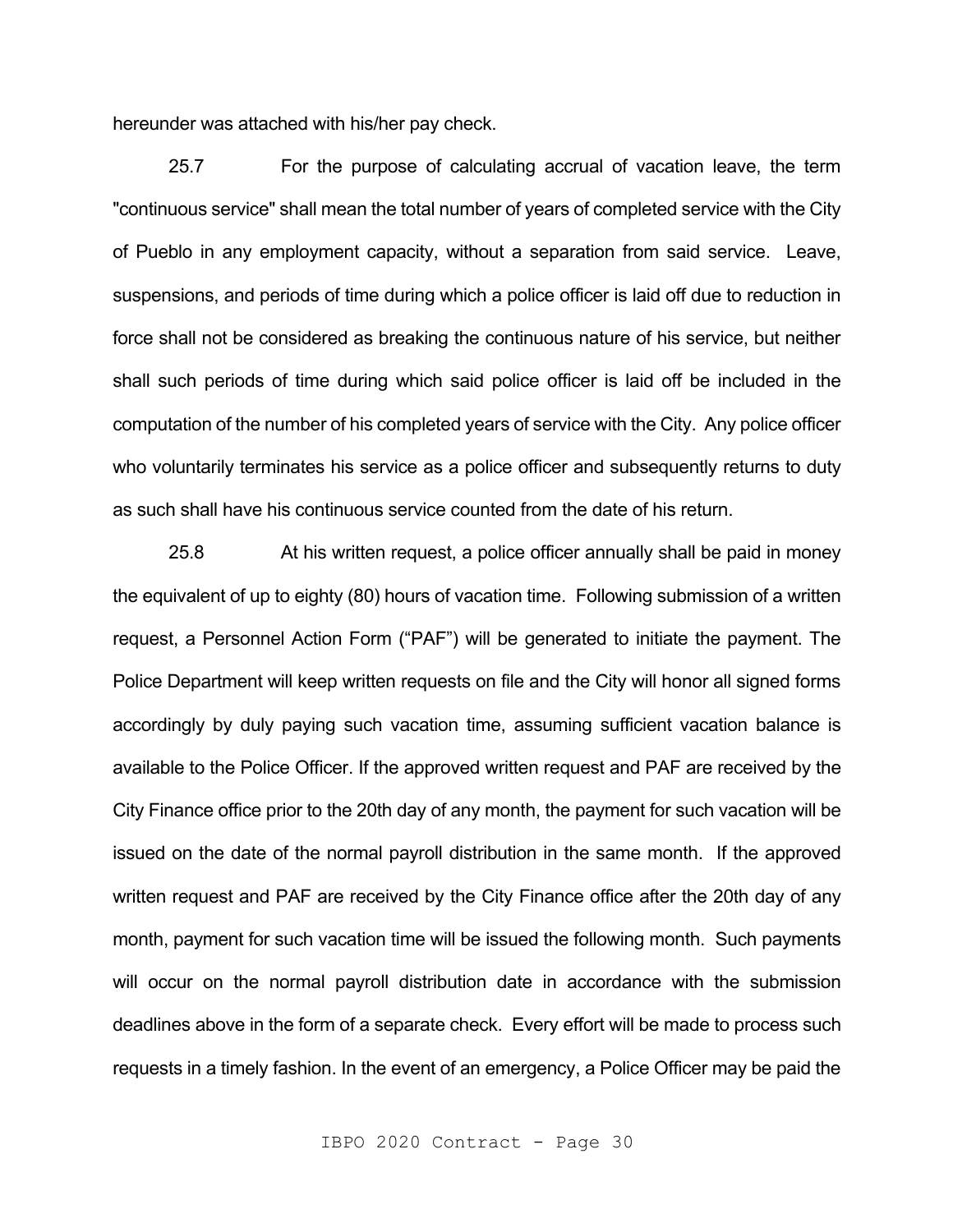hereunder was attached with his/her pay check.

25.7 For the purpose of calculating accrual of vacation leave, the term "continuous service" shall mean the total number of years of completed service with the City of Pueblo in any employment capacity, without a separation from said service. Leave, suspensions, and periods of time during which a police officer is laid off due to reduction in force shall not be considered as breaking the continuous nature of his service, but neither shall such periods of time during which said police officer is laid off be included in the computation of the number of his completed years of service with the City. Any police officer who voluntarily terminates his service as a police officer and subsequently returns to duty as such shall have his continuous service counted from the date of his return.

25.8 At his written request, a police officer annually shall be paid in money the equivalent of up to eighty (80) hours of vacation time. Following submission of a written request, a Personnel Action Form ("PAF") will be generated to initiate the payment. The Police Department will keep written requests on file and the City will honor all signed forms accordingly by duly paying such vacation time, assuming sufficient vacation balance is available to the Police Officer. If the approved written request and PAF are received by the City Finance office prior to the 20th day of any month, the payment for such vacation will be issued on the date of the normal payroll distribution in the same month. If the approved written request and PAF are received by the City Finance office after the 20th day of any month, payment for such vacation time will be issued the following month. Such payments will occur on the normal payroll distribution date in accordance with the submission deadlines above in the form of a separate check. Every effort will be made to process such requests in a timely fashion. In the event of an emergency, a Police Officer may be paid the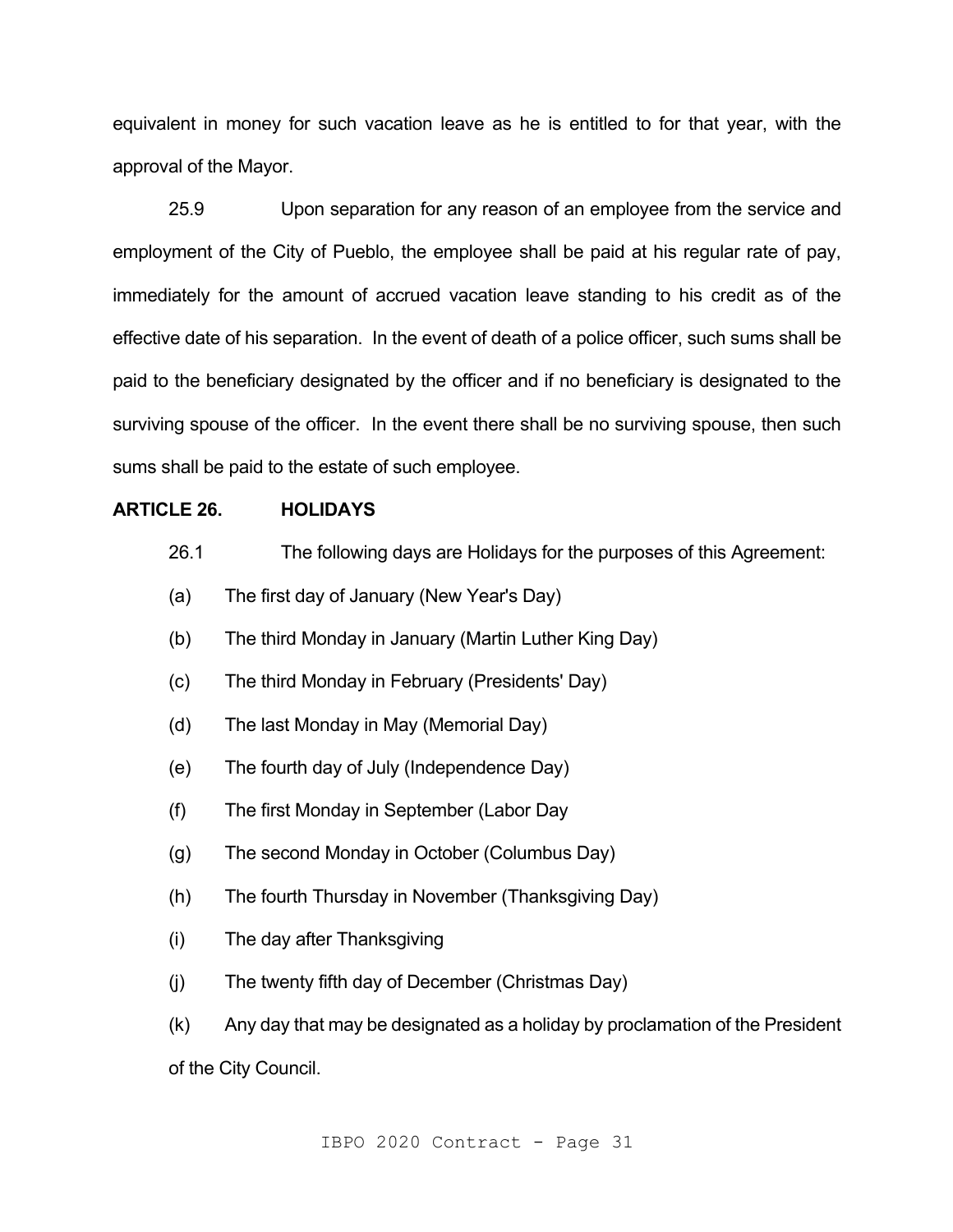equivalent in money for such vacation leave as he is entitled to for that year, with the approval of the Mayor.

25.9 Upon separation for any reason of an employee from the service and employment of the City of Pueblo, the employee shall be paid at his regular rate of pay, immediately for the amount of accrued vacation leave standing to his credit as of the effective date of his separation. In the event of death of a police officer, such sums shall be paid to the beneficiary designated by the officer and if no beneficiary is designated to the surviving spouse of the officer. In the event there shall be no surviving spouse, then such sums shall be paid to the estate of such employee.

## ARTICLE 26. HOLIDAYS

26.1 The following days are Holidays for the purposes of this Agreement:

(a) The first day of January (New Year's Day)

(b) The third Monday in January (Martin Luther King Day)

(c) The third Monday in February (Presidents' Day)

(d) The last Monday in May (Memorial Day)

(e) The fourth day of July (Independence Day)

(f) The first Monday in September (Labor Day

(g) The second Monday in October (Columbus Day)

(h) The fourth Thursday in November (Thanksgiving Day)

(i) The day after Thanksgiving

(j) The twenty fifth day of December (Christmas Day)

(k) Any day that may be designated as a holiday by proclamation of the President of the City Council.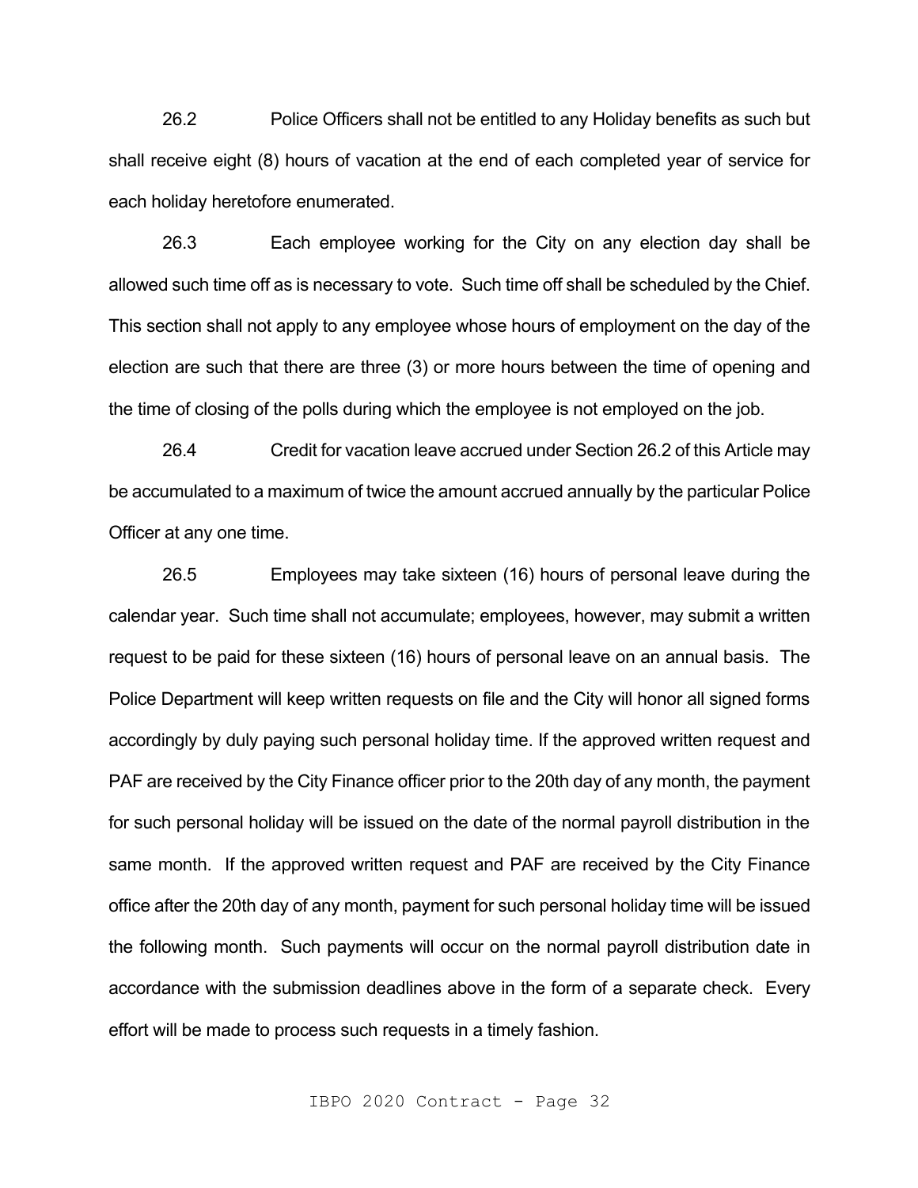26.2 Police Officers shall not be entitled to any Holiday benefits as such but shall receive eight (8) hours of vacation at the end of each completed year of service for each holiday heretofore enumerated.

26.3 Each employee working for the City on any election day shall be allowed such time off as is necessary to vote. Such time off shall be scheduled by the Chief. This section shall not apply to any employee whose hours of employment on the day of the election are such that there are three (3) or more hours between the time of opening and the time of closing of the polls during which the employee is not employed on the job.

26.4 Credit for vacation leave accrued under Section 26.2 of this Article may be accumulated to a maximum of twice the amount accrued annually by the particular Police Officer at any one time.

26.5 Employees may take sixteen (16) hours of personal leave during the calendar year. Such time shall not accumulate; employees, however, may submit a written request to be paid for these sixteen (16) hours of personal leave on an annual basis. The Police Department will keep written requests on file and the City will honor all signed forms accordingly by duly paying such personal holiday time. If the approved written request and PAF are received by the City Finance officer prior to the 20th day of any month, the payment for such personal holiday will be issued on the date of the normal payroll distribution in the same month. If the approved written request and PAF are received by the City Finance office after the 20th day of any month, payment for such personal holiday time will be issued the following month. Such payments will occur on the normal payroll distribution date in accordance with the submission deadlines above in the form of a separate check. Every effort will be made to process such requests in a timely fashion.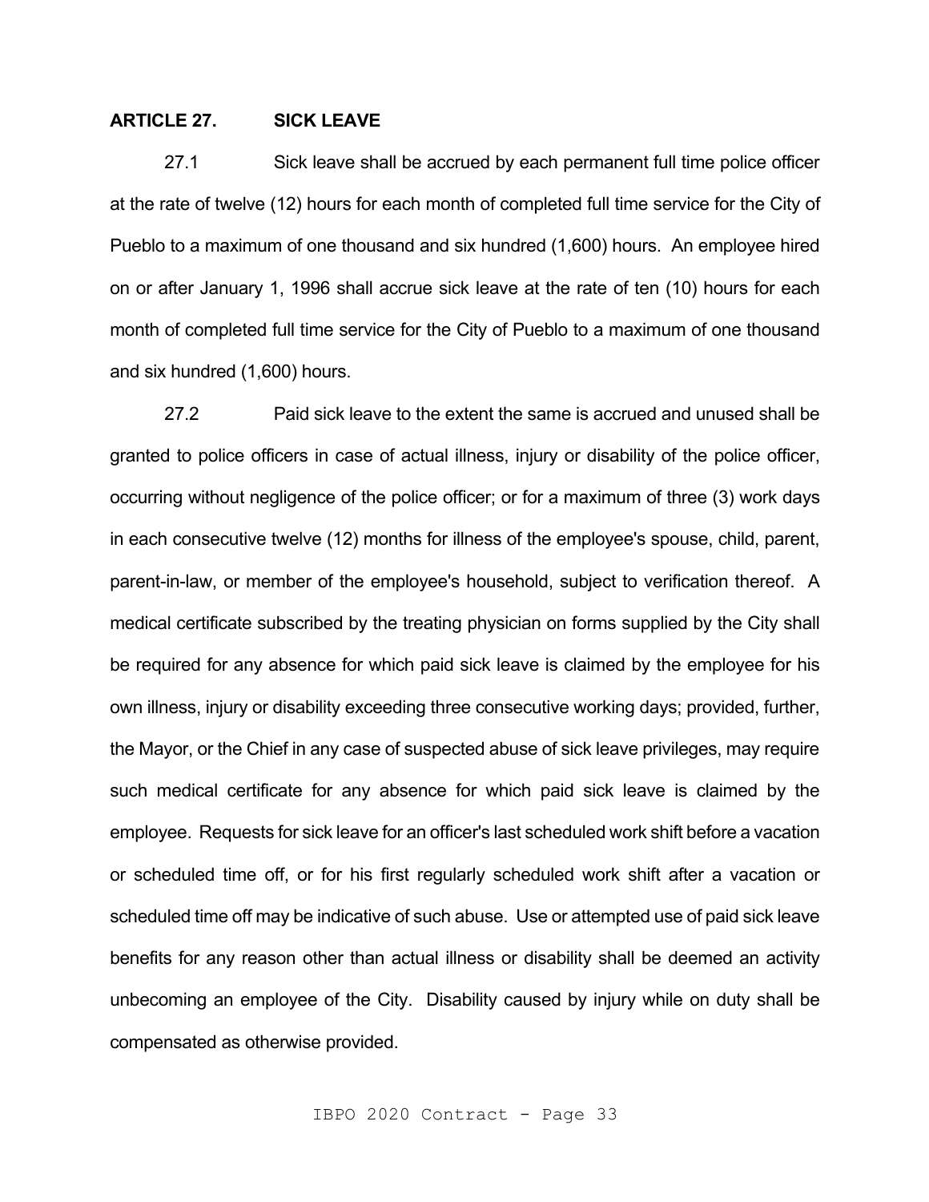## ARTICLE 27. SICK LEAVE

27.1 Sick leave shall be accrued by each permanent full time police officer at the rate of twelve (12) hours for each month of completed full time service for the City of Pueblo to a maximum of one thousand and six hundred (1,600) hours. An employee hired on or after January 1, 1996 shall accrue sick leave at the rate of ten (10) hours for each month of completed full time service for the City of Pueblo to a maximum of one thousand and six hundred (1,600) hours.

27.2 Paid sick leave to the extent the same is accrued and unused shall be granted to police officers in case of actual illness, injury or disability of the police officer, occurring without negligence of the police officer; or for a maximum of three (3) work days in each consecutive twelve (12) months for illness of the employee's spouse, child, parent, parent-in-law, or member of the employee's household, subject to verification thereof. A medical certificate subscribed by the treating physician on forms supplied by the City shall be required for any absence for which paid sick leave is claimed by the employee for his own illness, injury or disability exceeding three consecutive working days; provided, further, the Mayor, or the Chief in any case of suspected abuse of sick leave privileges, may require such medical certificate for any absence for which paid sick leave is claimed by the employee. Requests for sick leave for an officer's last scheduled work shift before a vacation or scheduled time off, or for his first regularly scheduled work shift after a vacation or scheduled time off may be indicative of such abuse. Use or attempted use of paid sick leave benefits for any reason other than actual illness or disability shall be deemed an activity unbecoming an employee of the City. Disability caused by injury while on duty shall be compensated as otherwise provided.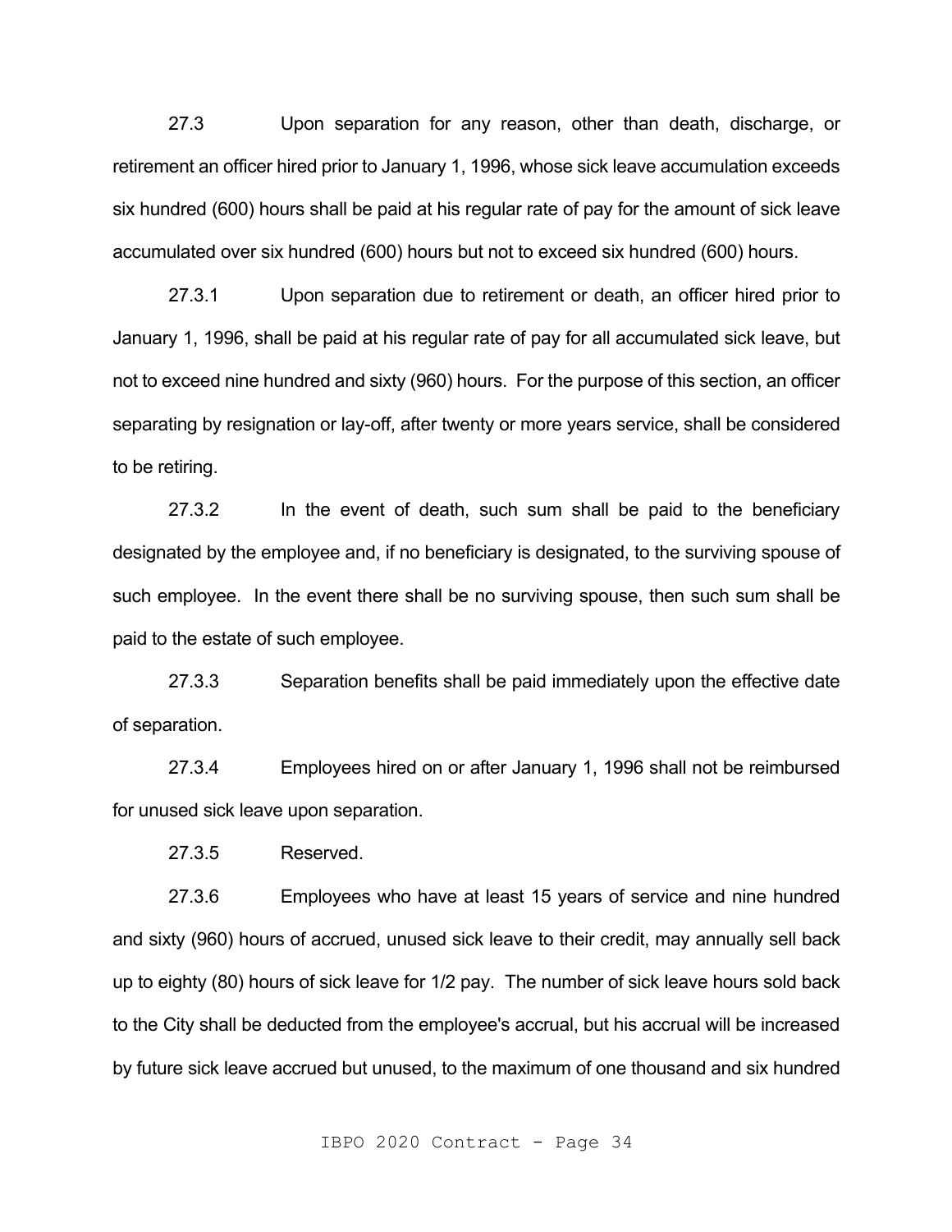27.3 Upon separation for any reason, other than death, discharge, or retirement an officer hired prior to January 1, 1996, whose sick leave accumulation exceeds six hundred (600) hours shall be paid at his regular rate of pay for the amount of sick leave accumulated over six hundred (600) hours but not to exceed six hundred (600) hours.

27.3.1 Upon separation due to retirement or death, an officer hired prior to January 1, 1996, shall be paid at his regular rate of pay for all accumulated sick leave, but not to exceed nine hundred and sixty (960) hours. For the purpose of this section, an officer separating by resignation or lay-off, after twenty or more years service, shall be considered to be retiring.

27.3.2 In the event of death, such sum shall be paid to the beneficiary designated by the employee and, if no beneficiary is designated, to the surviving spouse of such employee. In the event there shall be no surviving spouse, then such sum shall be paid to the estate of such employee.

27.3.3 Separation benefits shall be paid immediately upon the effective date of separation.

27.3.4 Employees hired on or after January 1, 1996 shall not be reimbursed for unused sick leave upon separation.

27.3.5 Reserved.

27.3.6 Employees who have at least 15 years of service and nine hundred and sixty (960) hours of accrued, unused sick leave to their credit, may annually sell back up to eighty (80) hours of sick leave for 1/2 pay. The number of sick leave hours sold back to the City shall be deducted from the employee's accrual, but his accrual will be increased by future sick leave accrued but unused, to the maximum of one thousand and six hundred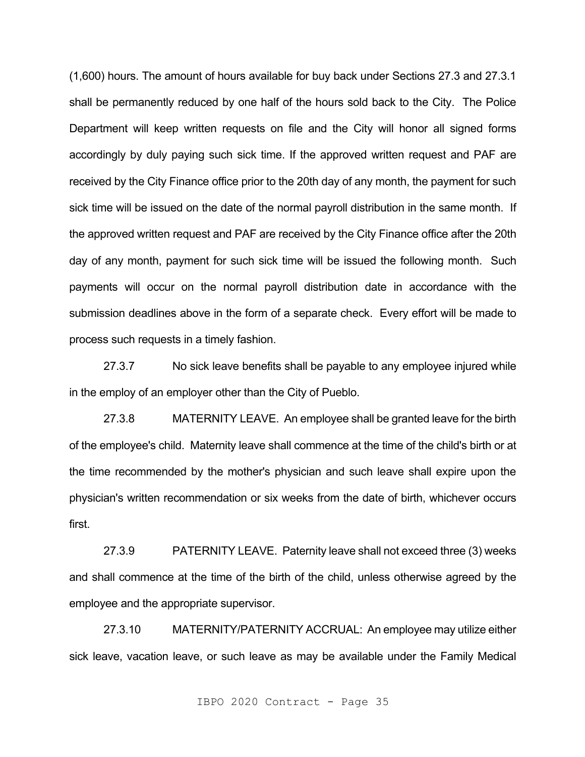(1,600) hours. The amount of hours available for buy back under Sections 27.3 and 27.3.1 shall be permanently reduced by one half of the hours sold back to the City. The Police Department will keep written requests on file and the City will honor all signed forms accordingly by duly paying such sick time. If the approved written request and PAF are received by the City Finance office prior to the 20th day of any month, the payment for such sick time will be issued on the date of the normal payroll distribution in the same month. If the approved written request and PAF are received by the City Finance office after the 20th day of any month, payment for such sick time will be issued the following month. Such payments will occur on the normal payroll distribution date in accordance with the submission deadlines above in the form of a separate check. Every effort will be made to process such requests in a timely fashion.

27.3.7 No sick leave benefits shall be payable to any employee injured while in the employ of an employer other than the City of Pueblo.

27.3.8 MATERNITY LEAVE. An employee shall be granted leave for the birth of the employee's child. Maternity leave shall commence at the time of the child's birth or at the time recommended by the mother's physician and such leave shall expire upon the physician's written recommendation or six weeks from the date of birth, whichever occurs first.

27.3.9 PATERNITY LEAVE. Paternity leave shall not exceed three (3) weeks and shall commence at the time of the birth of the child, unless otherwise agreed by the employee and the appropriate supervisor.

27.3.10 MATERNITY/PATERNITY ACCRUAL: An employee may utilize either sick leave, vacation leave, or such leave as may be available under the Family Medical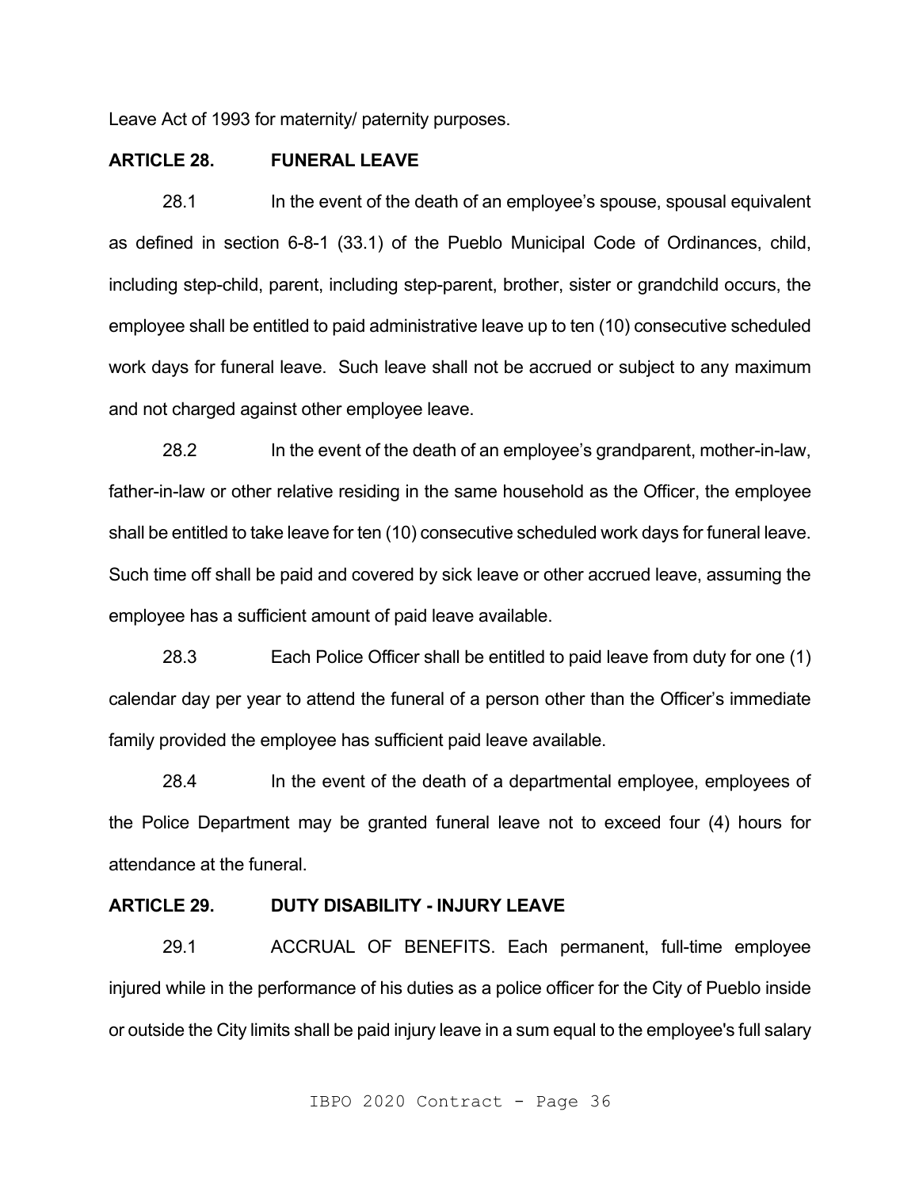Leave Act of 1993 for maternity/ paternity purposes.

**ARTICLE 28. FUNERAL LEAVE**

28.1 In the event of the death of an employee's spouse, spousal equivalent as defined in section 6-8-1 (33.1) of the Pueblo Municipal Code of Ordinances, child, including step-child, parent, including step-parent, brother, sister or grandchild occurs, the employee shall be entitled to paid administrative leave up to ten (10) consecutive scheduled work days for funeral leave. Such leave shall not be accrued or subject to any maximum and not charged against other employee leave.

28.2 In the event of the death of an employee's grandparent, mother-in-law, father-in-law or other relative residing in the same household as the Officer, the employee shall be entitled to take leave for ten (10) consecutive scheduled work days for funeral leave. Such time off shall be paid and covered by sick leave or other accrued leave, assuming the employee has a sufficient amount of paid leave available.

28.3 Each Police Officer shall be entitled to paid leave from duty for one (1) calendar day per year to attend the funeral of a person other than the Officer's immediate family provided the employee has sufficient paid leave available.

28.4 In the event of the death of a departmental employee, employees of the Police Department may be granted funeral leave not to exceed four (4) hours for attendance at the funeral.

**ARTICLE 29. DUTY DISABILITY - INJURY LEAVE**

29.1 ACCRUAL OF BENEFITS. Each permanent, full-time employee injured while in the performance of his duties as a police officer for the City of Pueblo inside or outside the City limits shall be paid injury leave in a sum equal to the employee's full salary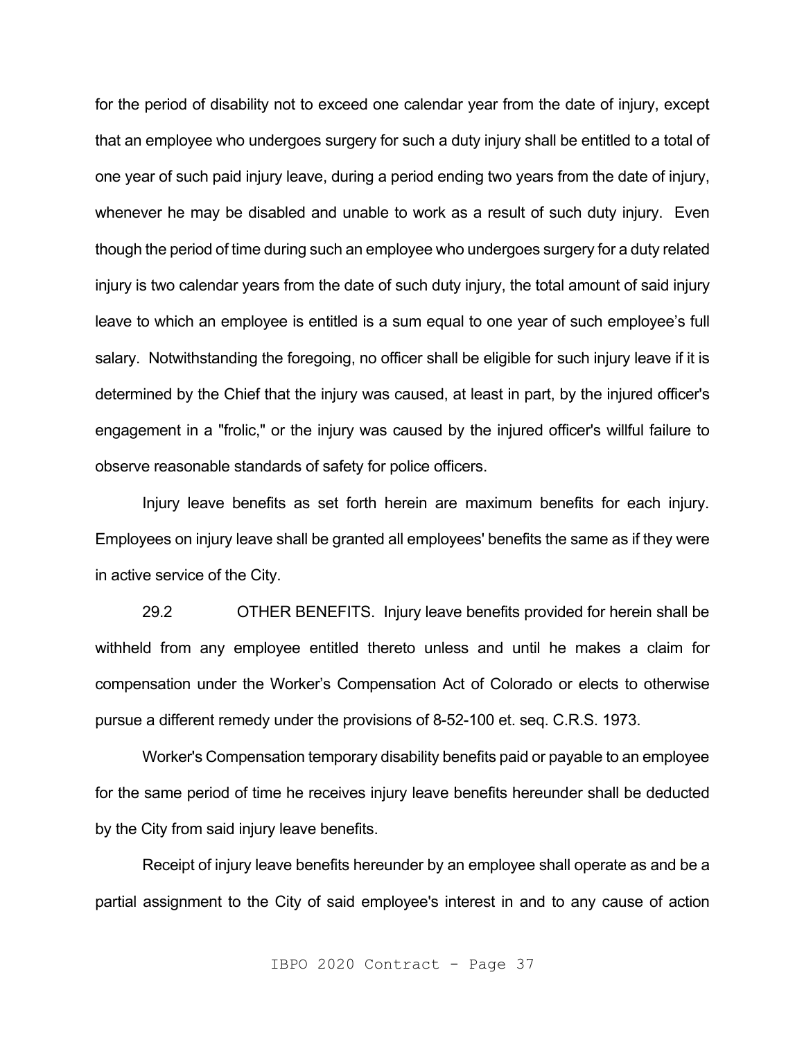for the period of disability not to exceed one calendar year from the date of injury, except that an employee who undergoes surgery for such a duty injury shall be entitled to a total of one year of such paid injury leave, during a period ending two years from the date of injury, whenever he may be disabled and unable to work as a result of such duty injury. Even though the period of time during such an employee who undergoes surgery for a duty related injury is two calendar years from the date of such duty injury, the total amount of said injury leave to which an employee is entitled is a sum equal to one year of such employee's full salary. Notwithstanding the foregoing, no officer shall be eligible for such injury leave if it is determined by the Chief that the injury was caused, at least in part, by the injured officer's engagement in a "frolic," or the injury was caused by the injured officer's willful failure to observe reasonable standards of safety for police officers.

Injury leave benefits as set forth herein are maximum benefits for each injury. Employees on injury leave shall be granted all employees' benefits the same as if they were in active service of the City.

29.2 OTHER BENEFITS. Injury leave benefits provided for herein shall be withheld from any employee entitled thereto unless and until he makes a claim for compensation under the Worker's Compensation Act of Colorado or elects to otherwise pursue a different remedy under the provisions of 8-52-100 et. seq. C.R.S. 1973.

Worker's Compensation temporary disability benefits paid or payable to an employee for the same period of time he receives injury leave benefits hereunder shall be deducted by the City from said injury leave benefits.

Receipt of injury leave benefits hereunder by an employee shall operate as and be a partial assignment to the City of said employee's interest in and to any cause of action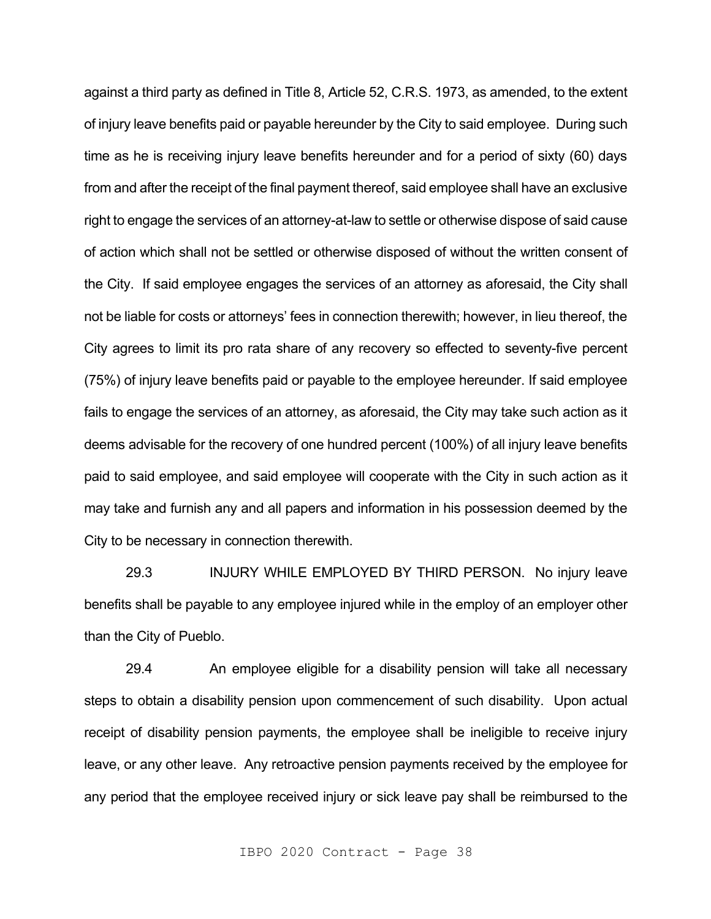against a third party as defined in Title 8, Article 52, C.R.S. 1973, as amended, to the extent of injury leave benefits paid or payable hereunder by the City to said employee. During such time as he is receiving injury leave benefits hereunder and for a period of sixty (60) days from and after the receipt of the final payment thereof, said employee shall have an exclusive right to engage the services of an attorney-at-law to settle or otherwise dispose of said cause of action which shall not be settled or otherwise disposed of without the written consent of the City. If said employee engages the services of an attorney as aforesaid, the City shall not be liable for costs or attorneys' fees in connection therewith; however, in lieu thereof, the City agrees to limit its pro rata share of any recovery so effected to seventy-five percent (75%) of injury leave benefits paid or payable to the employee hereunder. If said employee fails to engage the services of an attorney, as aforesaid, the City may take such action as it deems advisable for the recovery of one hundred percent (100%) of all injury leave benefits paid to said employee, and said employee will cooperate with the City in such action as it may take and furnish any and all papers and information in his possession deemed by the City to be necessary in connection therewith.

29.3 INJURY WHILE EMPLOYED BY THIRD PERSON. No injury leave benefits shall be payable to any employee injured while in the employ of an employer other than the City of Pueblo.

29.4 An employee eligible for a disability pension will take all necessary steps to obtain a disability pension upon commencement of such disability. Upon actual receipt of disability pension payments, the employee shall be ineligible to receive injury leave, or any other leave. Any retroactive pension payments received by the employee for any period that the employee received injury or sick leave pay shall be reimbursed to the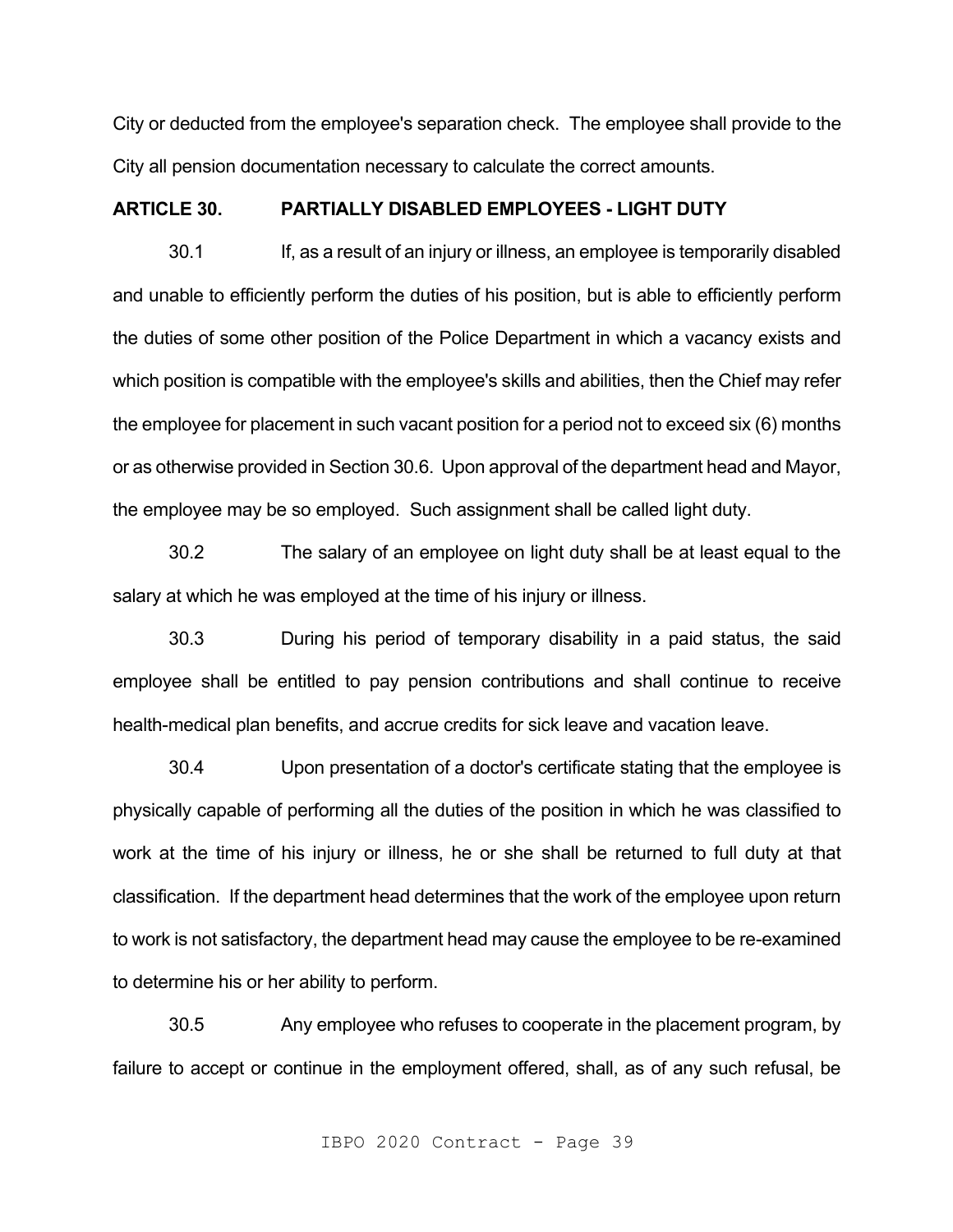City or deducted from the employee's separation check. The employee shall provide to the City all pension documentation necessary to calculate the correct amounts.

## ARTICLE 30. PARTIALLY DISABLED EMPLOYEES - LIGHT DUTY

30.1 If, as a result of an injury or illness, an employee is temporarily disabled and unable to efficiently perform the duties of his position, but is able to efficiently perform the duties of some other position of the Police Department in which a vacancy exists and which position is compatible with the employee's skills and abilities, then the Chief may refer the employee for placement in such vacant position for a period not to exceed six (6) months or as otherwise provided in Section 30.6. Upon approval of the department head and Mayor, the employee may be so employed. Such assignment shall be called light duty.

30.2 The salary of an employee on light duty shall be at least equal to the salary at which he was employed at the time of his injury or illness.

30.3 During his period of temporary disability in a paid status, the said employee shall be entitled to pay pension contributions and shall continue to receive health-medical plan benefits, and accrue credits for sick leave and vacation leave.

30.4 Upon presentation of a doctor's certificate stating that the employee is physically capable of performing all the duties of the position in which he was classified to work at the time of his injury or illness, he or she shall be returned to full duty at that classification. If the department head determines that the work of the employee upon return to work is not satisfactory, the department head may cause the employee to be re-examined to determine his or her ability to perform.

30.5 Any employee who refuses to cooperate in the placement program, by failure to accept or continue in the employment offered, shall, as of any such refusal, be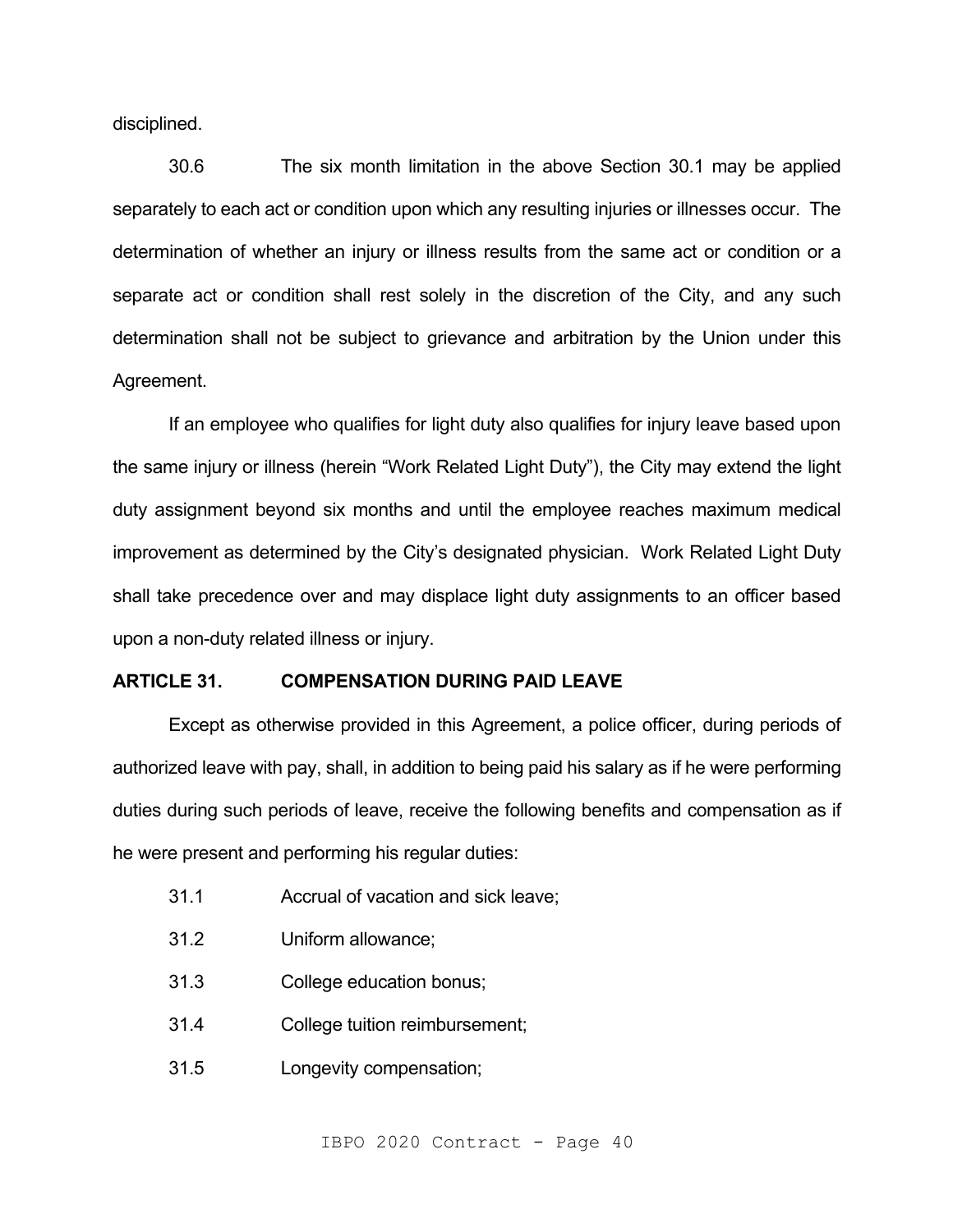disciplined.

30.6 The six month limitation in the above Section 30.1 may be applied separately to each act or condition upon which any resulting injuries or illnesses occur. The determination of whether an injury or illness results from the same act or condition or a separate act or condition shall rest solely in the discretion of the City, and any such determination shall not be subject to grievance and arbitration by the Union under this Agreement.

If an employee who qualifies for light duty also qualifies for injury leave based upon the same injury or illness (herein "Work Related Light Duty"), the City may extend the light duty assignment beyond six months and until the employee reaches maximum medical improvement as determined by the City's designated physician. Work Related Light Duty shall take precedence over and may displace light duty assignments to an officer based upon a non-duty related illness or injury.

## ARTICLE 31. COMPENSATION DURING PAID LEAVE

Except as otherwise provided in this Agreement, a police officer, during periods of authorized leave with pay, shall, in addition to being paid his salary as if he were performing duties during such periods of leave, receive the following benefits and compensation as if he were present and performing his regular duties:

31.1 Accrual of vacation and sick leave;

31.2 Uniform allowance;

31.3 College education bonus;

31.4 College tuition reimbursement;

31.5 Longevity compensation;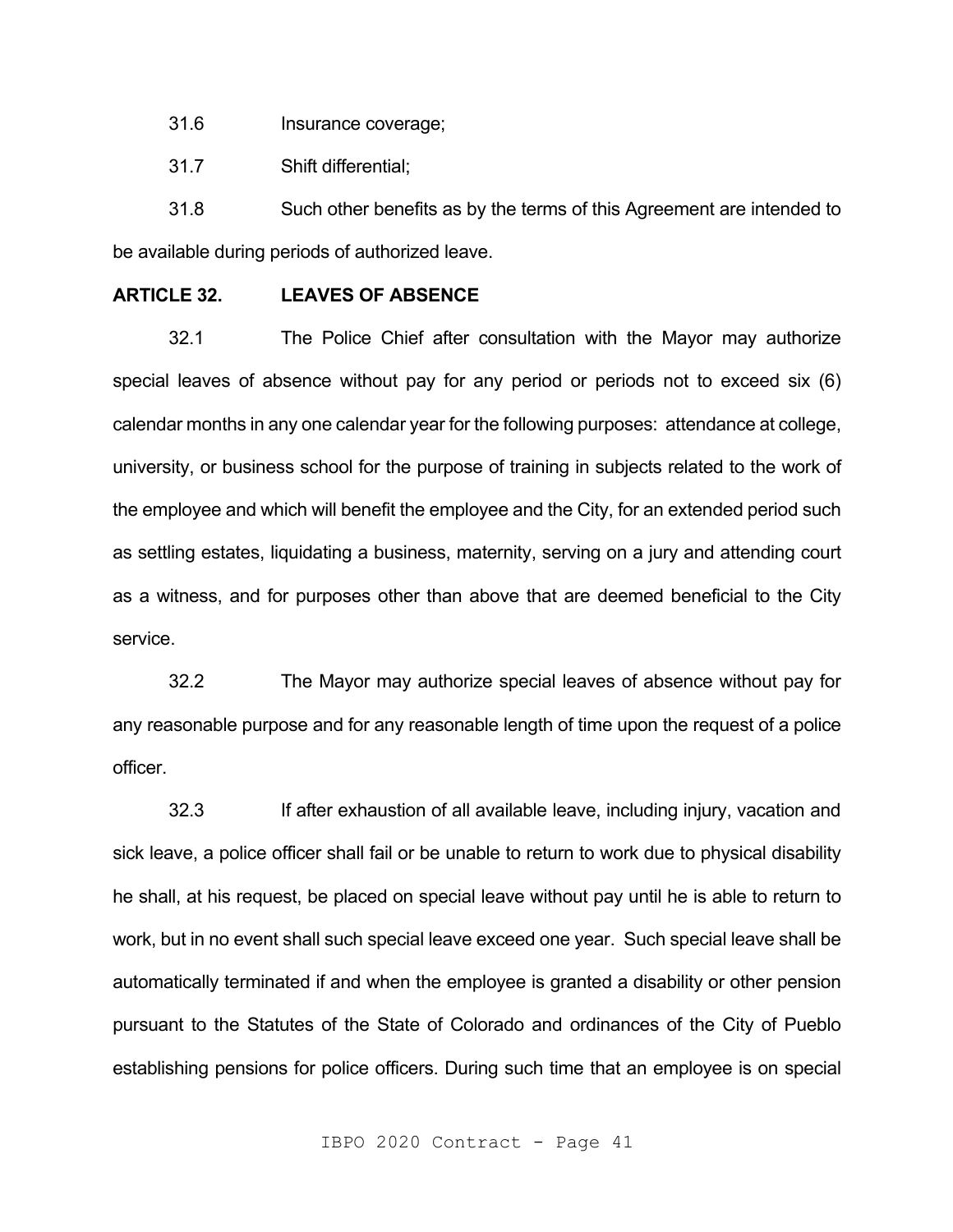31.6 Insurance coverage;

31.7 Shift differential;

31.8 Such other benefits as by the terms of this Agreement are intended to be available during periods of authorized leave.

**ARTICLE 32. LEAVES OF ABSENCE**

32.1 The Police Chief after consultation with the Mayor may authorize special leaves of absence without pay for any period or periods not to exceed six (6) calendar months in any one calendar year for the following purposes: attendance at college, university, or business school for the purpose of training in subjects related to the work of the employee and which will benefit the employee and the City, for an extended period such as settling estates, liquidating a business, maternity, serving on a jury and attending court as a witness, and for purposes other than above that are deemed beneficial to the City service.

32.2 The Mayor may authorize special leaves of absence without pay for any reasonable purpose and for any reasonable length of time upon the request of a police officer.

32.3 If after exhaustion of all available leave, including injury, vacation and sick leave, a police officer shall fail or be unable to return to work due to physical disability he shall, at his request, be placed on special leave without pay until he is able to return to work, but in no event shall such special leave exceed one year. Such special leave shall be automatically terminated if and when the employee is granted a disability or other pension pursuant to the Statutes of the State of Colorado and ordinances of the City of Pueblo establishing pensions for police officers. During such time that an employee is on special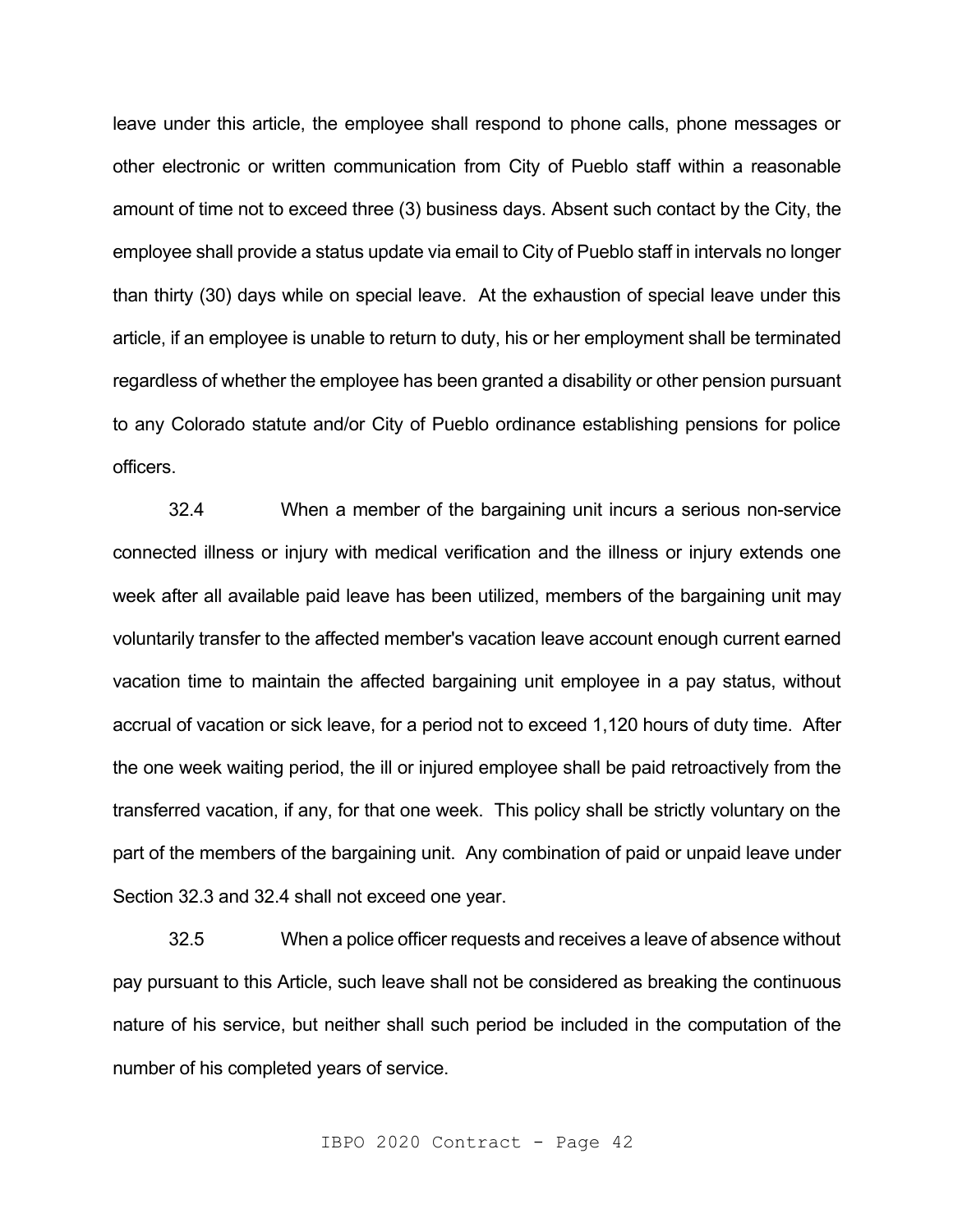leave under this article, the employee shall respond to phone calls, phone messages or other electronic or written communication from City of Pueblo staff within a reasonable amount of time not to exceed three (3) business days. Absent such contact by the City, the employee shall provide a status update via email to City of Pueblo staff in intervals no longer than thirty (30) days while on special leave. At the exhaustion of special leave under this article, if an employee is unable to return to duty, his or her employment shall be terminated regardless of whether the employee has been granted a disability or other pension pursuant to any Colorado statute and/or City of Pueblo ordinance establishing pensions for police officers.

32.4 When a member of the bargaining unit incurs a serious non-service connected illness or injury with medical verification and the illness or injury extends one week after all available paid leave has been utilized, members of the bargaining unit may voluntarily transfer to the affected member's vacation leave account enough current earned vacation time to maintain the affected bargaining unit employee in a pay status, without accrual of vacation or sick leave, for a period not to exceed 1,120 hours of duty time. After the one week waiting period, the ill or injured employee shall be paid retroactively from the transferred vacation, if any, for that one week. This policy shall be strictly voluntary on the part of the members of the bargaining unit. Any combination of paid or unpaid leave under Section 32.3 and 32.4 shall not exceed one year.

32.5 When a police officer requests and receives a leave of absence without pay pursuant to this Article, such leave shall not be considered as breaking the continuous nature of his service, but neither shall such period be included in the computation of the number of his completed years of service.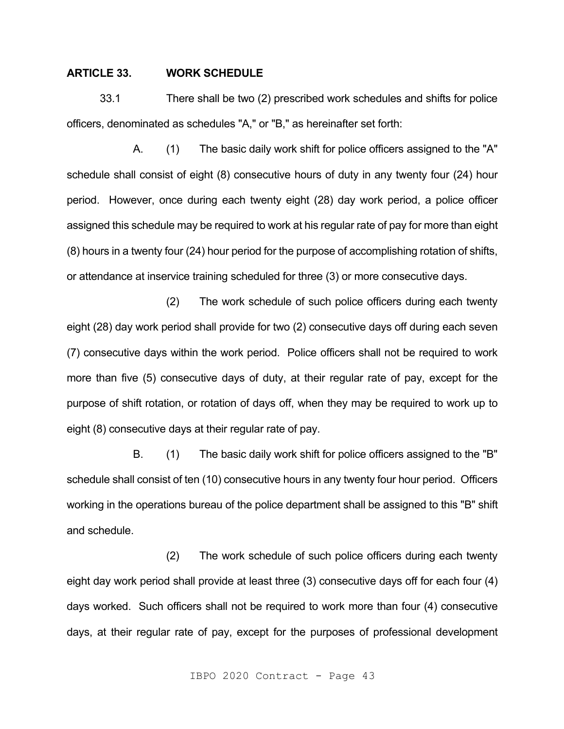## ARTICLE 33. WORK SCHEDULE

33.1 There shall be two (2) prescribed work schedules and shifts for police officers, denominated as schedules "A," or "B," as hereinafter set forth:

A. (1) The basic daily work shift for police officers assigned to the "A" schedule shall consist of eight (8) consecutive hours of duty in any twenty four (24) hour period. However, once during each twenty eight (28) day work period, a police officer assigned this schedule may be required to work at his regular rate of pay for more than eight (8) hours in a twenty four (24) hour period for the purpose of accomplishing rotation of shifts, or attendance at inservice training scheduled for three (3) or more consecutive days.

(2) The work schedule of such police officers during each twenty eight (28) day work period shall provide for two (2) consecutive days off during each seven (7) consecutive days within the work period. Police officers shall not be required to work more than five (5) consecutive days of duty, at their regular rate of pay, except for the purpose of shift rotation, or rotation of days off, when they may be required to work up to eight (8) consecutive days at their regular rate of pay.

B. (1) The basic daily work shift for police officers assigned to the "B" schedule shall consist of ten (10) consecutive hours in any twenty four hour period. Officers working in the operations bureau of the police department shall be assigned to this "B" shift and schedule.

(2) The work schedule of such police officers during each twenty eight day work period shall provide at least three (3) consecutive days off for each four (4) days worked. Such officers shall not be required to work more than four (4) consecutive days, at their regular rate of pay, except for the purposes of professional development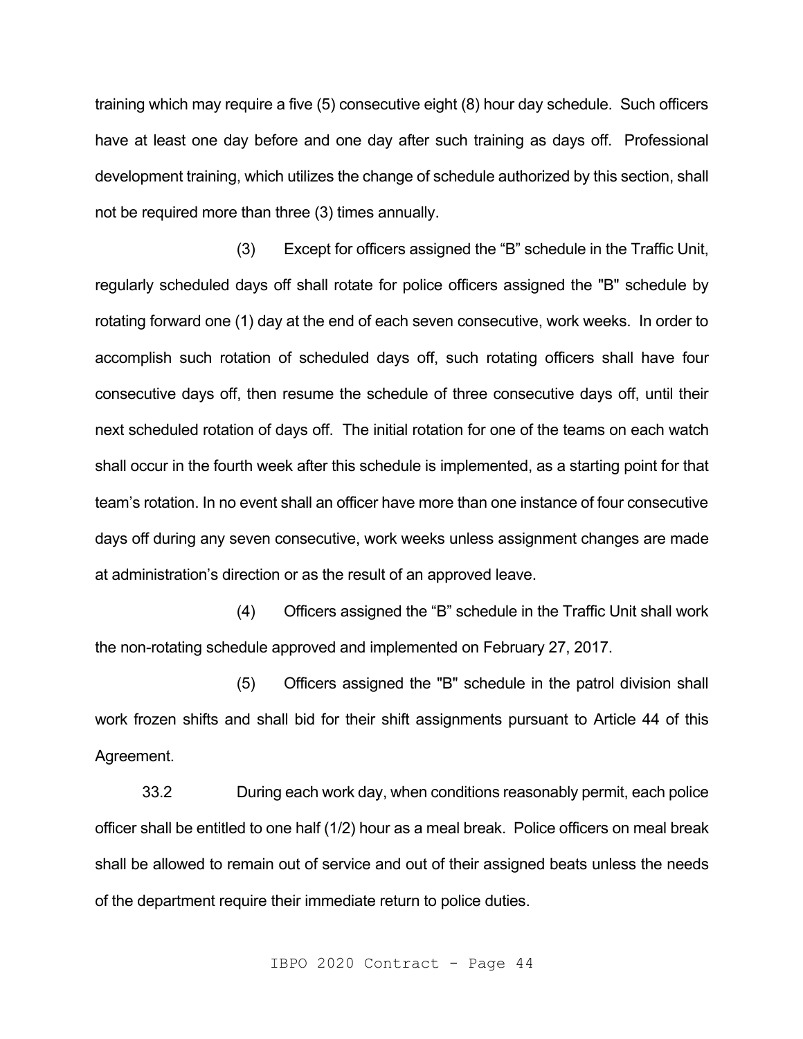training which may require a five (5) consecutive eight (8) hour day schedule. Such officers have at least one day before and one day after such training as days off. Professional development training, which utilizes the change of schedule authorized by this section, shall not be required more than three (3) times annually.

(3) Except for officers assigned the “B” schedule in the Traffic Unit, regularly scheduled days off shall rotate for police officers assigned the "B" schedule by rotating forward one (1) day at the end of each seven consecutive, work weeks. In order to accomplish such rotation of scheduled days off, such rotating officers shall have four consecutive days off, then resume the schedule of three consecutive days off, until their next scheduled rotation of days off. The initial rotation for one of the teams on each watch shall occur in the fourth week after this schedule is implemented, as a starting point for that team’s rotation. In no event shall an officer have more than one instance of four consecutive days off during any seven consecutive, work weeks unless assignment changes are made at administration’s direction or as the result of an approved leave.

(4) Officers assigned the “B” schedule in the Traffic Unit shall work the non-rotating schedule approved and implemented on February 27, 2017.

(5) Officers assigned the "B" schedule in the patrol division shall work frozen shifts and shall bid for their shift assignments pursuant to Article 44 of this Agreement.

33.2 During each work day, when conditions reasonably permit, each police officer shall be entitled to one half (1/2) hour as a meal break. Police officers on meal break shall be allowed to remain out of service and out of their assigned beats unless the needs of the department require their immediate return to police duties.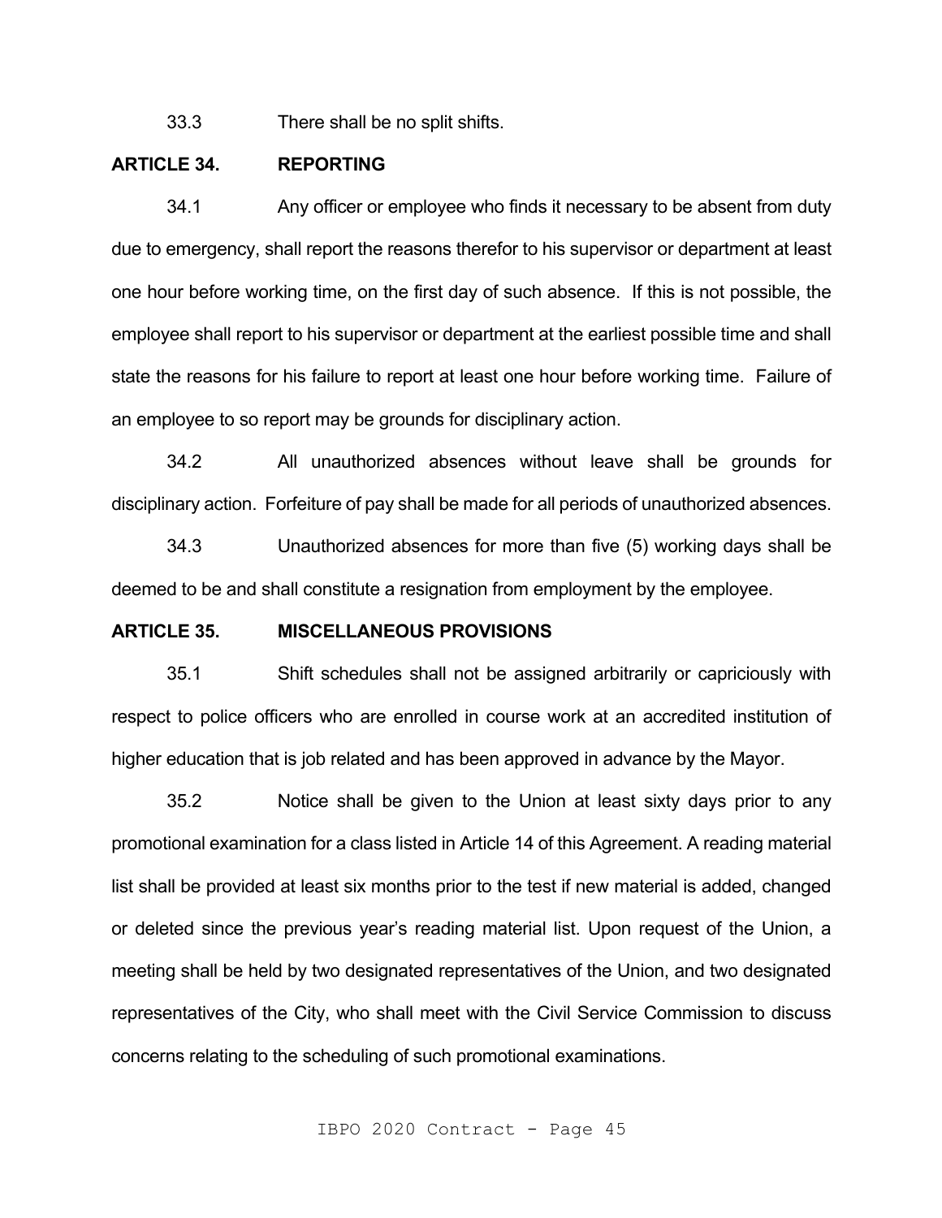33.3 There shall be no split shifts.

**ARTICLE 34. REPORTING**

34.1 Any officer or employee who finds it necessary to be absent from duty due to emergency, shall report the reasons therefor to his supervisor or department at least one hour before working time, on the first day of such absence. If this is not possible, the employee shall report to his supervisor or department at the earliest possible time and shall state the reasons for his failure to report at least one hour before working time. Failure of an employee to so report may be grounds for disciplinary action.

34.2 All unauthorized absences without leave shall be grounds for disciplinary action. Forfeiture of pay shall be made for all periods of unauthorized absences.

34.3 Unauthorized absences for more than five (5) working days shall be deemed to be and shall constitute a resignation from employment by the employee.

**ARTICLE 35. MISCELLANEOUS PROVISIONS**

35.1 Shift schedules shall not be assigned arbitrarily or capriciously with respect to police officers who are enrolled in course work at an accredited institution of higher education that is job related and has been approved in advance by the Mayor.

35.2 Notice shall be given to the Union at least sixty days prior to any promotional examination for a class listed in Article 14 of this Agreement. A reading material list shall be provided at least six months prior to the test if new material is added, changed or deleted since the previous year's reading material list. Upon request of the Union, a meeting shall be held by two designated representatives of the Union, and two designated representatives of the City, who shall meet with the Civil Service Commission to discuss concerns relating to the scheduling of such promotional examinations.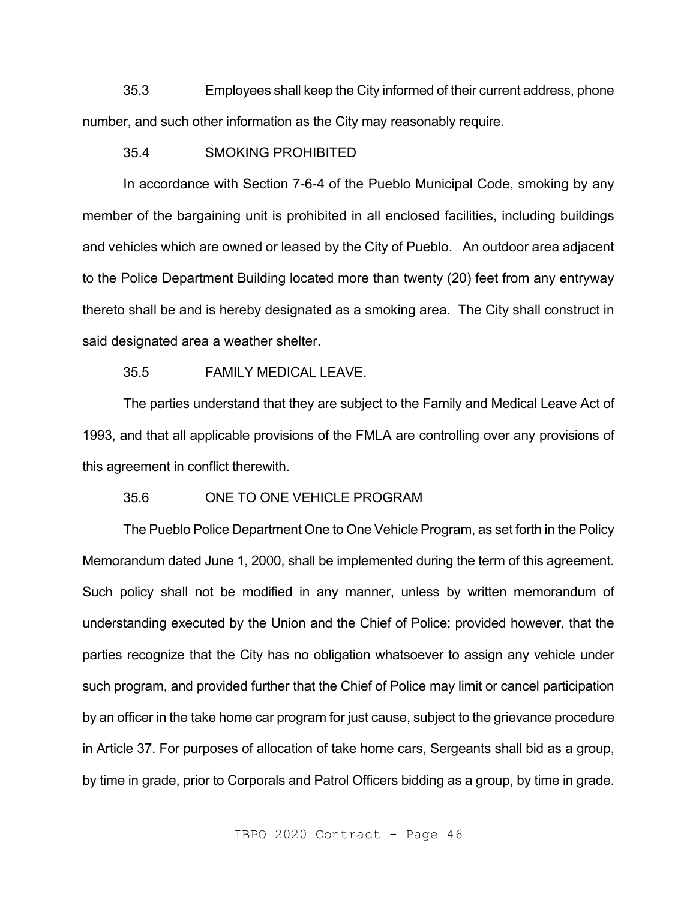35.3 Employees shall keep the City informed of their current address, phone number, and such other information as the City may reasonably require.

35.4 SMOKING PROHIBITED

In accordance with Section 7-6-4 of the Pueblo Municipal Code, smoking by any member of the bargaining unit is prohibited in all enclosed facilities, including buildings and vehicles which are owned or leased by the City of Pueblo. An outdoor area adjacent to the Police Department Building located more than twenty (20) feet from any entryway thereto shall be and is hereby designated as a smoking area. The City shall construct in said designated area a weather shelter.

35.5 FAMILY MEDICAL LEAVE.

The parties understand that they are subject to the Family and Medical Leave Act of 1993, and that all applicable provisions of the FMLA are controlling over any provisions of this agreement in conflict therewith.

35.6 ONE TO ONE VEHICLE PROGRAM

The Pueblo Police Department One to One Vehicle Program, as set forth in the Policy Memorandum dated June 1, 2000, shall be implemented during the term of this agreement. Such policy shall not be modified in any manner, unless by written memorandum of understanding executed by the Union and the Chief of Police; provided however, that the parties recognize that the City has no obligation whatsoever to assign any vehicle under such program, and provided further that the Chief of Police may limit or cancel participation by an officer in the take home car program for just cause, subject to the grievance procedure in Article 37. For purposes of allocation of take home cars, Sergeants shall bid as a group, by time in grade, prior to Corporals and Patrol Officers bidding as a group, by time in grade.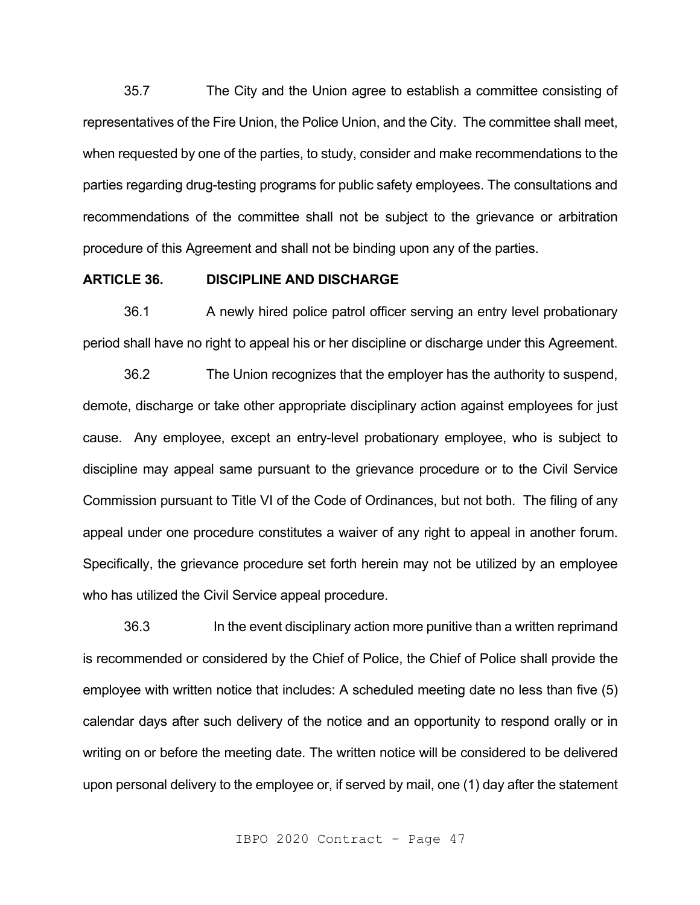35.7 The City and the Union agree to establish a committee consisting of representatives of the Fire Union, the Police Union, and the City. The committee shall meet, when requested by one of the parties, to study, consider and make recommendations to the parties regarding drug-testing programs for public safety employees. The consultations and recommendations of the committee shall not be subject to the grievance or arbitration procedure of this Agreement and shall not be binding upon any of the parties.

## ARTICLE 36. DISCIPLINE AND DISCHARGE

36.1 A newly hired police patrol officer serving an entry level probationary period shall have no right to appeal his or her discipline or discharge under this Agreement.

36.2 The Union recognizes that the employer has the authority to suspend, demote, discharge or take other appropriate disciplinary action against employees for just cause. Any employee, except an entry-level probationary employee, who is subject to discipline may appeal same pursuant to the grievance procedure or to the Civil Service Commission pursuant to Title VI of the Code of Ordinances, but not both. The filing of any appeal under one procedure constitutes a waiver of any right to appeal in another forum. Specifically, the grievance procedure set forth herein may not be utilized by an employee who has utilized the Civil Service appeal procedure.

36.3 In the event disciplinary action more punitive than a written reprimand is recommended or considered by the Chief of Police, the Chief of Police shall provide the employee with written notice that includes: A scheduled meeting date no less than five (5) calendar days after such delivery of the notice and an opportunity to respond orally or in writing on or before the meeting date. The written notice will be considered to be delivered upon personal delivery to the employee or, if served by mail, one (1) day after the statement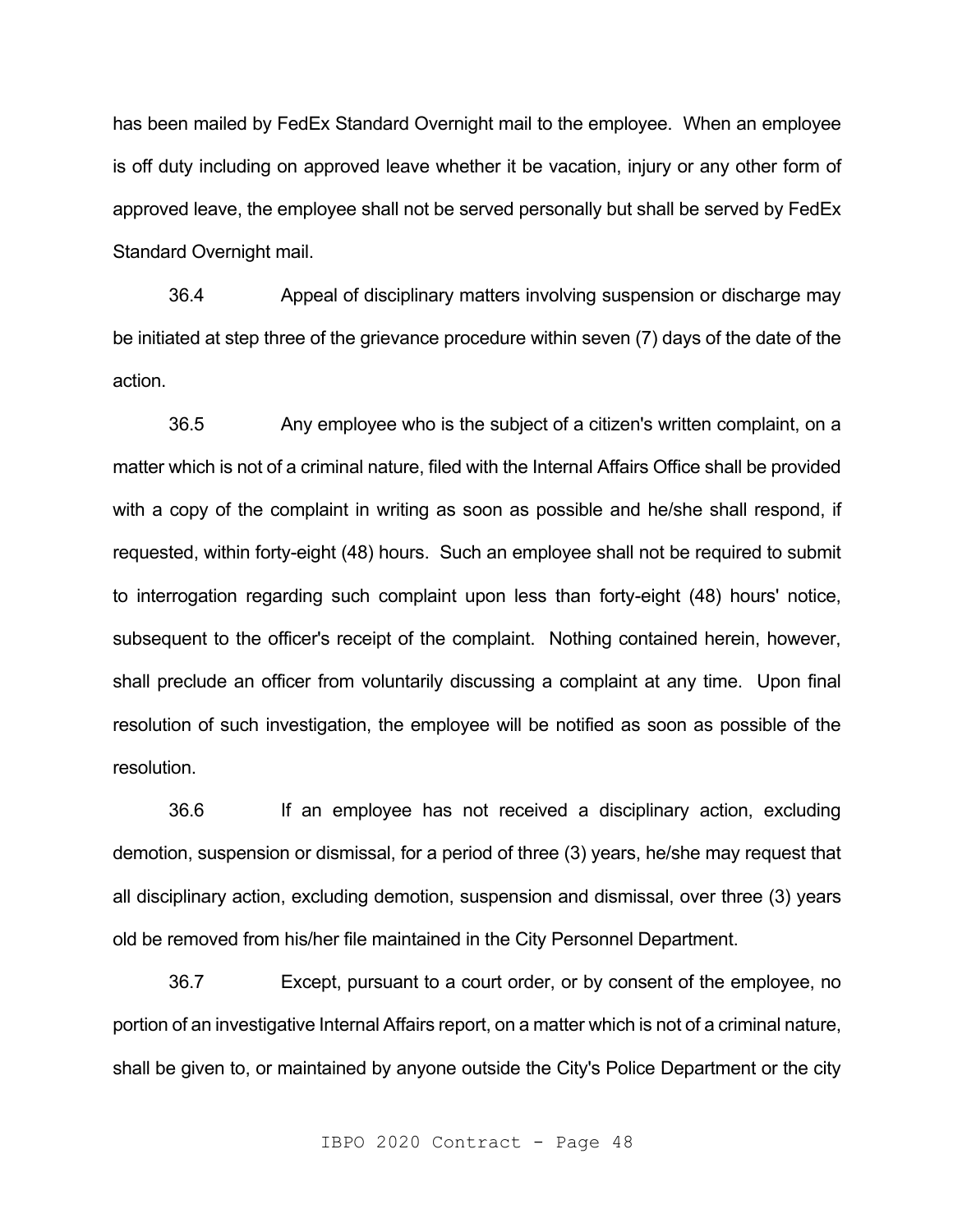has been mailed by FedEx Standard Overnight mail to the employee. When an employee is off duty including on approved leave whether it be vacation, injury or any other form of approved leave, the employee shall not be served personally but shall be served by FedEx Standard Overnight mail.

36.4 Appeal of disciplinary matters involving suspension or discharge may be initiated at step three of the grievance procedure within seven (7) days of the date of the action.

36.5 Any employee who is the subject of a citizen's written complaint, on a matter which is not of a criminal nature, filed with the Internal Affairs Office shall be provided with a copy of the complaint in writing as soon as possible and he/she shall respond, if requested, within forty-eight (48) hours. Such an employee shall not be required to submit to interrogation regarding such complaint upon less than forty-eight (48) hours' notice, subsequent to the officer's receipt of the complaint. Nothing contained herein, however, shall preclude an officer from voluntarily discussing a complaint at any time. Upon final resolution of such investigation, the employee will be notified as soon as possible of the resolution.

36.6 If an employee has not received a disciplinary action, excluding demotion, suspension or dismissal, for a period of three (3) years, he/she may request that all disciplinary action, excluding demotion, suspension and dismissal, over three (3) years old be removed from his/her file maintained in the City Personnel Department.

36.7 Except, pursuant to a court order, or by consent of the employee, no portion of an investigative Internal Affairs report, on a matter which is not of a criminal nature, shall be given to, or maintained by anyone outside the City's Police Department or the city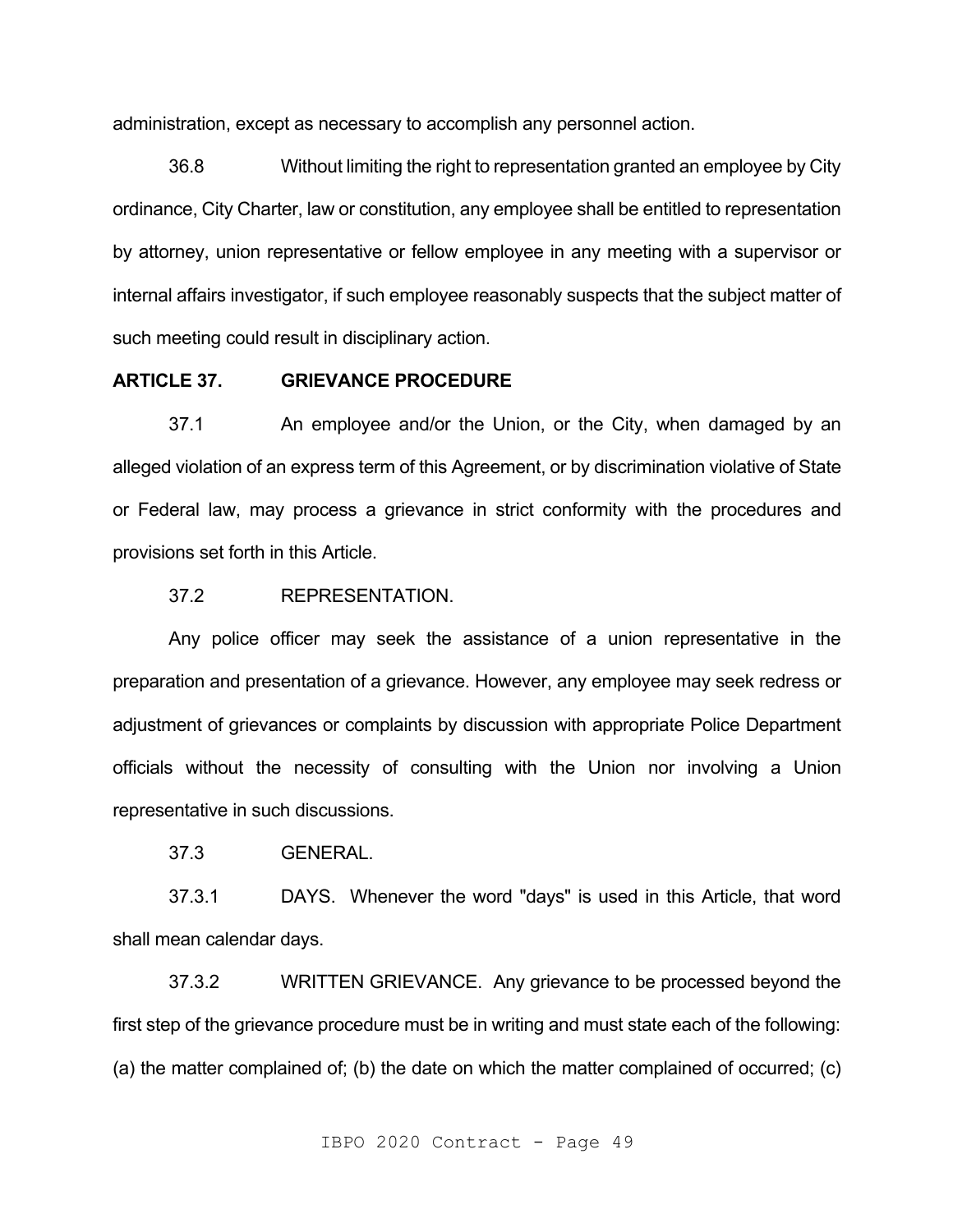administration, except as necessary to accomplish any personnel action.

36.8 Without limiting the right to representation granted an employee by City ordinance, City Charter, law or constitution, any employee shall be entitled to representation by attorney, union representative or fellow employee in any meeting with a supervisor or internal affairs investigator, if such employee reasonably suspects that the subject matter of such meeting could result in disciplinary action.

## ARTICLE 37. GRIEVANCE PROCEDURE

37.1 An employee and/or the Union, or the City, when damaged by an alleged violation of an express term of this Agreement, or by discrimination violative of State or Federal law, may process a grievance in strict conformity with the procedures and provisions set forth in this Article.

37.2 REPRESENTATION.

Any police officer may seek the assistance of a union representative in the preparation and presentation of a grievance. However, any employee may seek redress or adjustment of grievances or complaints by discussion with appropriate Police Department officials without the necessity of consulting with the Union nor involving a Union representative in such discussions.

37.3 GENERAL.

37.3.1 DAYS. Whenever the word "days" is used in this Article, that word shall mean calendar days.

37.3.2 WRITTEN GRIEVANCE. Any grievance to be processed beyond the first step of the grievance procedure must be in writing and must state each of the following: (a) the matter complained of; (b) the date on which the matter complained of occurred; (c)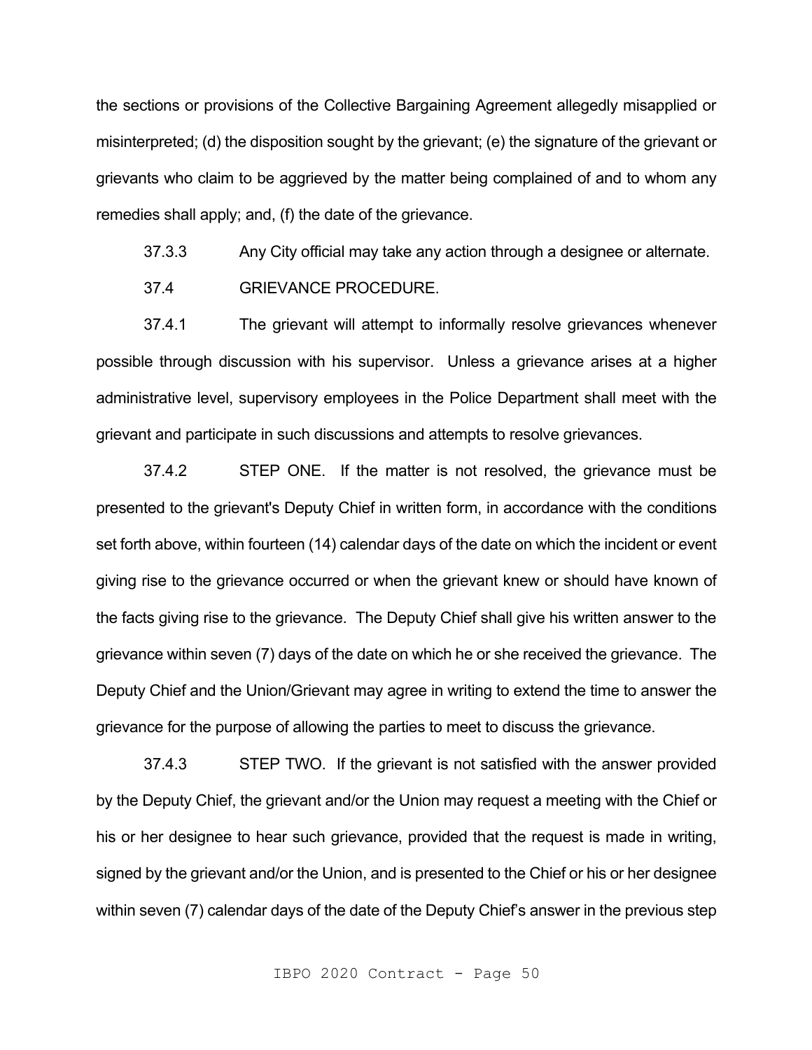the sections or provisions of the Collective Bargaining Agreement allegedly misapplied or misinterpreted; (d) the disposition sought by the grievant; (e) the signature of the grievant or grievants who claim to be aggrieved by the matter being complained of and to whom any remedies shall apply; and, (f) the date of the grievance.

37.3.3 Any City official may take any action through a designee or alternate.

37.4 GRIEVANCE PROCEDURE.

37.4.1 The grievant will attempt to informally resolve grievances whenever possible through discussion with his supervisor. Unless a grievance arises at a higher administrative level, supervisory employees in the Police Department shall meet with the grievant and participate in such discussions and attempts to resolve grievances.

37.4.2 STEP ONE. If the matter is not resolved, the grievance must be presented to the grievant's Deputy Chief in written form, in accordance with the conditions set forth above, within fourteen (14) calendar days of the date on which the incident or event giving rise to the grievance occurred or when the grievant knew or should have known of the facts giving rise to the grievance. The Deputy Chief shall give his written answer to the grievance within seven (7) days of the date on which he or she received the grievance. The Deputy Chief and the Union/Grievant may agree in writing to extend the time to answer the grievance for the purpose of allowing the parties to meet to discuss the grievance.

37.4.3 STEP TWO. If the grievant is not satisfied with the answer provided by the Deputy Chief, the grievant and/or the Union may request a meeting with the Chief or his or her designee to hear such grievance, provided that the request is made in writing, signed by the grievant and/or the Union, and is presented to the Chief or his or her designee within seven (7) calendar days of the date of the Deputy Chief's answer in the previous step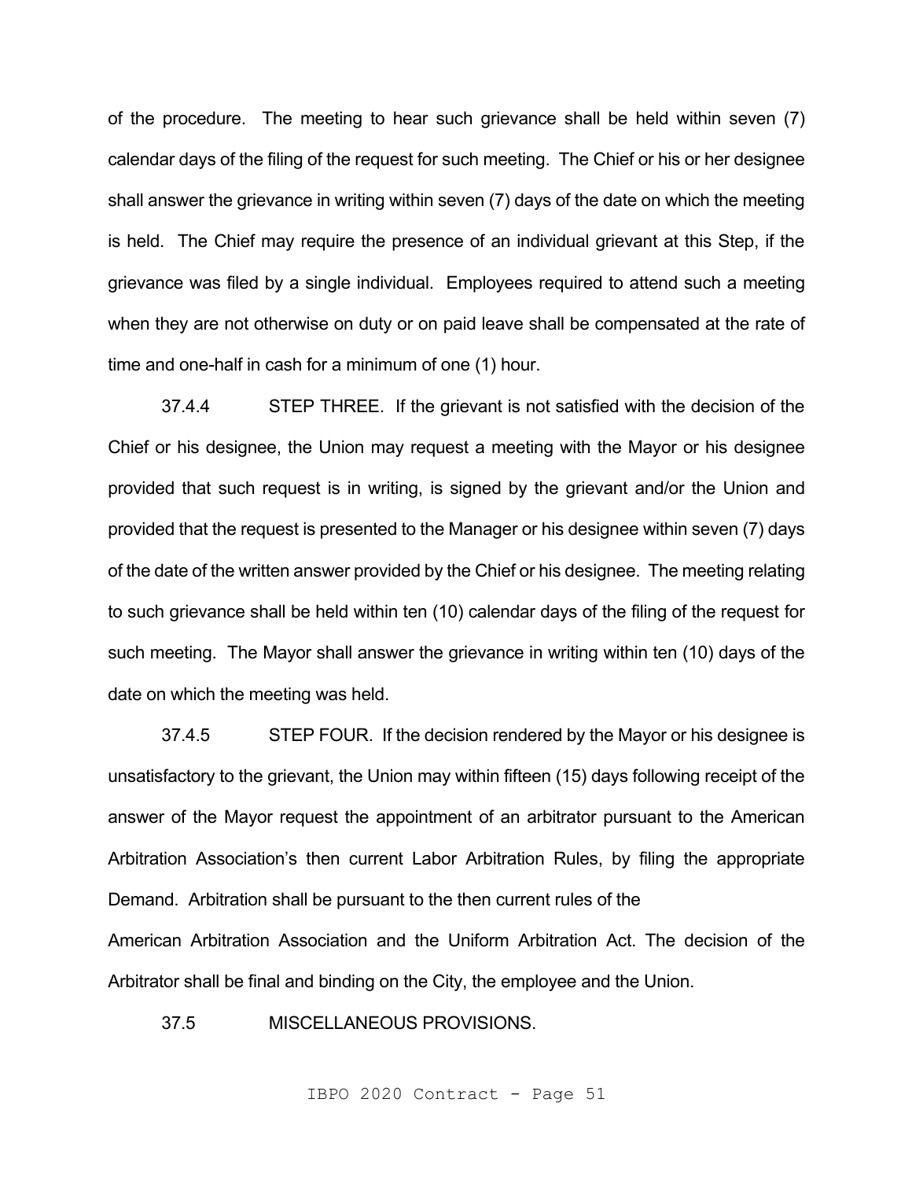of the procedure. The meeting to hear such grievance shall be held within seven (7) calendar days of the filing of the request for such meeting. The Chief or his or her designee shall answer the grievance in writing within seven (7) days of the date on which the meeting is held. The Chief may require the presence of an individual grievant at this Step, if the grievance was filed by a single individual. Employees required to attend such a meeting when they are not otherwise on duty or on paid leave shall be compensated at the rate of time and one-half in cash for a minimum of one (1) hour.

37.4.4 STEP THREE. If the grievant is not satisfied with the decision of the Chief or his designee, the Union may request a meeting with the Mayor or his designee provided that such request is in writing, is signed by the grievant and/or the Union and provided that the request is presented to the Manager or his designee within seven (7) days of the date of the written answer provided by the Chief or his designee. The meeting relating to such grievance shall be held within ten (10) calendar days of the filing of the request for such meeting. The Mayor shall answer the grievance in writing within ten (10) days of the date on which the meeting was held.

37.4.5 STEP FOUR. If the decision rendered by the Mayor or his designee is unsatisfactory to the grievant, the Union may within fifteen (15) days following receipt of the answer of the Mayor request the appointment of an arbitrator pursuant to the American Arbitration Association's then current Labor Arbitration Rules, by filing the appropriate Demand. Arbitration shall be pursuant to the then current rules of the American Arbitration Association and the Uniform Arbitration Act. The decision of the Arbitrator shall be final and binding on the City, the employee and the Union.

37.5 MISCELLANEOUS PROVISIONS.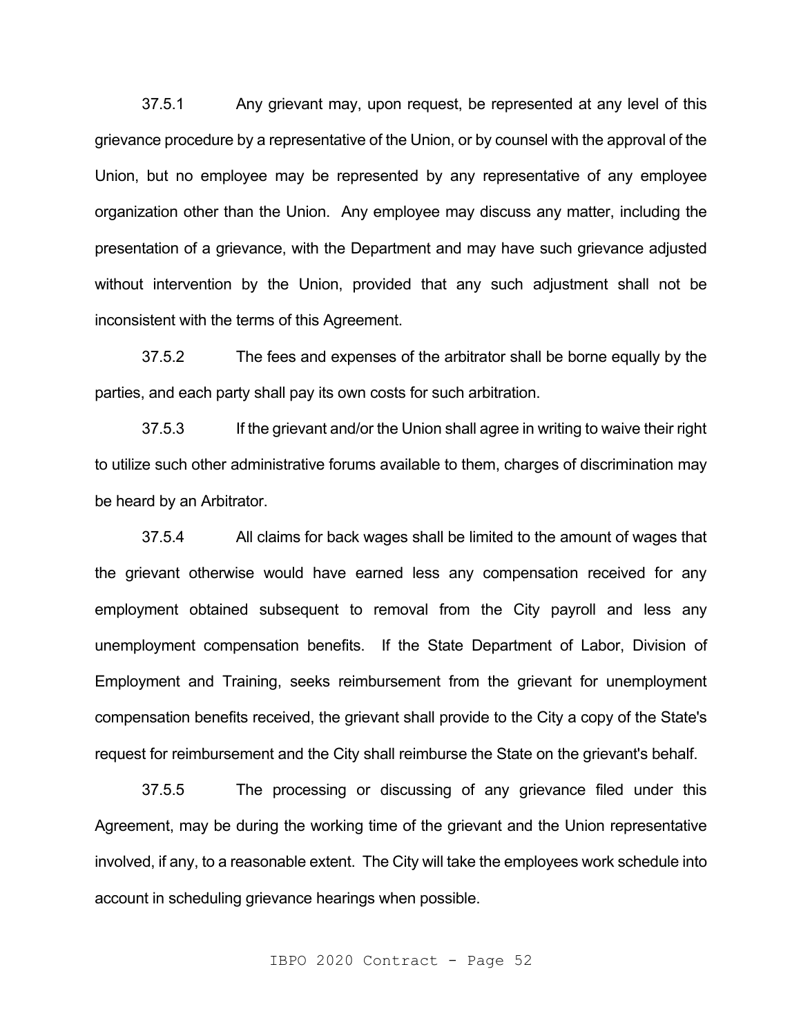37.5.1 Any grievant may, upon request, be represented at any level of this grievance procedure by a representative of the Union, or by counsel with the approval of the Union, but no employee may be represented by any representative of any employee organization other than the Union. Any employee may discuss any matter, including the presentation of a grievance, with the Department and may have such grievance adjusted without intervention by the Union, provided that any such adjustment shall not be inconsistent with the terms of this Agreement.

37.5.2 The fees and expenses of the arbitrator shall be borne equally by the parties, and each party shall pay its own costs for such arbitration.

37.5.3 If the grievant and/or the Union shall agree in writing to waive their right to utilize such other administrative forums available to them, charges of discrimination may be heard by an Arbitrator.

37.5.4 All claims for back wages shall be limited to the amount of wages that the grievant otherwise would have earned less any compensation received for any employment obtained subsequent to removal from the City payroll and less any unemployment compensation benefits. If the State Department of Labor, Division of Employment and Training, seeks reimbursement from the grievant for unemployment compensation benefits received, the grievant shall provide to the City a copy of the State's request for reimbursement and the City shall reimburse the State on the grievant's behalf.

37.5.5 The processing or discussing of any grievance filed under this Agreement, may be during the working time of the grievant and the Union representative involved, if any, to a reasonable extent. The City will take the employees work schedule into account in scheduling grievance hearings when possible.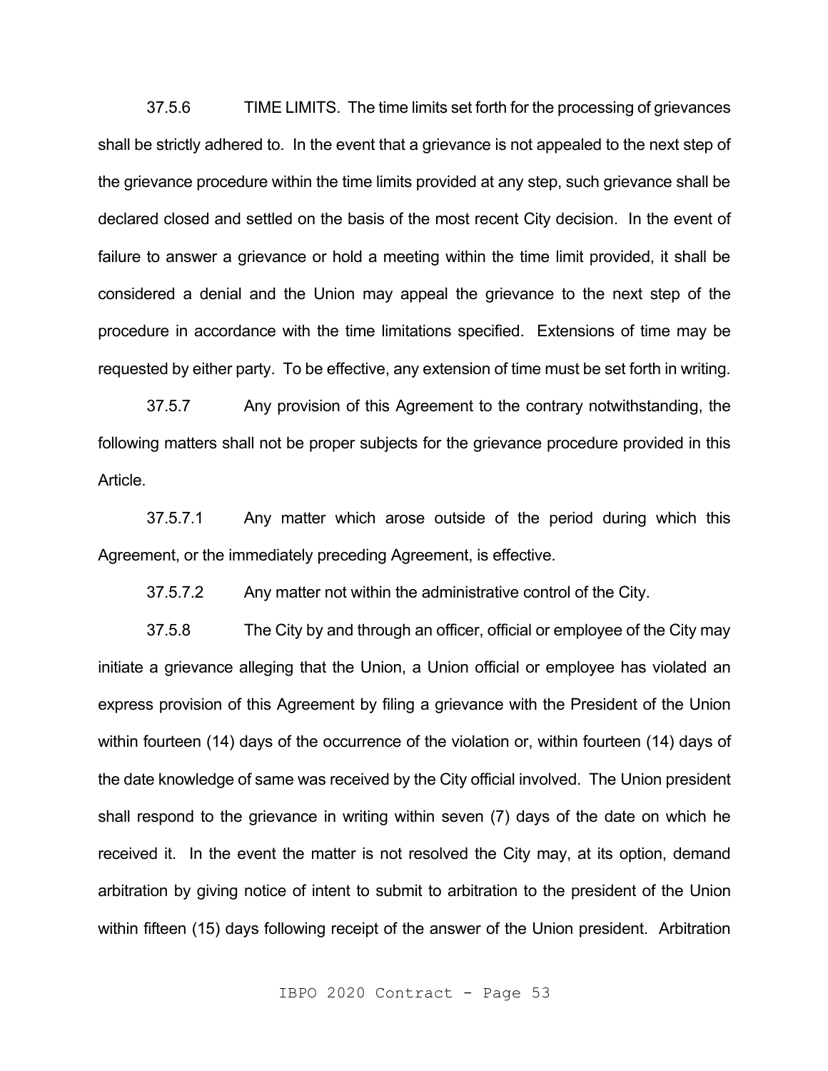37.5.6 TIME LIMITS. The time limits set forth for the processing of grievances shall be strictly adhered to. In the event that a grievance is not appealed to the next step of the grievance procedure within the time limits provided at any step, such grievance shall be declared closed and settled on the basis of the most recent City decision. In the event of failure to answer a grievance or hold a meeting within the time limit provided, it shall be considered a denial and the Union may appeal the grievance to the next step of the procedure in accordance with the time limitations specified. Extensions of time may be requested by either party. To be effective, any extension of time must be set forth in writing.

37.5.7 Any provision of this Agreement to the contrary notwithstanding, the following matters shall not be proper subjects for the grievance procedure provided in this Article.

37.5.7.1 Any matter which arose outside of the period during which this Agreement, or the immediately preceding Agreement, is effective.

37.5.7.2 Any matter not within the administrative control of the City.

37.5.8 The City by and through an officer, official or employee of the City may initiate a grievance alleging that the Union, a Union official or employee has violated an express provision of this Agreement by filing a grievance with the President of the Union within fourteen (14) days of the occurrence of the violation or, within fourteen (14) days of the date knowledge of same was received by the City official involved. The Union president shall respond to the grievance in writing within seven (7) days of the date on which he received it. In the event the matter is not resolved the City may, at its option, demand arbitration by giving notice of intent to submit to arbitration to the president of the Union within fifteen (15) days following receipt of the answer of the Union president. Arbitration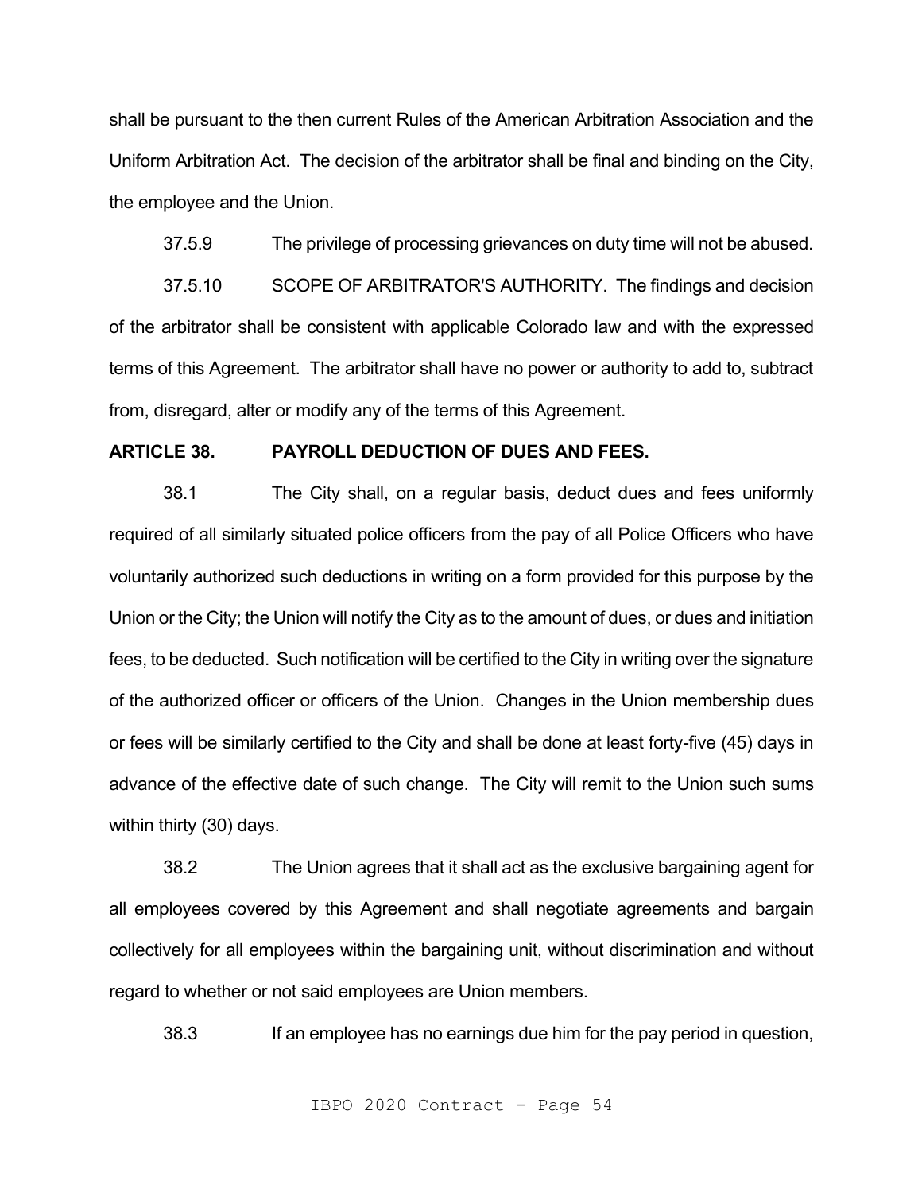shall be pursuant to the then current Rules of the American Arbitration Association and the Uniform Arbitration Act. The decision of the arbitrator shall be final and binding on the City, the employee and the Union.

37.5.9 The privilege of processing grievances on duty time will not be abused.

37.5.10 SCOPE OF ARBITRATOR'S AUTHORITY. The findings and decision of the arbitrator shall be consistent with applicable Colorado law and with the expressed terms of this Agreement. The arbitrator shall have no power or authority to add to, subtract from, disregard, alter or modify any of the terms of this Agreement.

**ARTICLE 38. PAYROLL DEDUCTION OF DUES AND FEES.**

38.1 The City shall, on a regular basis, deduct dues and fees uniformly required of all similarly situated police officers from the pay of all Police Officers who have voluntarily authorized such deductions in writing on a form provided for this purpose by the Union or the City; the Union will notify the City as to the amount of dues, or dues and initiation fees, to be deducted. Such notification will be certified to the City in writing over the signature of the authorized officer or officers of the Union. Changes in the Union membership dues or fees will be similarly certified to the City and shall be done at least forty-five (45) days in advance of the effective date of such change. The City will remit to the Union such sums within thirty (30) days.

38.2 The Union agrees that it shall act as the exclusive bargaining agent for all employees covered by this Agreement and shall negotiate agreements and bargain collectively for all employees within the bargaining unit, without discrimination and without regard to whether or not said employees are Union members.

38.3 If an employee has no earnings due him for the pay period in question,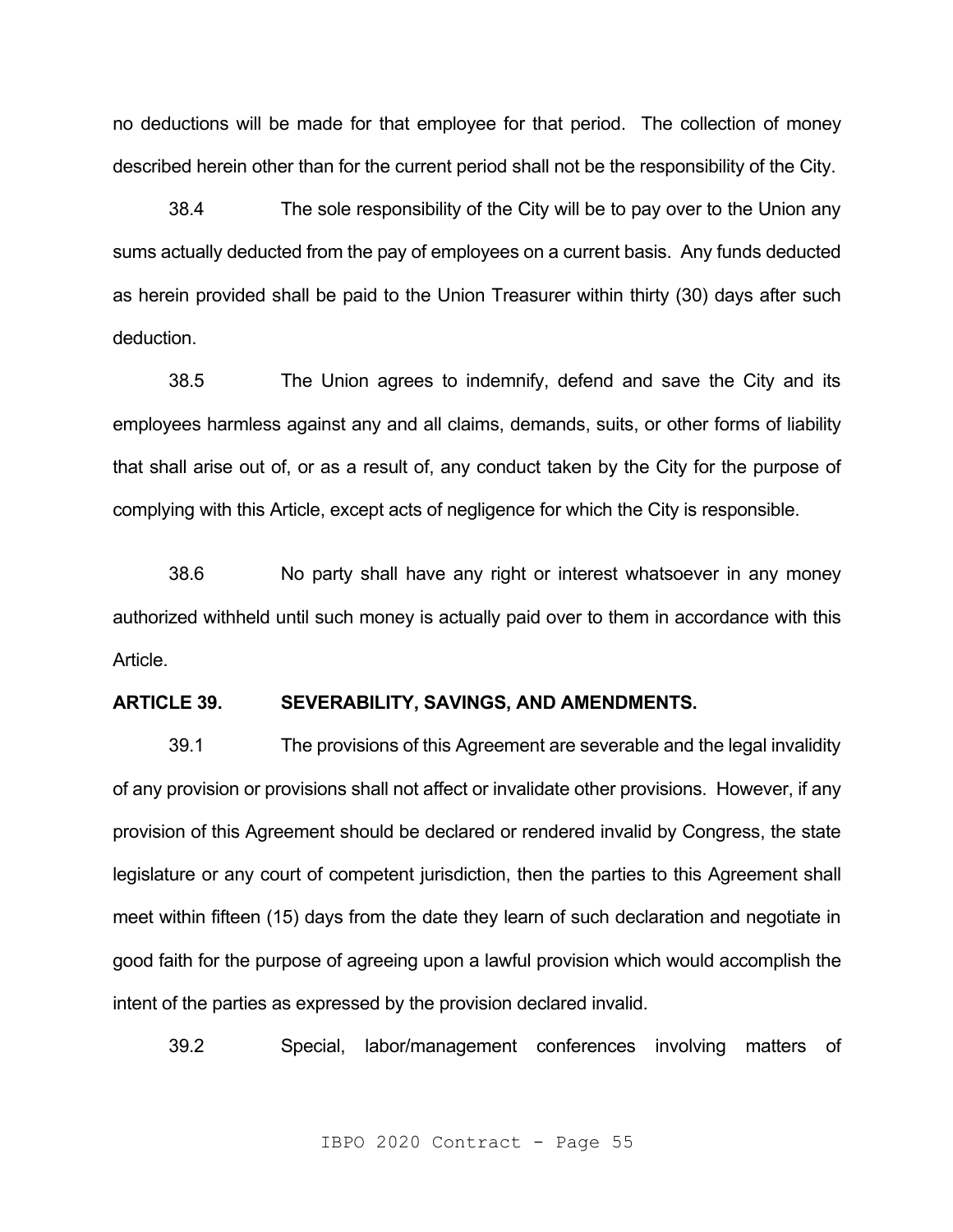no deductions will be made for that employee for that period. The collection of money described herein other than for the current period shall not be the responsibility of the City.

38.4 The sole responsibility of the City will be to pay over to the Union any sums actually deducted from the pay of employees on a current basis. Any funds deducted as herein provided shall be paid to the Union Treasurer within thirty (30) days after such deduction.

38.5 The Union agrees to indemnify, defend and save the City and its employees harmless against any and all claims, demands, suits, or other forms of liability that shall arise out of, or as a result of, any conduct taken by the City for the purpose of complying with this Article, except acts of negligence for which the City is responsible.

38.6 No party shall have any right or interest whatsoever in any money authorized withheld until such money is actually paid over to them in accordance with this Article.

**ARTICLE 39. SEVERABILITY, SAVINGS, AND AMENDMENTS.**

39.1 The provisions of this Agreement are severable and the legal invalidity of any provision or provisions shall not affect or invalidate other provisions. However, if any provision of this Agreement should be declared or rendered invalid by Congress, the state legislature or any court of competent jurisdiction, then the parties to this Agreement shall meet within fifteen (15) days from the date they learn of such declaration and negotiate in good faith for the purpose of agreeing upon a lawful provision which would accomplish the intent of the parties as expressed by the provision declared invalid.

39.2 Special, labor/management conferences involving matters of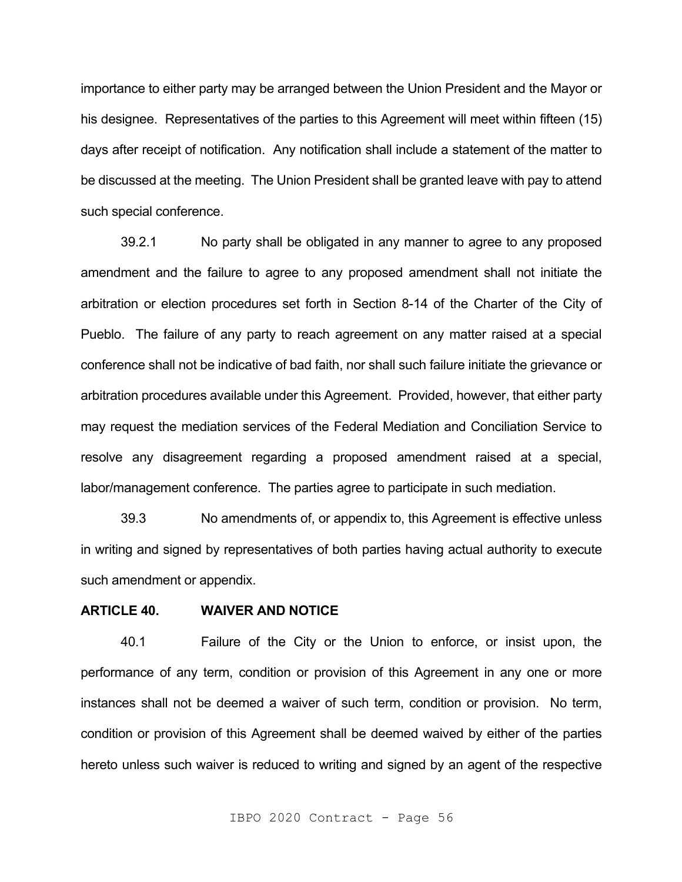importance to either party may be arranged between the Union President and the Mayor or his designee. Representatives of the parties to this Agreement will meet within fifteen (15) days after receipt of notification. Any notification shall include a statement of the matter to be discussed at the meeting. The Union President shall be granted leave with pay to attend such special conference.

39.2.1 No party shall be obligated in any manner to agree to any proposed amendment and the failure to agree to any proposed amendment shall not initiate the arbitration or election procedures set forth in Section 8-14 of the Charter of the City of Pueblo. The failure of any party to reach agreement on any matter raised at a special conference shall not be indicative of bad faith, nor shall such failure initiate the grievance or arbitration procedures available under this Agreement. Provided, however, that either party may request the mediation services of the Federal Mediation and Conciliation Service to resolve any disagreement regarding a proposed amendment raised at a special, labor/management conference. The parties agree to participate in such mediation.

39.3 No amendments of, or appendix to, this Agreement is effective unless in writing and signed by representatives of both parties having actual authority to execute such amendment or appendix.

**ARTICLE 40. WAIVER AND NOTICE**

40.1 Failure of the City or the Union to enforce, or insist upon, the performance of any term, condition or provision of this Agreement in any one or more instances shall not be deemed a waiver of such term, condition or provision. No term, condition or provision of this Agreement shall be deemed waived by either of the parties hereto unless such waiver is reduced to writing and signed by an agent of the respective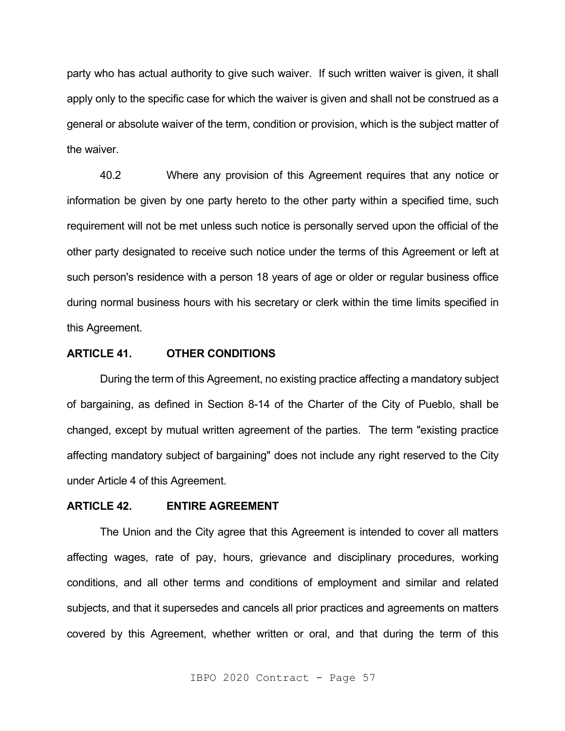party who has actual authority to give such waiver. If such written waiver is given, it shall apply only to the specific case for which the waiver is given and shall not be construed as a general or absolute waiver of the term, condition or provision, which is the subject matter of the waiver.

40.2 Where any provision of this Agreement requires that any notice or information be given by one party hereto to the other party within a specified time, such requirement will not be met unless such notice is personally served upon the official of the other party designated to receive such notice under the terms of this Agreement or left at such person's residence with a person 18 years of age or older or regular business office during normal business hours with his secretary or clerk within the time limits specified in this Agreement.

## ARTICLE 41. OTHER CONDITIONS

During the term of this Agreement, no existing practice affecting a mandatory subject of bargaining, as defined in Section 8-14 of the Charter of the City of Pueblo, shall be changed, except by mutual written agreement of the parties. The term "existing practice affecting mandatory subject of bargaining" does not include any right reserved to the City under Article 4 of this Agreement.

## ARTICLE 42. ENTIRE AGREEMENT

The Union and the City agree that this Agreement is intended to cover all matters affecting wages, rate of pay, hours, grievance and disciplinary procedures, working conditions, and all other terms and conditions of employment and similar and related subjects, and that it supersedes and cancels all prior practices and agreements on matters covered by this Agreement, whether written or oral, and that during the term of this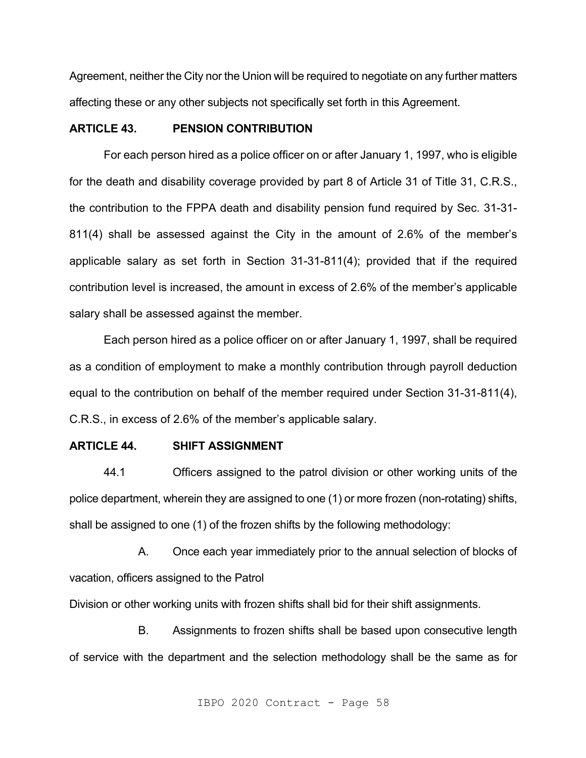Agreement, neither the City nor the Union will be required to negotiate on any further matters affecting these or any other subjects not specifically set forth in this Agreement.

## ARTICLE 43. PENSION CONTRIBUTION

For each person hired as a police officer on or after January 1, 1997, who is eligible for the death and disability coverage provided by part 8 of Article 31 of Title 31, C.R.S., the contribution to the FPPA death and disability pension fund required by Sec. 31-31-811(4) shall be assessed against the City in the amount of 2.6% of the member's applicable salary as set forth in Section 31-31-811(4); provided that if the required contribution level is increased, the amount in excess of 2.6% of the member's applicable salary shall be assessed against the member.

Each person hired as a police officer on or after January 1, 1997, shall be required as a condition of employment to make a monthly contribution through payroll deduction equal to the contribution on behalf of the member required under Section 31-31-811(4), C.R.S., in excess of 2.6% of the member's applicable salary.

## ARTICLE 44. SHIFT ASSIGNMENT

44.1 Officers assigned to the patrol division or other working units of the police department, wherein they are assigned to one (1) or more frozen (non-rotating) shifts, shall be assigned to one (1) of the frozen shifts by the following methodology:

A. Once each year immediately prior to the annual selection of blocks of vacation, officers assigned to the Patrol Division or other working units with frozen shifts shall bid for their shift assignments.

B. Assignments to frozen shifts shall be based upon consecutive length of service with the department and the selection methodology shall be the same as for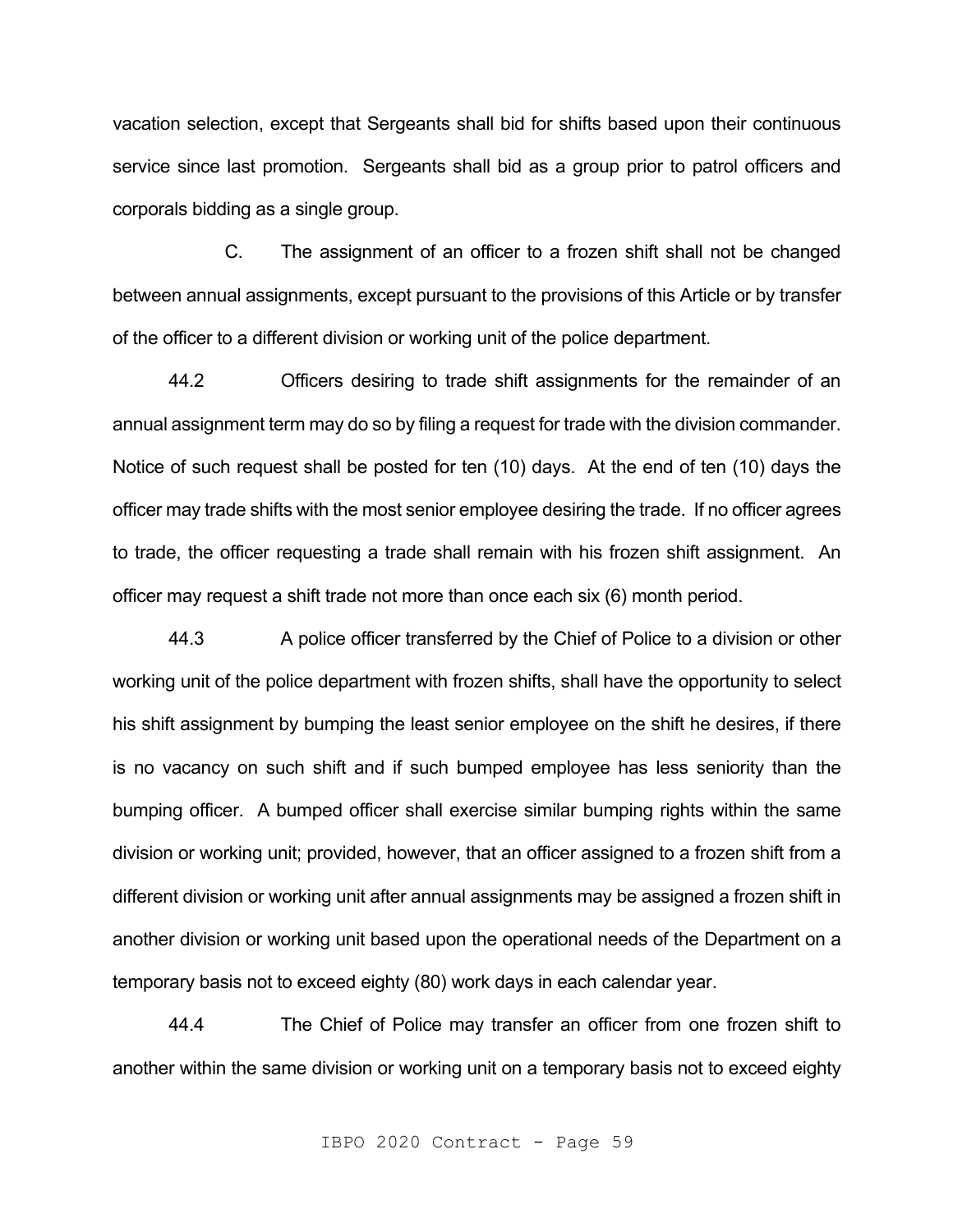vacation selection, except that Sergeants shall bid for shifts based upon their continuous service since last promotion. Sergeants shall bid as a group prior to patrol officers and corporals bidding as a single group.

C. The assignment of an officer to a frozen shift shall not be changed between annual assignments, except pursuant to the provisions of this Article or by transfer of the officer to a different division or working unit of the police department.

44.2 Officers desiring to trade shift assignments for the remainder of an annual assignment term may do so by filing a request for trade with the division commander. Notice of such request shall be posted for ten (10) days. At the end of ten (10) days the officer may trade shifts with the most senior employee desiring the trade. If no officer agrees to trade, the officer requesting a trade shall remain with his frozen shift assignment. An officer may request a shift trade not more than once each six (6) month period.

44.3 A police officer transferred by the Chief of Police to a division or other working unit of the police department with frozen shifts, shall have the opportunity to select his shift assignment by bumping the least senior employee on the shift he desires, if there is no vacancy on such shift and if such bumped employee has less seniority than the bumping officer. A bumped officer shall exercise similar bumping rights within the same division or working unit; provided, however, that an officer assigned to a frozen shift from a different division or working unit after annual assignments may be assigned a frozen shift in another division or working unit based upon the operational needs of the Department on a temporary basis not to exceed eighty (80) work days in each calendar year.

44.4 The Chief of Police may transfer an officer from one frozen shift to another within the same division or working unit on a temporary basis not to exceed eighty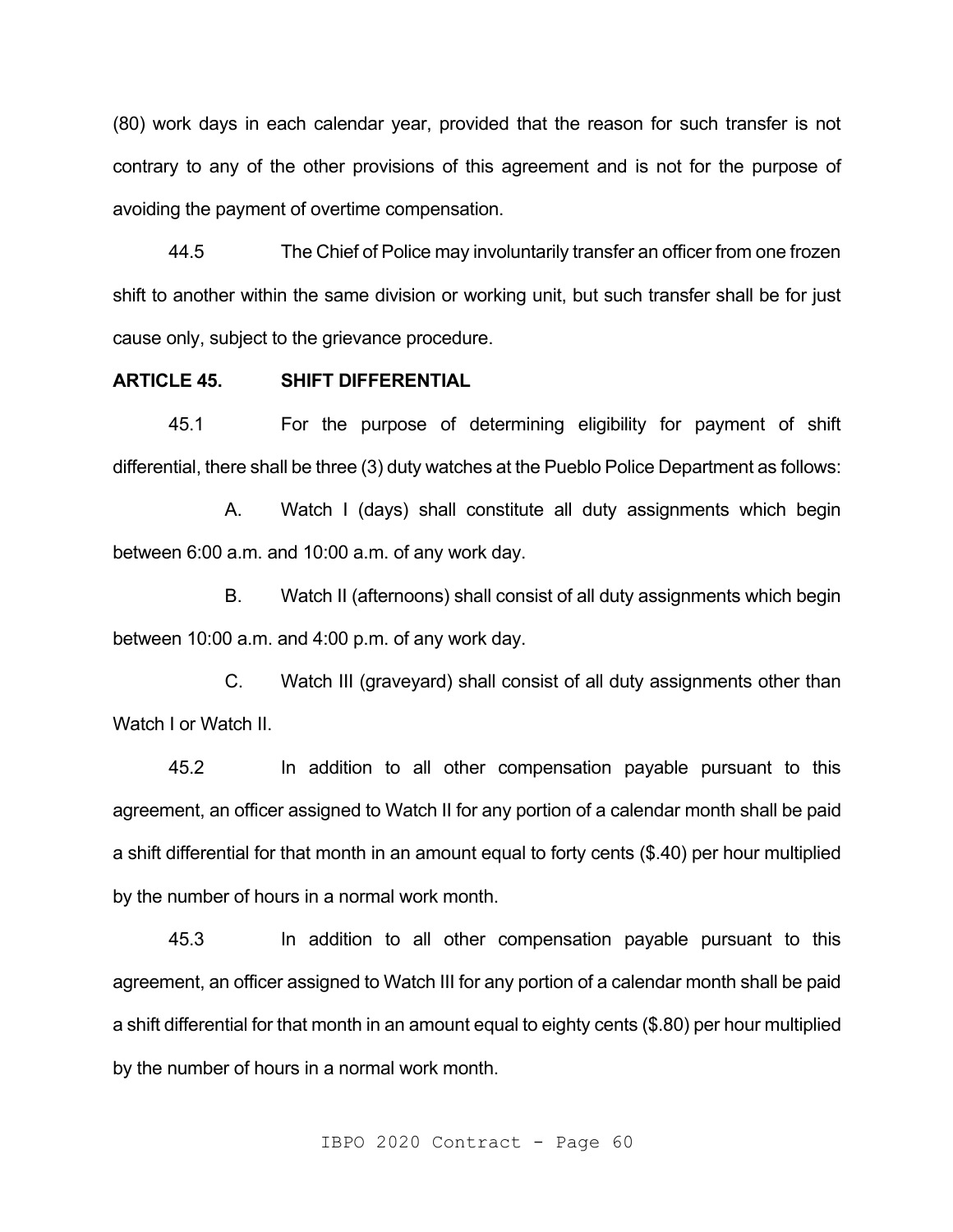(80) work days in each calendar year, provided that the reason for such transfer is not contrary to any of the other provisions of this agreement and is not for the purpose of avoiding the payment of overtime compensation.

44.5 The Chief of Police may involuntarily transfer an officer from one frozen shift to another within the same division or working unit, but such transfer shall be for just cause only, subject to the grievance procedure.

**ARTICLE 45. SHIFT DIFFERENTIAL**

45.1 For the purpose of determining eligibility for payment of shift differential, there shall be three (3) duty watches at the Pueblo Police Department as follows:

A. Watch I (days) shall constitute all duty assignments which begin between 6:00 a.m. and 10:00 a.m. of any work day.

B. Watch II (afternoons) shall consist of all duty assignments which begin between 10:00 a.m. and 4:00 p.m. of any work day.

C. Watch III (graveyard) shall consist of all duty assignments other than Watch I or Watch II.

45.2 In addition to all other compensation payable pursuant to this agreement, an officer assigned to Watch II for any portion of a calendar month shall be paid a shift differential for that month in an amount equal to forty cents ($.40) per hour multiplied by the number of hours in a normal work month.

45.3 In addition to all other compensation payable pursuant to this agreement, an officer assigned to Watch III for any portion of a calendar month shall be paid a shift differential for that month in an amount equal to eighty cents ($.80) per hour multiplied by the number of hours in a normal work month.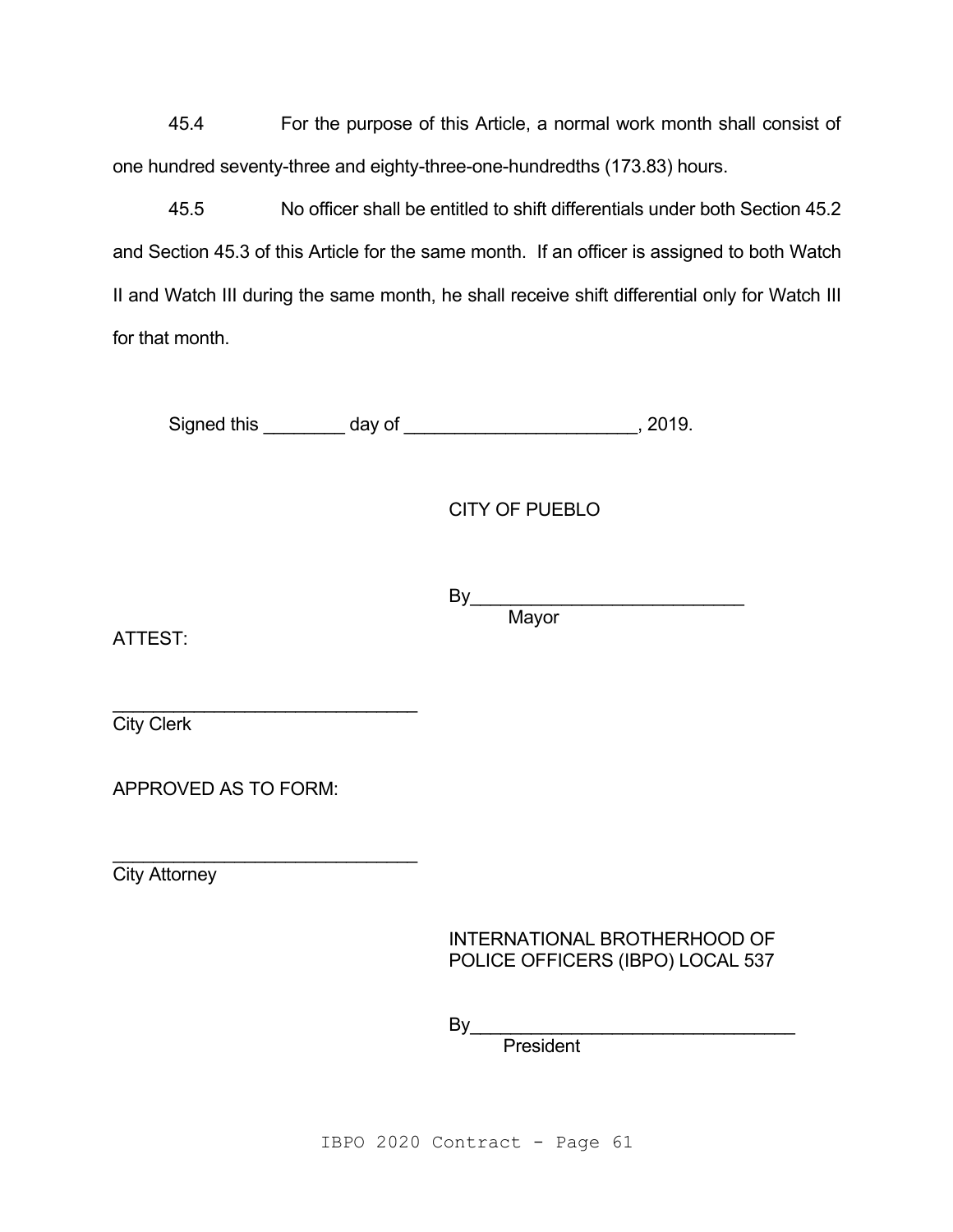45.4 For the purpose of this Article, a normal work month shall consist of one hundred seventy-three and eighty-three-one-hundredths (173.83) hours.

45.5 No officer shall be entitled to shift differentials under both Section 45.2 and Section 45.3 of this Article for the same month. If an officer is assigned to both Watch II and Watch III during the same month, he shall receive shift differential only for Watch III for that month.

Signed this ________ day of _______________________, 2019.

CITY OF PUEBLO

By___________________________
Mayor

ATTEST:

______________________________
City Clerk

APPROVED AS TO FORM:

______________________________
City Attorney

INTERNATIONAL BROTHERHOOD OF POLICE OFFICERS (IBPO) LOCAL 537

By________________________________
President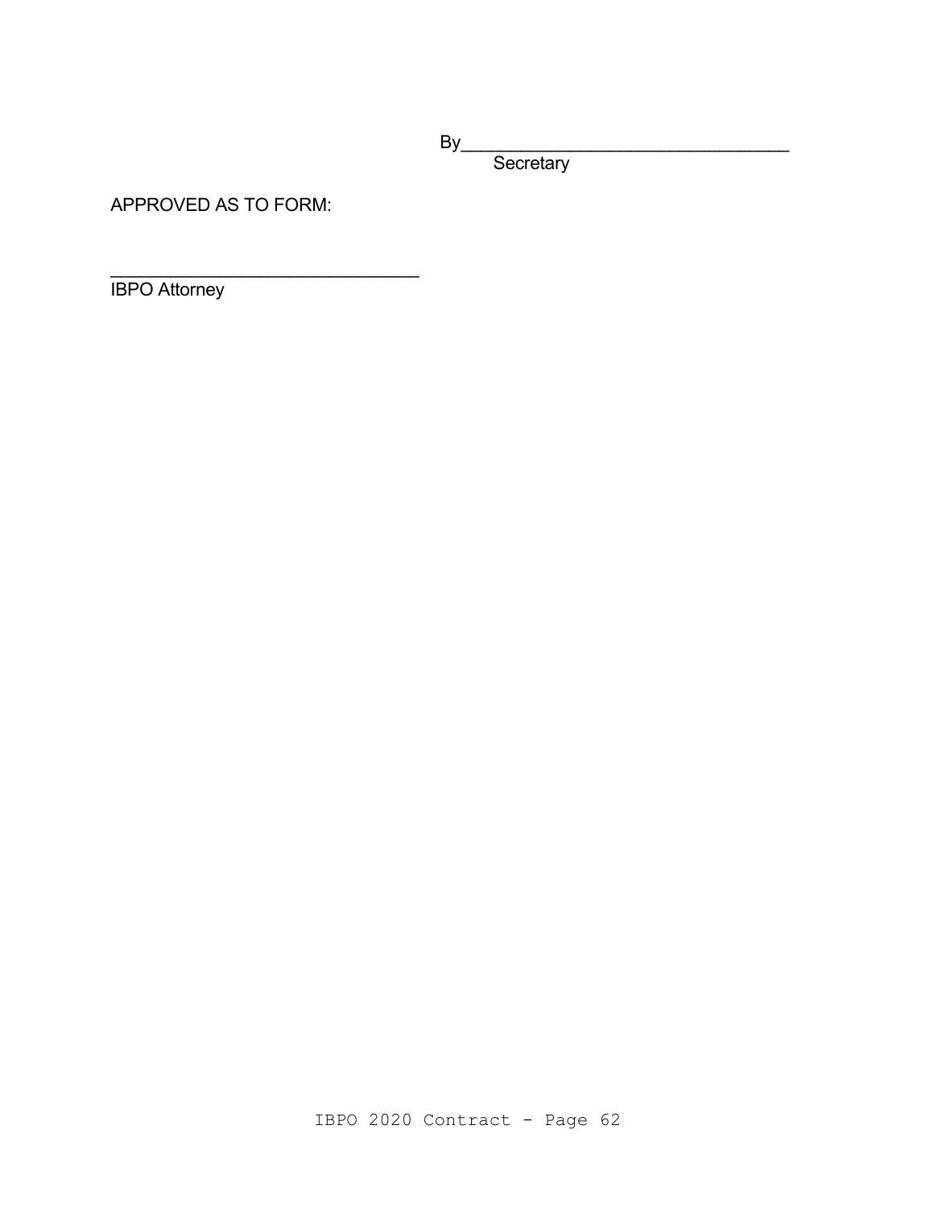By_________________________________
Secretary

APPROVED AS TO FORM:

_________________________________
IBPO Attorney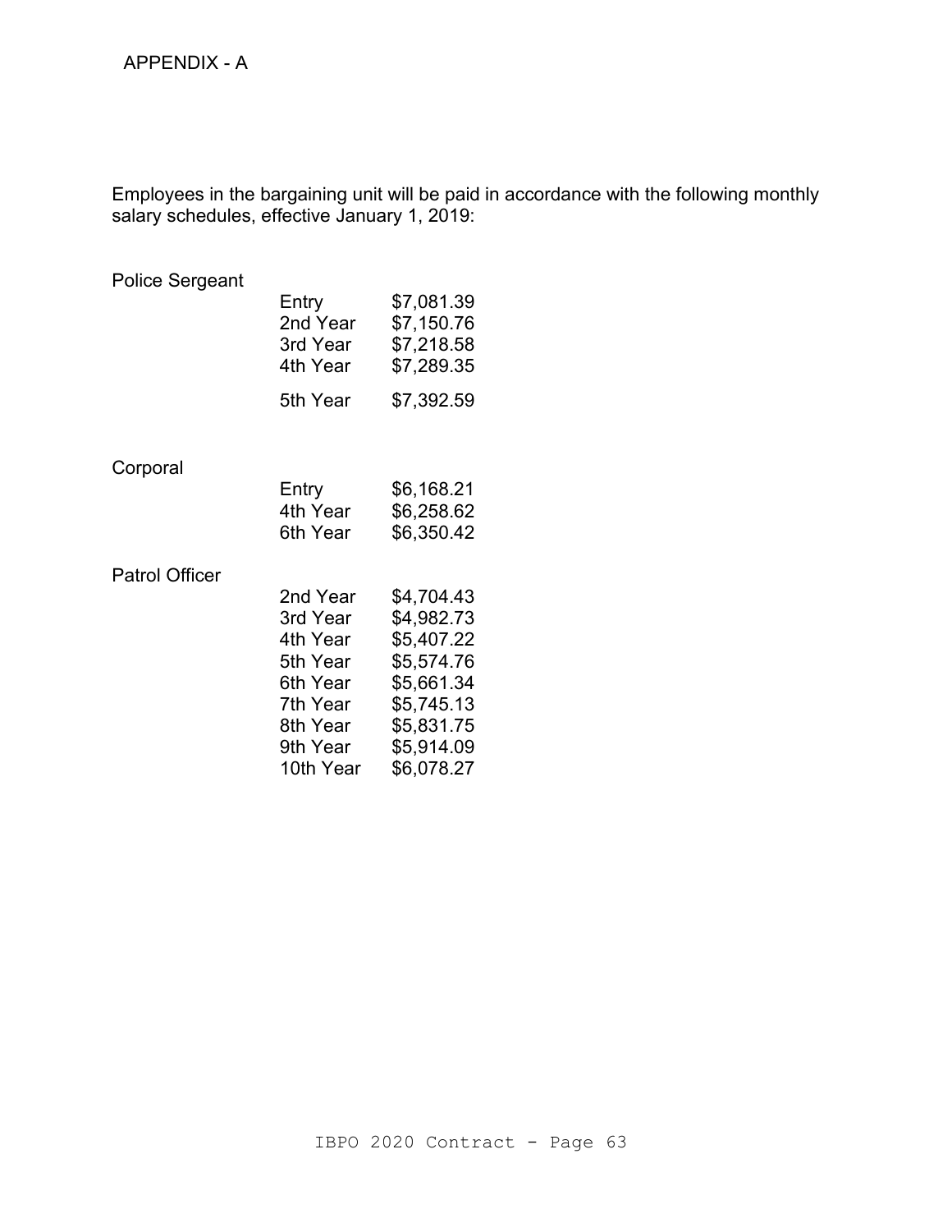# APPENDIX - A

Employees in the bargaining unit will be paid in accordance with the following monthly salary schedules, effective January 1, 2019:

| | | |
|---|---|---|
| Police Sergeant | | |
| | Entry | $7,081.39 |
| | 2nd Year | $7,150.76 |
| | 3rd Year | $7,218.58 |
| | 4th Year | $7,289.35 |
| | 5th Year | $7,392.59 |
| Corporal | | |
| | Entry | $6,168.21 |
| | 4th Year | $6,258.62 |
| | 6th Year | $6,350.42 |
| Patrol Officer | | |
| | 2nd Year | $4,704.43 |
| | 3rd Year | $4,982.73 |
| | 4th Year | $5,407.22 |
| | 5th Year | $5,574.76 |
| | 6th Year | $5,661.34 |
| | 7th Year | $5,745.13 |
| | 8th Year | $5,831.75 |
| | 9th Year | $5,914.09 |
| | 10th Year | $6,078.27 |